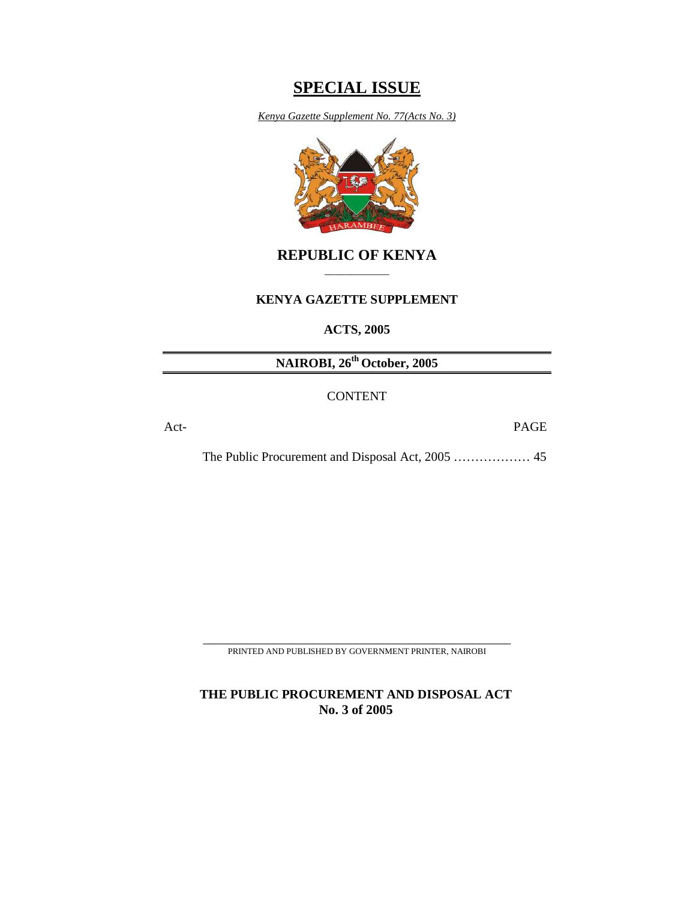# SPECIAL ISSUE

*Kenya Gazette Supplement No. 77(Acts No. 3)*

## REPUBLIC OF KENYA

**KENYA GAZETTE SUPPLEMENT**

**ACTS, 2005**

**NAIROBI, 26th October, 2005**

CONTENT

Act- PAGE

The Public Procurement and Disposal Act, 2005 ……………… 45

PRINTED AND PUBLISHED BY GOVERNMENT PRINTER, NAIROBI

**THE PUBLIC PROCUREMENT AND DISPOSAL ACT**
**No. 3 of 2005**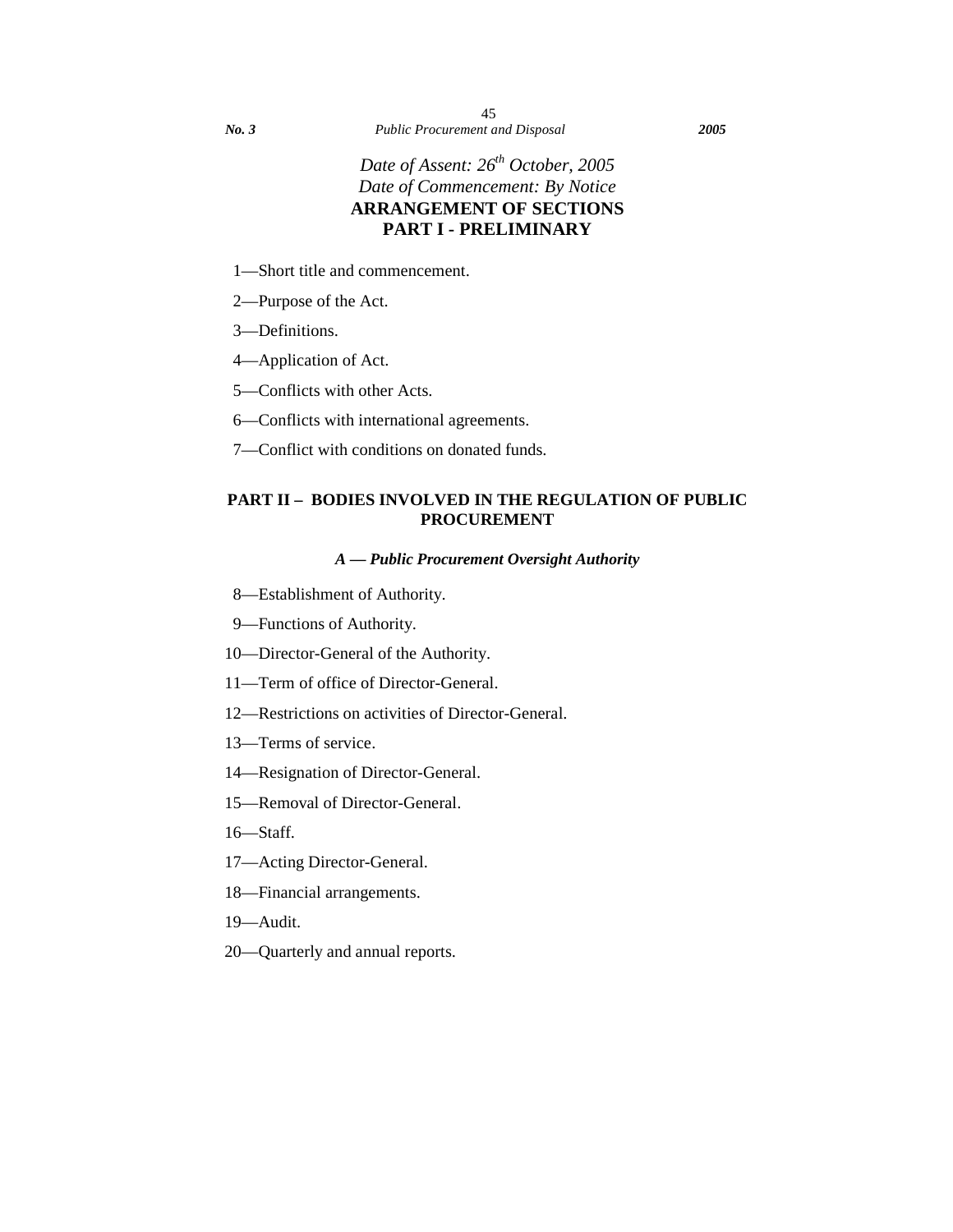*Date of Assent: 26th October, 2005*
*Date of Commencement: By Notice*

# ARRANGEMENT OF SECTIONS

## PART I - PRELIMINARY

1—Short title and commencement.

2—Purpose of the Act.

3—Definitions.

4—Application of Act.

5—Conflicts with other Acts.

6—Conflicts with international agreements.

7—Conflict with conditions on donated funds.

## PART II – BODIES INVOLVED IN THE REGULATION OF PUBLIC PROCUREMENT

### *A — Public Procurement Oversight Authority*

8—Establishment of Authority.

9—Functions of Authority.

10—Director-General of the Authority.

11—Term of office of Director-General.

12—Restrictions on activities of Director-General.

13—Terms of service.

14—Resignation of Director-General.

15—Removal of Director-General.

16—Staff.

17—Acting Director-General.

18—Financial arrangements.

19—Audit.

20—Quarterly and annual reports.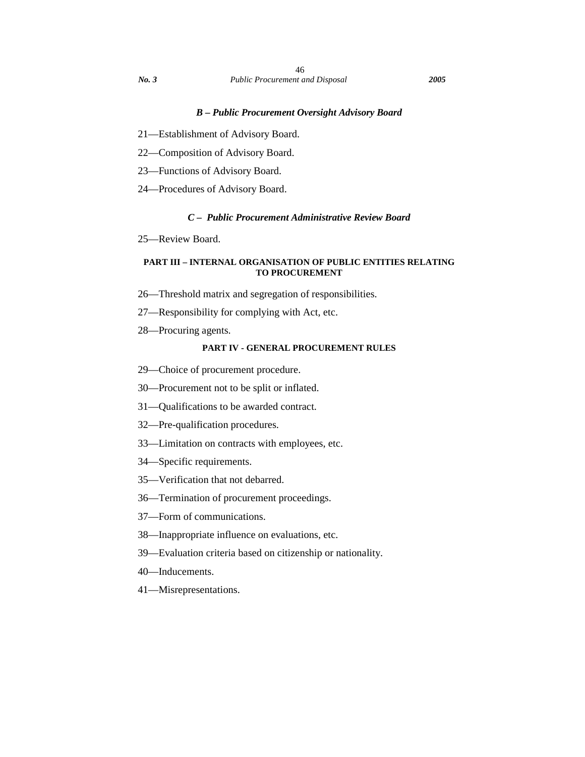### *B – Public Procurement Oversight Advisory Board*

21—Establishment of Advisory Board.

22—Composition of Advisory Board.

23—Functions of Advisory Board.

24—Procedures of Advisory Board.

### *C – Public Procurement Administrative Review Board*

25—Review Board.

## PART III – INTERNAL ORGANISATION OF PUBLIC ENTITIES RELATING TO PROCUREMENT

26—Threshold matrix and segregation of responsibilities.

27—Responsibility for complying with Act, etc.

28—Procuring agents.

## PART IV - GENERAL PROCUREMENT RULES

29—Choice of procurement procedure.

30—Procurement not to be split or inflated.

31—Qualifications to be awarded contract.

32—Pre-qualification procedures.

33—Limitation on contracts with employees, etc.

34—Specific requirements.

35—Verification that not debarred.

36—Termination of procurement proceedings.

37—Form of communications.

38—Inappropriate influence on evaluations, etc.

39—Evaluation criteria based on citizenship or nationality.

40—Inducements.

41—Misrepresentations.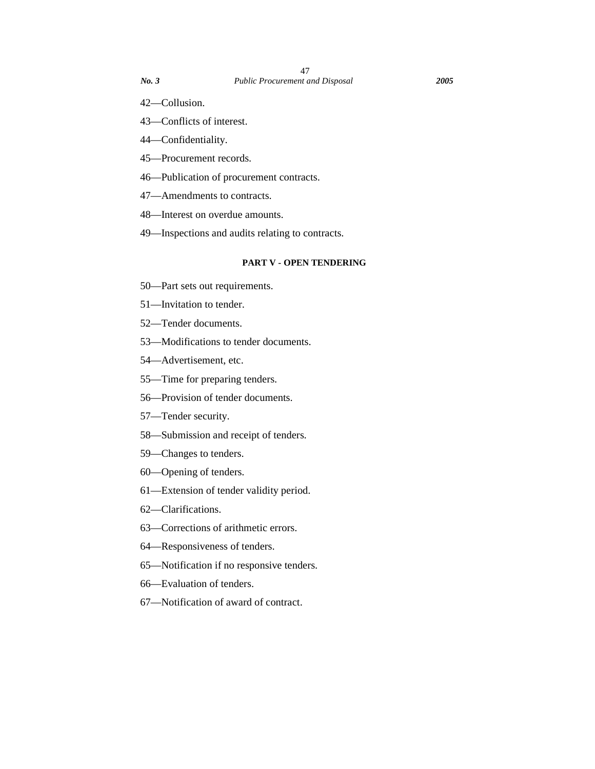42—Collusion.

43—Conflicts of interest.

44—Confidentiality.

45—Procurement records.

46—Publication of procurement contracts.

47—Amendments to contracts.

48—Interest on overdue amounts.

49—Inspections and audits relating to contracts.

## PART V - OPEN TENDERING

50—Part sets out requirements.

51—Invitation to tender.

52—Tender documents.

53—Modifications to tender documents.

54—Advertisement, etc.

55—Time for preparing tenders.

56—Provision of tender documents.

57—Tender security.

58—Submission and receipt of tenders.

59—Changes to tenders.

60—Opening of tenders.

61—Extension of tender validity period.

62—Clarifications.

63—Corrections of arithmetic errors.

64—Responsiveness of tenders.

65—Notification if no responsive tenders.

66—Evaluation of tenders.

67—Notification of award of contract.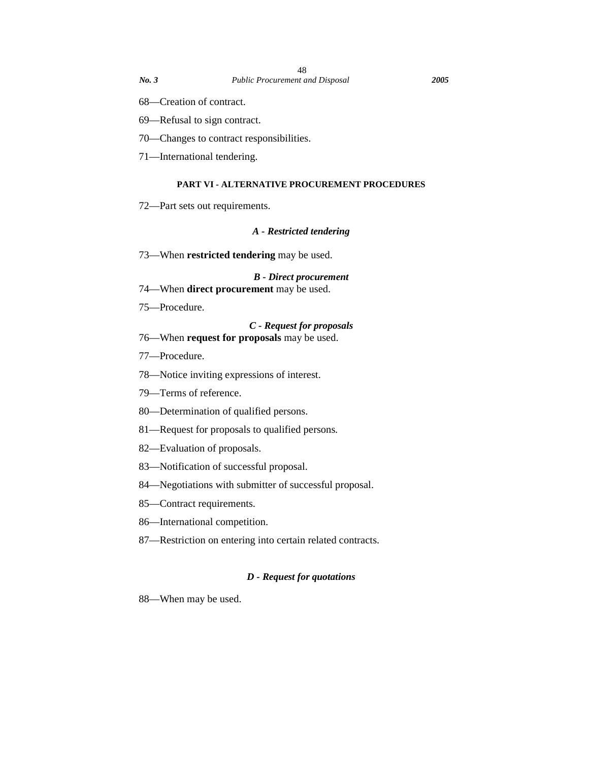68—Creation of contract.

69—Refusal to sign contract.

70—Changes to contract responsibilities.

71—International tendering.

## PART VI - ALTERNATIVE PROCUREMENT PROCEDURES

72—Part sets out requirements.

### *A - Restricted tendering*

73—When **restricted tendering** may be used.

### *B - Direct procurement*

74—When **direct procurement** may be used.

75—Procedure.

### *C - Request for proposals*

76—When **request for proposals** may be used.

77—Procedure.

78—Notice inviting expressions of interest.

79—Terms of reference.

80—Determination of qualified persons.

81—Request for proposals to qualified persons.

82—Evaluation of proposals.

83—Notification of successful proposal.

84—Negotiations with submitter of successful proposal.

85—Contract requirements.

86—International competition.

87—Restriction on entering into certain related contracts.

### *D - Request for quotations*

88—When may be used.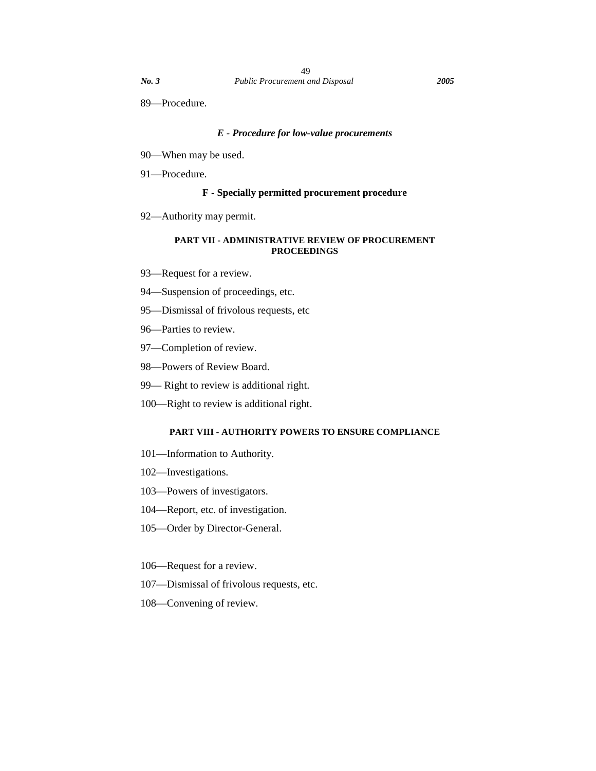89—Procedure.

### *E - Procedure for low-value procurements*

90—When may be used.

91—Procedure.

### **F - Specially permitted procurement procedure**

92—Authority may permit.

## PART VII - ADMINISTRATIVE REVIEW OF PROCUREMENT PROCEEDINGS

93—Request for a review.

94—Suspension of proceedings, etc.

95—Dismissal of frivolous requests, etc

96—Parties to review.

97—Completion of review.

98—Powers of Review Board.

99— Right to review is additional right.

100—Right to review is additional right.

## PART VIII - AUTHORITY POWERS TO ENSURE COMPLIANCE

101—Information to Authority.

102—Investigations.

103—Powers of investigators.

104—Report, etc. of investigation.

105—Order by Director-General.

106—Request for a review.

107—Dismissal of frivolous requests, etc.

108—Convening of review.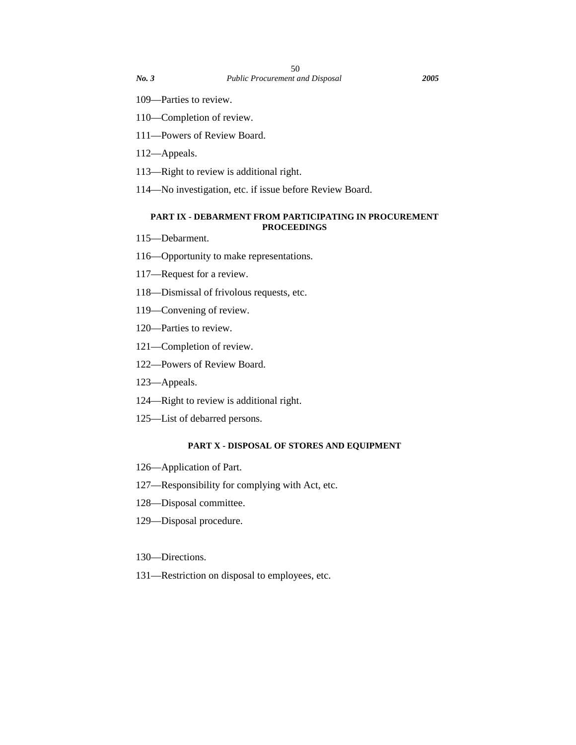109—Parties to review.

110—Completion of review.

111—Powers of Review Board.

112—Appeals.

113—Right to review is additional right.

114—No investigation, etc. if issue before Review Board.

## PART IX - DEBARMENT FROM PARTICIPATING IN PROCUREMENT PROCEEDINGS

115—Debarment.

116—Opportunity to make representations.

117—Request for a review.

118—Dismissal of frivolous requests, etc.

119—Convening of review.

120—Parties to review.

121—Completion of review.

122—Powers of Review Board.

123—Appeals.

124—Right to review is additional right.

125—List of debarred persons.

## PART X - DISPOSAL OF STORES AND EQUIPMENT

126—Application of Part.

127—Responsibility for complying with Act, etc.

128—Disposal committee.

129—Disposal procedure.

130—Directions.

131—Restriction on disposal to employees, etc.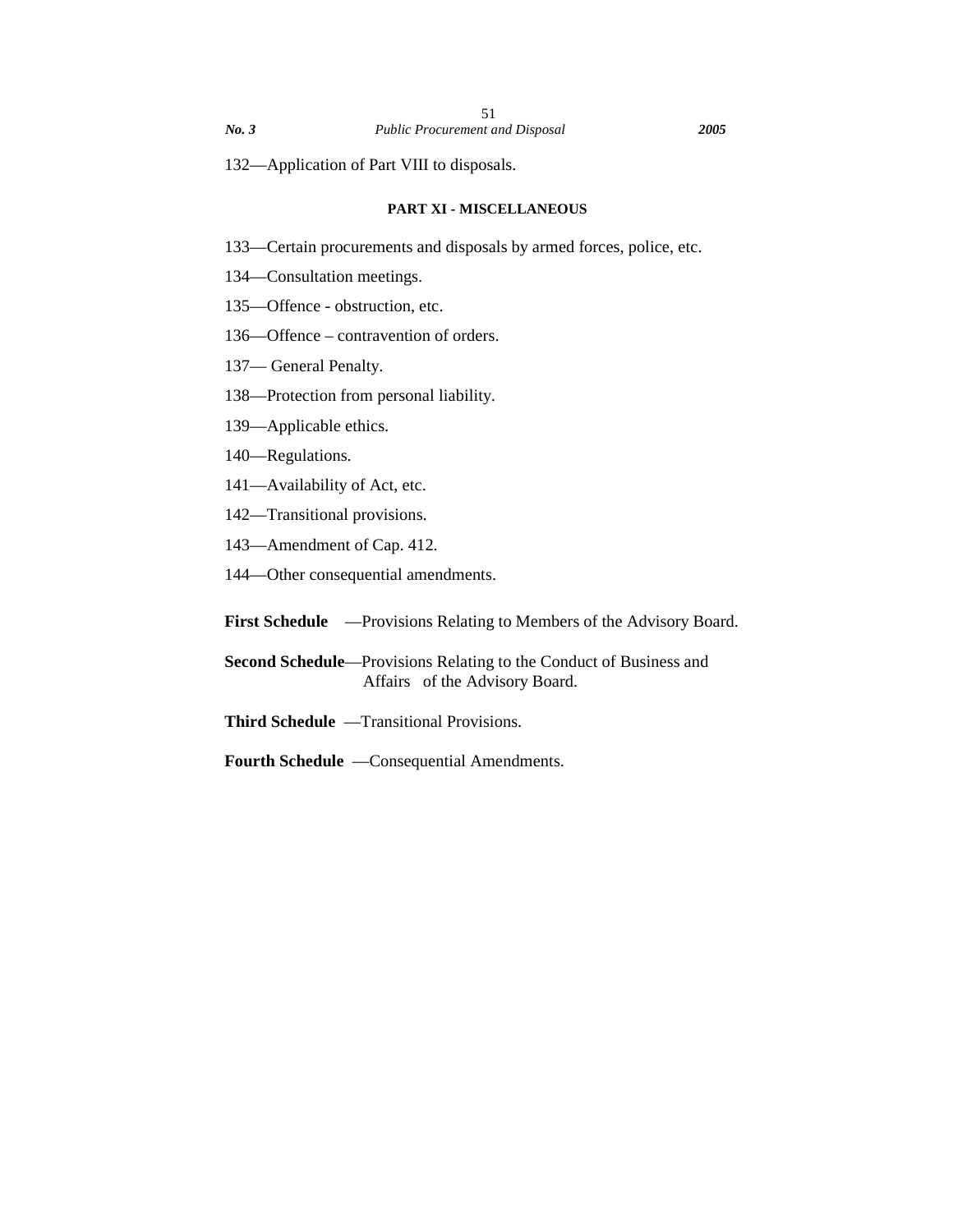132—Application of Part VIII to disposals.

#### PART XI - MISCELLANEOUS

133—Certain procurements and disposals by armed forces, police, etc.

134—Consultation meetings.

135—Offence - obstruction, etc.

136—Offence – contravention of orders.

137— General Penalty.

138—Protection from personal liability.

139—Applicable ethics.

140—Regulations.

141—Availability of Act, etc.

142—Transitional provisions.

143—Amendment of Cap. 412.

144—Other consequential amendments.

**First Schedule** —Provisions Relating to Members of the Advisory Board.

**Second Schedule**—Provisions Relating to the Conduct of Business and Affairs of the Advisory Board.

**Third Schedule** —Transitional Provisions.

**Fourth Schedule** —Consequential Amendments.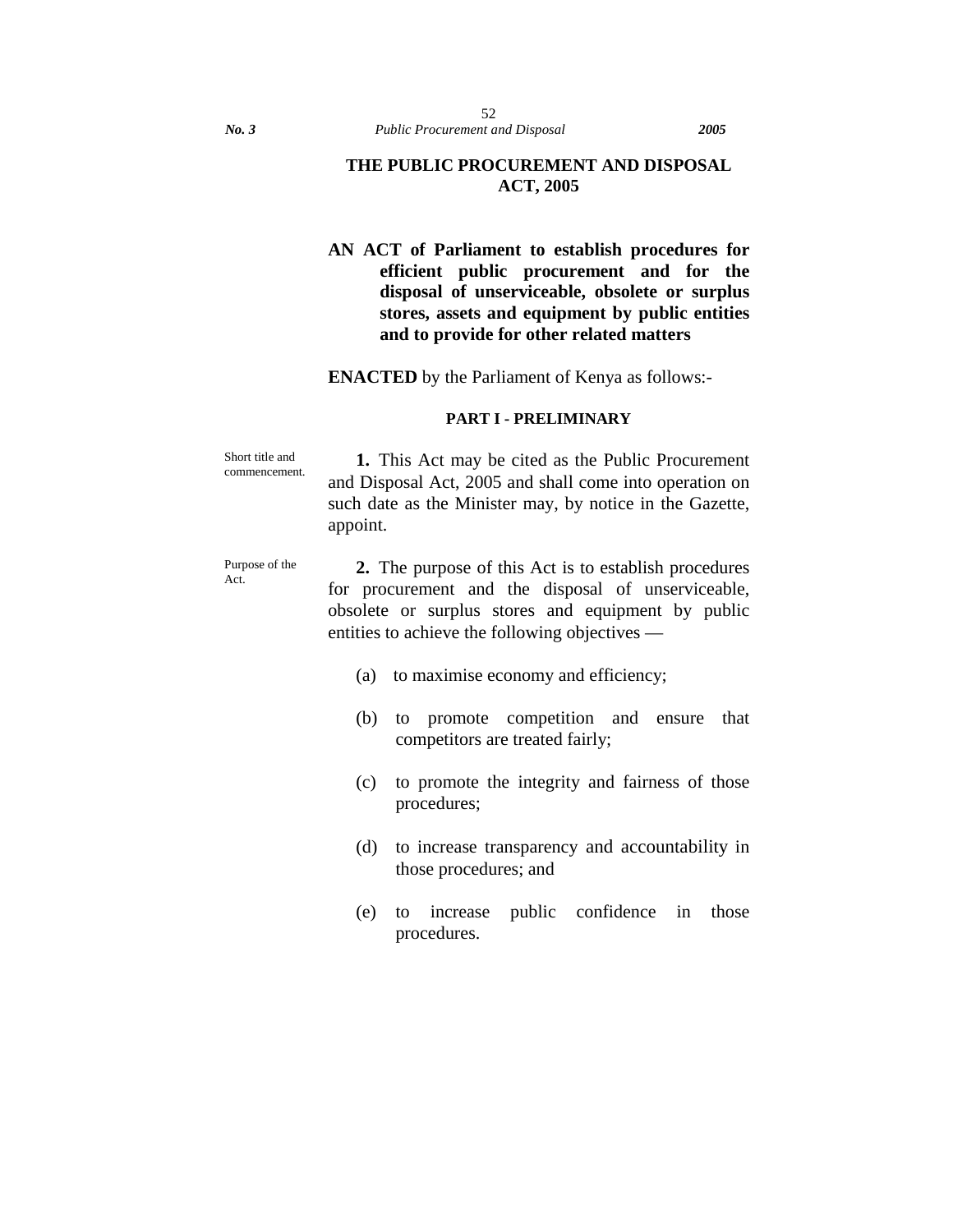# THE PUBLIC PROCUREMENT AND DISPOSAL ACT, 2005

**AN ACT of Parliament to establish procedures for efficient public procurement and for the disposal of unserviceable, obsolete or surplus stores, assets and equipment by public entities and to provide for other related matters**

**ENACTED** by the Parliament of Kenya as follows:-

## PART I - PRELIMINARY

Short title and commencement.

**1.** This Act may be cited as the Public Procurement and Disposal Act, 2005 and shall come into operation on such date as the Minister may, by notice in the Gazette, appoint.

Purpose of the Act.

**2.** The purpose of this Act is to establish procedures for procurement and the disposal of unserviceable, obsolete or surplus stores and equipment by public entities to achieve the following objectives —

(a) to maximise economy and efficiency;

(b) to promote competition and ensure that competitors are treated fairly;

(c) to promote the integrity and fairness of those procedures;

(d) to increase transparency and accountability in those procedures; and

(e) to increase public confidence in those procedures.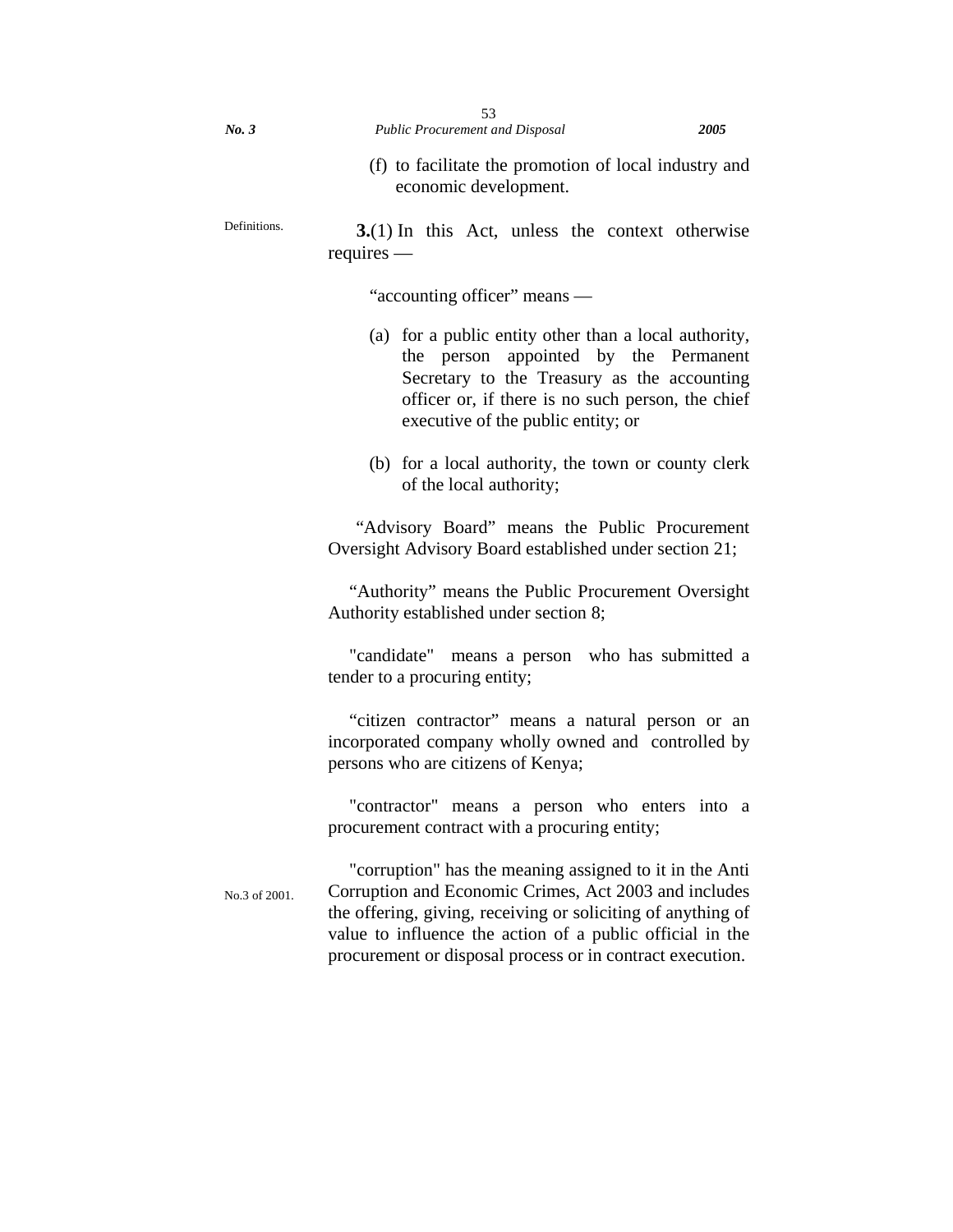(f) to facilitate the promotion of local industry and economic development.

Definitions.

**3.**(1) In this Act, unless the context otherwise requires —

"accounting officer" means —

(a) for a public entity other than a local authority, the person appointed by the Permanent Secretary to the Treasury as the accounting officer or, if there is no such person, the chief executive of the public entity; or

(b) for a local authority, the town or county clerk of the local authority;

"Advisory Board" means the Public Procurement Oversight Advisory Board established under section 21;

"Authority" means the Public Procurement Oversight Authority established under section 8;

"candidate" means a person who has submitted a tender to a procuring entity;

"citizen contractor" means a natural person or an incorporated company wholly owned and controlled by persons who are citizens of Kenya;

"contractor" means a person who enters into a procurement contract with a procuring entity;

No.3 of 2001.

"corruption" has the meaning assigned to it in the Anti Corruption and Economic Crimes, Act 2003 and includes the offering, giving, receiving or soliciting of anything of value to influence the action of a public official in the procurement or disposal process or in contract execution.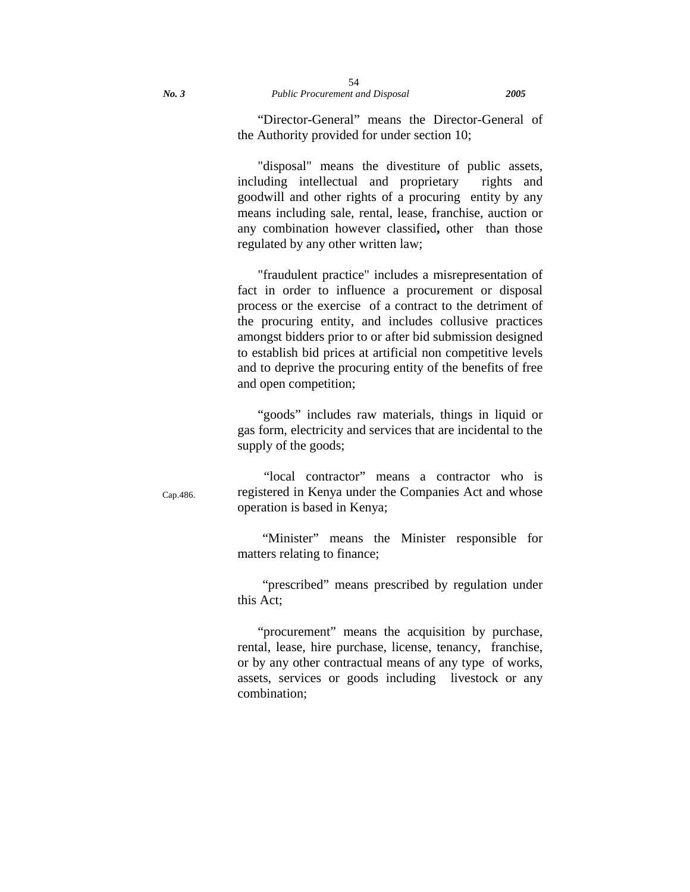"Director-General" means the Director-General of the Authority provided for under section 10;

"disposal" means the divestiture of public assets, including intellectual and proprietary rights and goodwill and other rights of a procuring entity by any means including sale, rental, lease, franchise, auction or any combination however classified**,** other than those regulated by any other written law;

"fraudulent practice" includes a misrepresentation of fact in order to influence a procurement or disposal process or the exercise of a contract to the detriment of the procuring entity, and includes collusive practices amongst bidders prior to or after bid submission designed to establish bid prices at artificial non competitive levels and to deprive the procuring entity of the benefits of free and open competition;

"goods" includes raw materials, things in liquid or gas form, electricity and services that are incidental to the supply of the goods;

Cap.486.

"local contractor" means a contractor who is registered in Kenya under the Companies Act and whose operation is based in Kenya;

"Minister" means the Minister responsible for matters relating to finance;

"prescribed" means prescribed by regulation under this Act;

"procurement" means the acquisition by purchase, rental, lease, hire purchase, license, tenancy, franchise, or by any other contractual means of any type of works, assets, services or goods including livestock or any combination;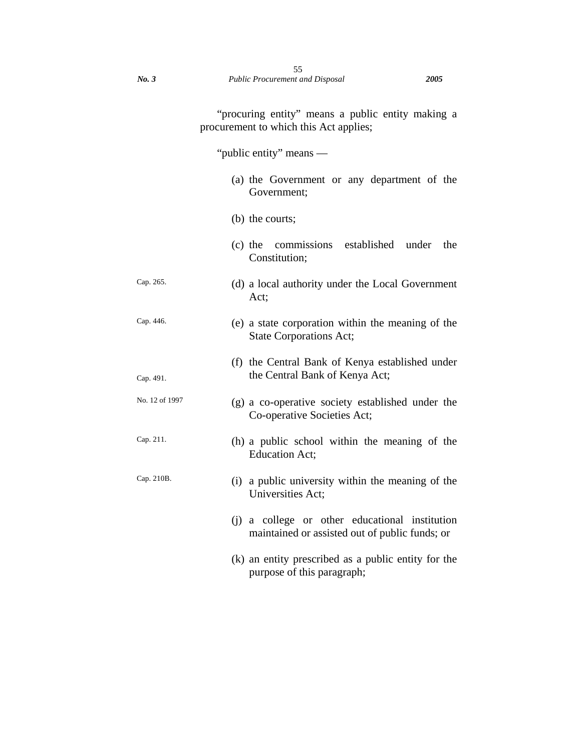"procuring entity" means a public entity making a procurement to which this Act applies;

"public entity" means —

(a) the Government or any department of the Government;

(b) the courts;

(c) the commissions established under the Constitution;

Cap. 265.

(d) a local authority under the Local Government Act;

Cap. 446.

(e) a state corporation within the meaning of the State Corporations Act;

Cap. 491.

(f) the Central Bank of Kenya established under the Central Bank of Kenya Act;

No. 12 of 1997

(g) a co-operative society established under the Co-operative Societies Act;

Cap. 211.

(h) a public school within the meaning of the Education Act;

Cap. 210B.

(i) a public university within the meaning of the Universities Act;

(j) a college or other educational institution maintained or assisted out of public funds; or

(k) an entity prescribed as a public entity for the purpose of this paragraph;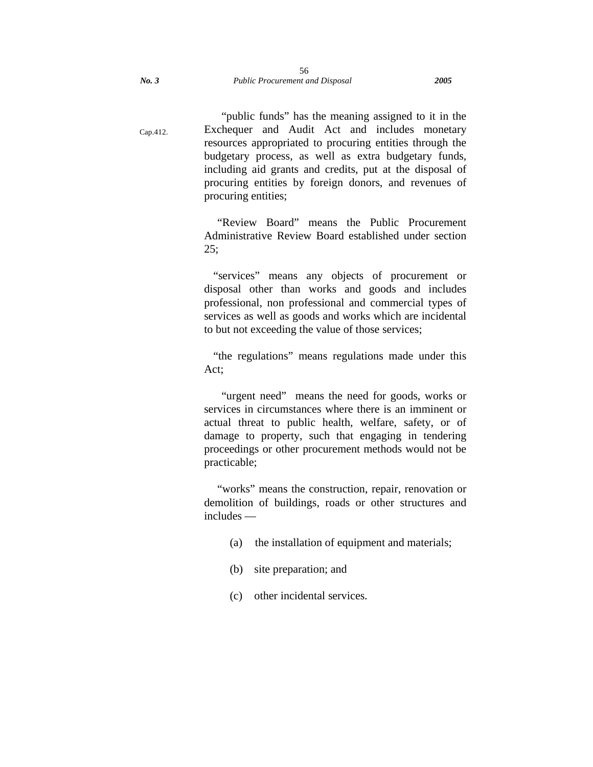Cap.412.

"public funds" has the meaning assigned to it in the Exchequer and Audit Act and includes monetary resources appropriated to procuring entities through the budgetary process, as well as extra budgetary funds, including aid grants and credits, put at the disposal of procuring entities by foreign donors, and revenues of procuring entities;

"Review Board" means the Public Procurement Administrative Review Board established under section 25;

"services" means any objects of procurement or disposal other than works and goods and includes professional, non professional and commercial types of services as well as goods and works which are incidental to but not exceeding the value of those services;

"the regulations" means regulations made under this Act;

"urgent need" means the need for goods, works or services in circumstances where there is an imminent or actual threat to public health, welfare, safety, or of damage to property, such that engaging in tendering proceedings or other procurement methods would not be practicable;

"works" means the construction, repair, renovation or demolition of buildings, roads or other structures and includes —

(a) the installation of equipment and materials;

(b) site preparation; and

(c) other incidental services.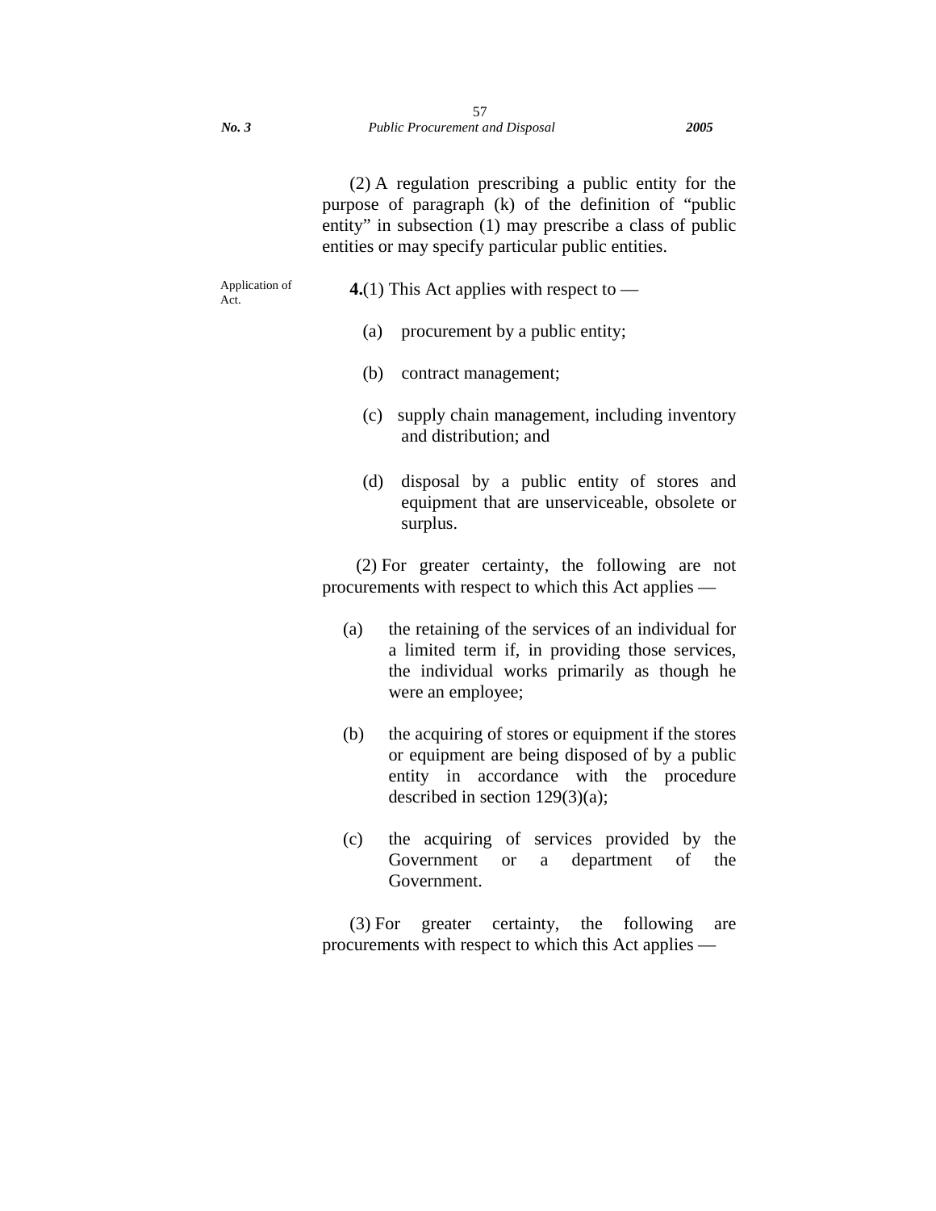(2) A regulation prescribing a public entity for the purpose of paragraph (k) of the definition of "public entity" in subsection (1) may prescribe a class of public entities or may specify particular public entities.

Application of Act.

**4.**(1) This Act applies with respect to —

(a) procurement by a public entity;

(b) contract management;

(c) supply chain management, including inventory and distribution; and

(d) disposal by a public entity of stores and equipment that are unserviceable, obsolete or surplus.

(2) For greater certainty, the following are not procurements with respect to which this Act applies —

(a) the retaining of the services of an individual for a limited term if, in providing those services, the individual works primarily as though he were an employee;

(b) the acquiring of stores or equipment if the stores or equipment are being disposed of by a public entity in accordance with the procedure described in section 129(3)(a);

(c) the acquiring of services provided by the Government or a department of the Government.

(3) For greater certainty, the following are procurements with respect to which this Act applies —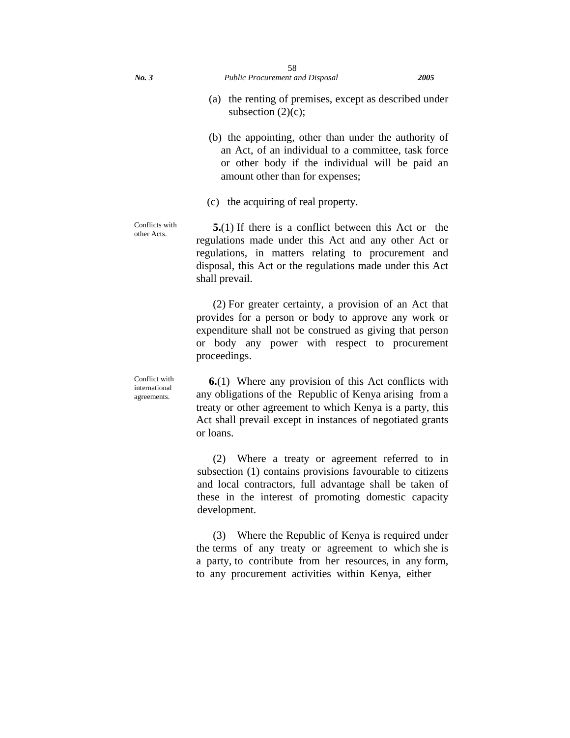(a) the renting of premises, except as described under subsection (2)(c);

(b) the appointing, other than under the authority of an Act, of an individual to a committee, task force or other body if the individual will be paid an amount other than for expenses;

(c) the acquiring of real property.

Conflicts with other Acts.

**5.**(1) If there is a conflict between this Act or the regulations made under this Act and any other Act or regulations, in matters relating to procurement and disposal, this Act or the regulations made under this Act shall prevail.

(2) For greater certainty, a provision of an Act that provides for a person or body to approve any work or expenditure shall not be construed as giving that person or body any power with respect to procurement proceedings.

Conflict with international agreements.

**6.**(1) Where any provision of this Act conflicts with any obligations of the Republic of Kenya arising from a treaty or other agreement to which Kenya is a party, this Act shall prevail except in instances of negotiated grants or loans.

(2) Where a treaty or agreement referred to in subsection (1) contains provisions favourable to citizens and local contractors, full advantage shall be taken of these in the interest of promoting domestic capacity development.

(3) Where the Republic of Kenya is required under the terms of any treaty or agreement to which she is a party, to contribute from her resources, in any form, to any procurement activities within Kenya, either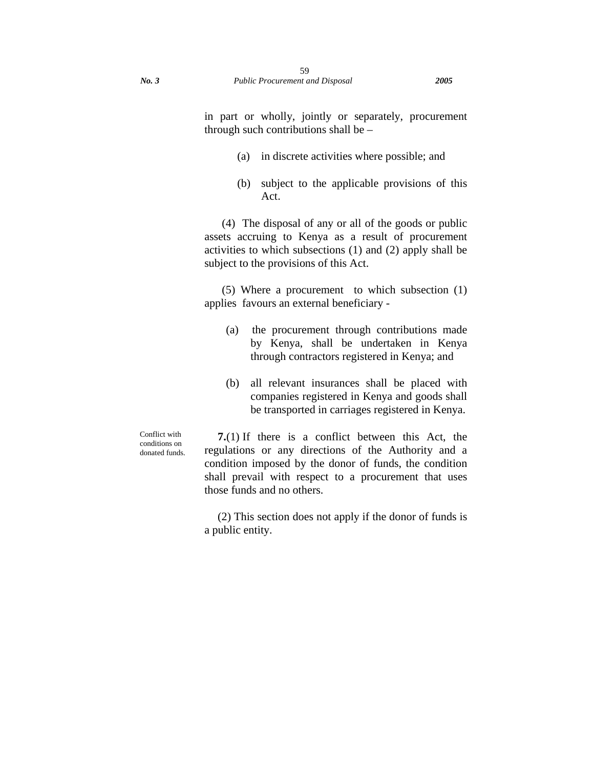in part or wholly, jointly or separately, procurement through such contributions shall be –

(a) in discrete activities where possible; and

(b) subject to the applicable provisions of this Act.

(4) The disposal of any or all of the goods or public assets accruing to Kenya as a result of procurement activities to which subsections (1) and (2) apply shall be subject to the provisions of this Act.

(5) Where a procurement to which subsection (1) applies favours an external beneficiary -

(a) the procurement through contributions made by Kenya, shall be undertaken in Kenya through contractors registered in Kenya; and

(b) all relevant insurances shall be placed with companies registered in Kenya and goods shall be transported in carriages registered in Kenya.

Conflict with conditions on donated funds.

**7.**(1) If there is a conflict between this Act, the regulations or any directions of the Authority and a condition imposed by the donor of funds, the condition shall prevail with respect to a procurement that uses those funds and no others.

(2) This section does not apply if the donor of funds is a public entity.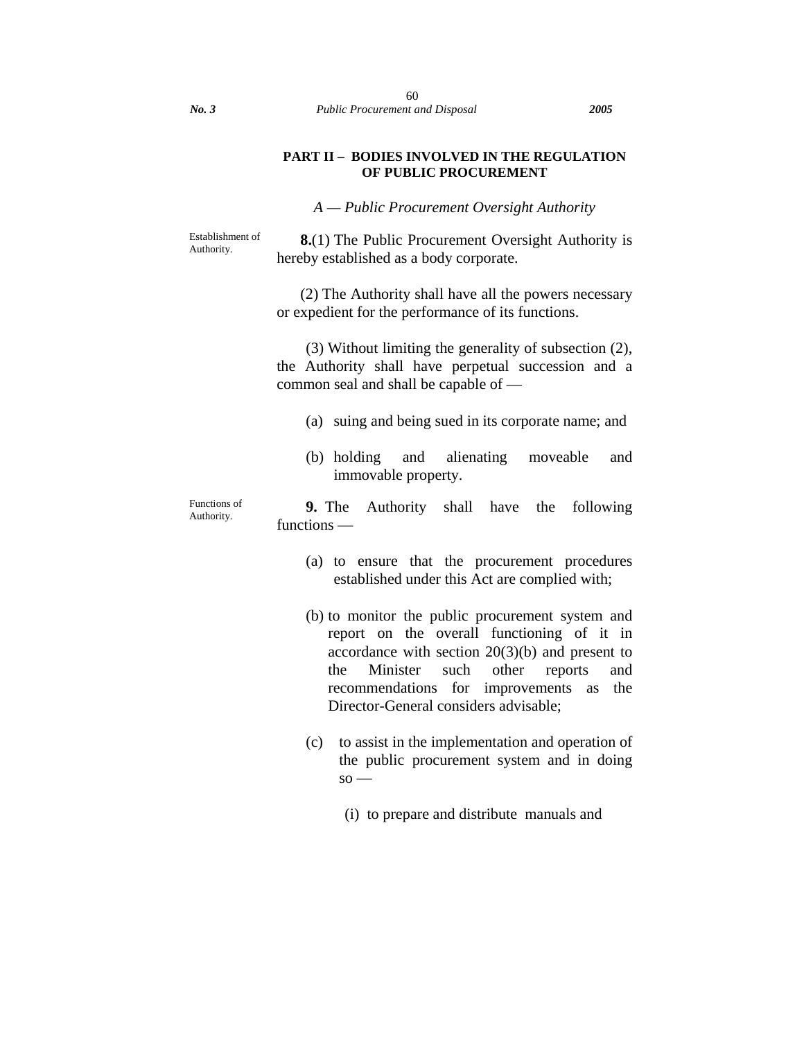## PART II – BODIES INVOLVED IN THE REGULATION OF PUBLIC PROCUREMENT

### *A — Public Procurement Oversight Authority*

Establishment of Authority.

**8.**(1) The Public Procurement Oversight Authority is hereby established as a body corporate.

(2) The Authority shall have all the powers necessary or expedient for the performance of its functions.

(3) Without limiting the generality of subsection (2), the Authority shall have perpetual succession and a common seal and shall be capable of —

(a) suing and being sued in its corporate name; and

(b) holding and alienating moveable and immovable property.

Functions of Authority.

**9.** The Authority shall have the following functions —

(a) to ensure that the procurement procedures established under this Act are complied with;

(b) to monitor the public procurement system and report on the overall functioning of it in accordance with section 20(3)(b) and present to the Minister such other reports and recommendations for improvements as the Director-General considers advisable;

(c) to assist in the implementation and operation of the public procurement system and in doing so —

(i) to prepare and distribute manuals and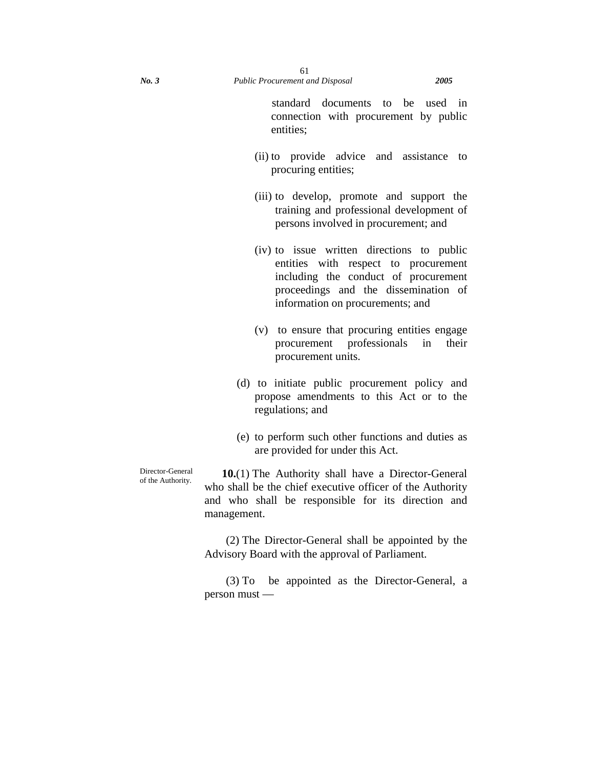standard documents to be used in connection with procurement by public entities;

(ii) to provide advice and assistance to procuring entities;

(iii) to develop, promote and support the training and professional development of persons involved in procurement; and

(iv) to issue written directions to public entities with respect to procurement including the conduct of procurement proceedings and the dissemination of information on procurements; and

(v) to ensure that procuring entities engage procurement professionals in their procurement units.

(d) to initiate public procurement policy and propose amendments to this Act or to the regulations; and

(e) to perform such other functions and duties as are provided for under this Act.

Director-General of the Authority.

**10.**(1) The Authority shall have a Director-General who shall be the chief executive officer of the Authority and who shall be responsible for its direction and management.

(2) The Director-General shall be appointed by the Advisory Board with the approval of Parliament.

(3) To be appointed as the Director-General, a person must —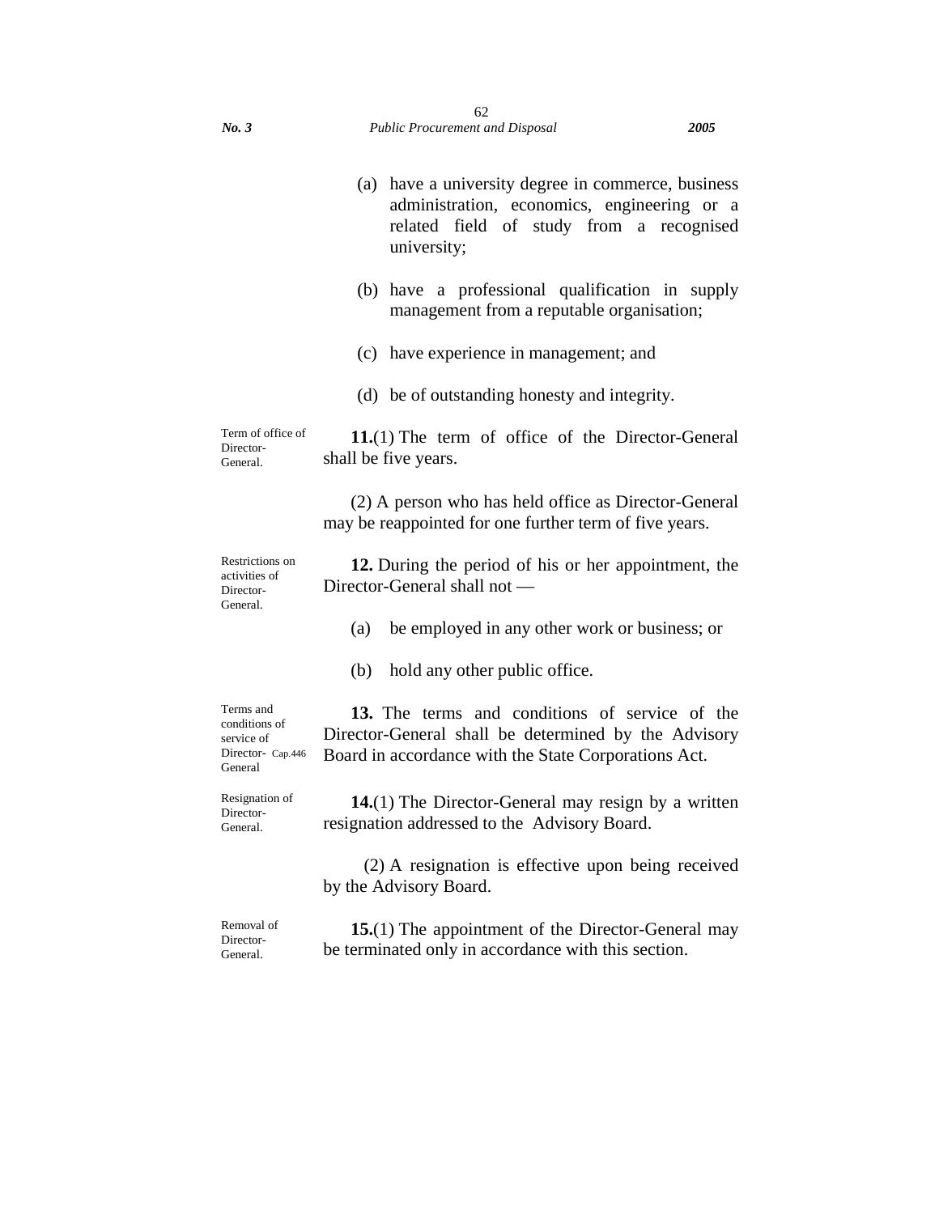(a) have a university degree in commerce, business administration, economics, engineering or a related field of study from a recognised university;

(b) have a professional qualification in supply management from a reputable organisation;

(c) have experience in management; and

(d) be of outstanding honesty and integrity.

Term of office of Director-General.

**11.**(1) The term of office of the Director-General shall be five years.

(2) A person who has held office as Director-General may be reappointed for one further term of five years.

Restrictions on activities of Director-General.

**12.** During the period of his or her appointment, the Director-General shall not —

(a) be employed in any other work or business; or

(b) hold any other public office.

Terms and conditions of service of Director-General

Cap.446

**13.** The terms and conditions of service of the Director-General shall be determined by the Advisory Board in accordance with the State Corporations Act.

Resignation of Director-General.

**14.**(1) The Director-General may resign by a written resignation addressed to the Advisory Board.

(2) A resignation is effective upon being received by the Advisory Board.

Removal of Director-General.

**15.**(1) The appointment of the Director-General may be terminated only in accordance with this section.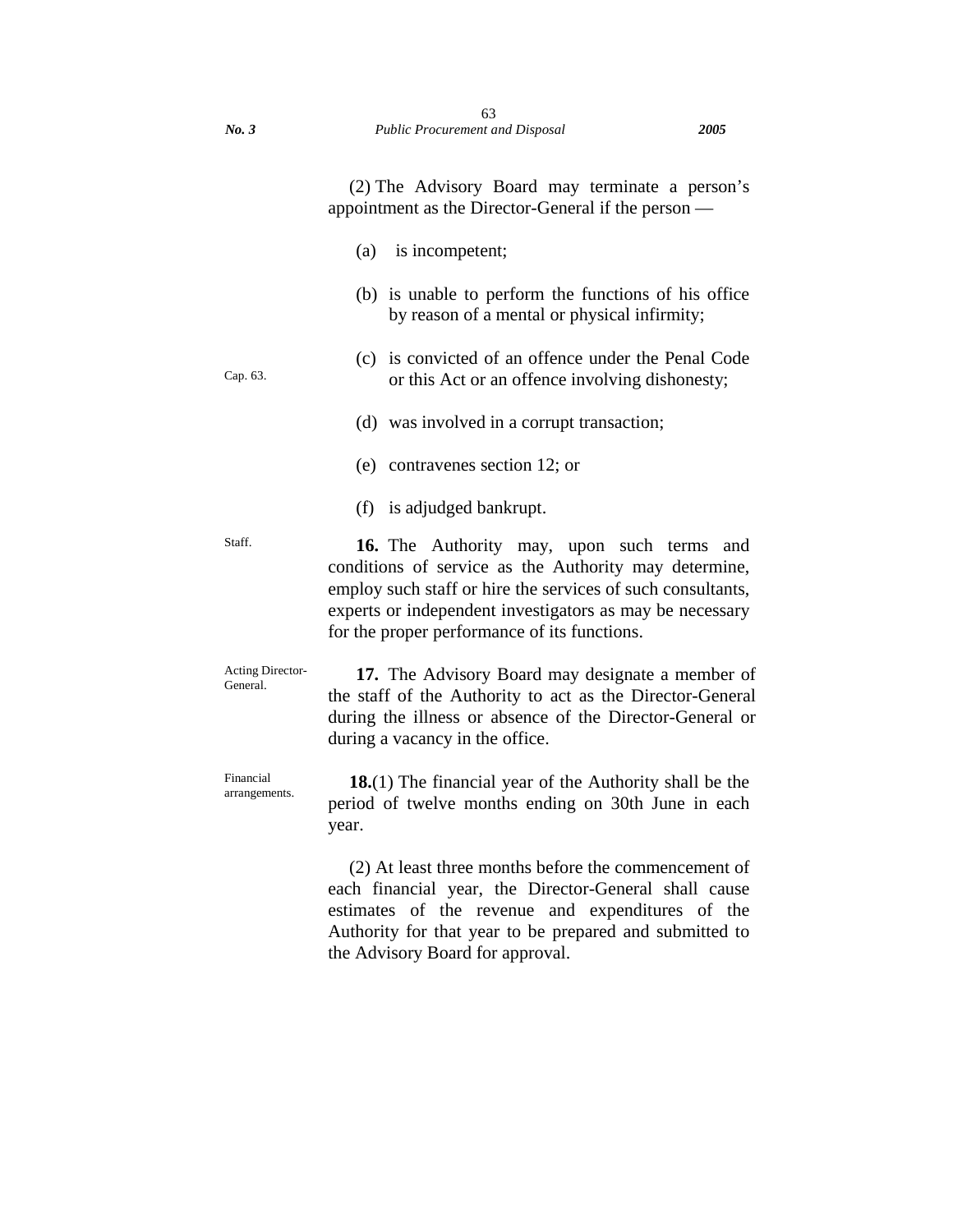(2) The Advisory Board may terminate a person's appointment as the Director-General if the person —

(a) is incompetent;

(b) is unable to perform the functions of his office by reason of a mental or physical infirmity;

(c) is convicted of an offence under the Penal Code or this Act or an offence involving dishonesty;

Cap. 63.

(d) was involved in a corrupt transaction;

(e) contravenes section 12; or

(f) is adjudged bankrupt.

Staff.

**16.** The Authority may, upon such terms and conditions of service as the Authority may determine, employ such staff or hire the services of such consultants, experts or independent investigators as may be necessary for the proper performance of its functions.

Acting Director-General.

**17.** The Advisory Board may designate a member of the staff of the Authority to act as the Director-General during the illness or absence of the Director-General or during a vacancy in the office.

Financial arrangements.

**18.**(1) The financial year of the Authority shall be the period of twelve months ending on 30th June in each year.

(2) At least three months before the commencement of each financial year, the Director-General shall cause estimates of the revenue and expenditures of the Authority for that year to be prepared and submitted to the Advisory Board for approval.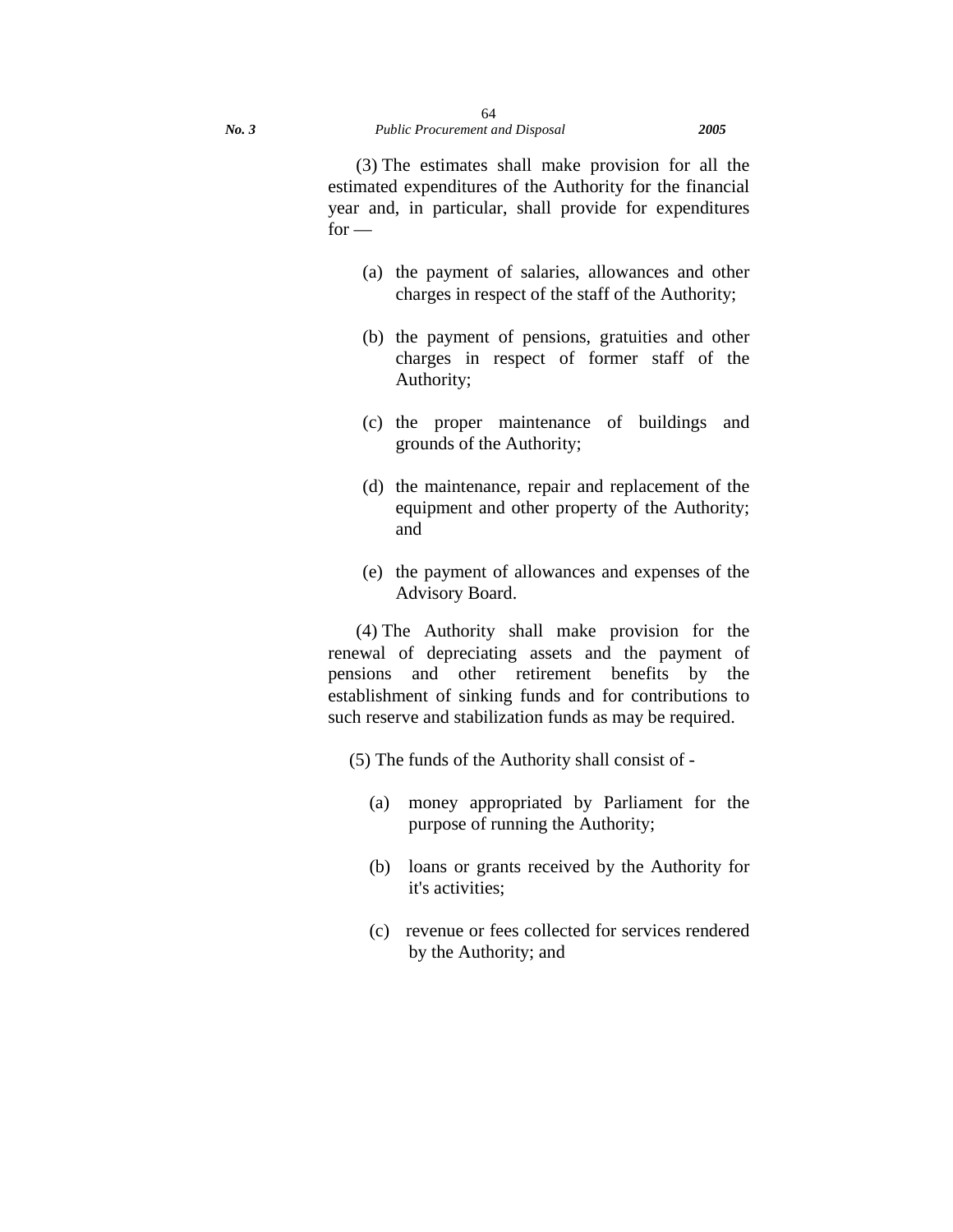(3) The estimates shall make provision for all the estimated expenditures of the Authority for the financial year and, in particular, shall provide for expenditures for —

(a) the payment of salaries, allowances and other charges in respect of the staff of the Authority;

(b) the payment of pensions, gratuities and other charges in respect of former staff of the Authority;

(c) the proper maintenance of buildings and grounds of the Authority;

(d) the maintenance, repair and replacement of the equipment and other property of the Authority; and

(e) the payment of allowances and expenses of the Advisory Board.

(4) The Authority shall make provision for the renewal of depreciating assets and the payment of pensions and other retirement benefits by the establishment of sinking funds and for contributions to such reserve and stabilization funds as may be required.

(5) The funds of the Authority shall consist of -

(a) money appropriated by Parliament for the purpose of running the Authority;

(b) loans or grants received by the Authority for it's activities;

(c) revenue or fees collected for services rendered by the Authority; and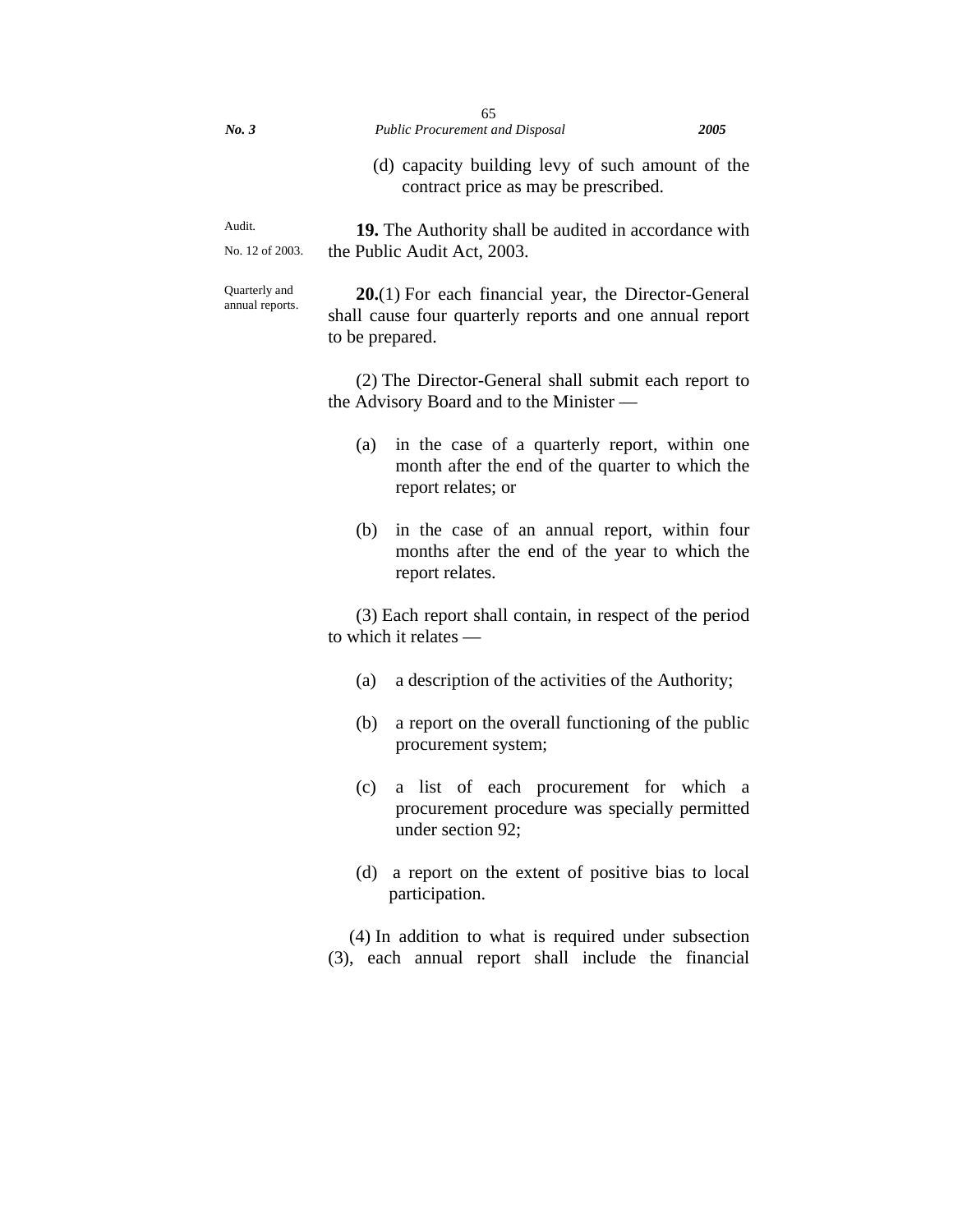(d) capacity building levy of such amount of the contract price as may be prescribed.

Audit.

No. 12 of 2003.

**19.** The Authority shall be audited in accordance with the Public Audit Act, 2003.

Quarterly and annual reports.

**20.**(1) For each financial year, the Director-General shall cause four quarterly reports and one annual report to be prepared.

(2) The Director-General shall submit each report to the Advisory Board and to the Minister —

(a) in the case of a quarterly report, within one month after the end of the quarter to which the report relates; or

(b) in the case of an annual report, within four months after the end of the year to which the report relates.

(3) Each report shall contain, in respect of the period to which it relates —

(a) a description of the activities of the Authority;

(b) a report on the overall functioning of the public procurement system;

(c) a list of each procurement for which a procurement procedure was specially permitted under section 92;

(d) a report on the extent of positive bias to local participation.

(4) In addition to what is required under subsection (3), each annual report shall include the financial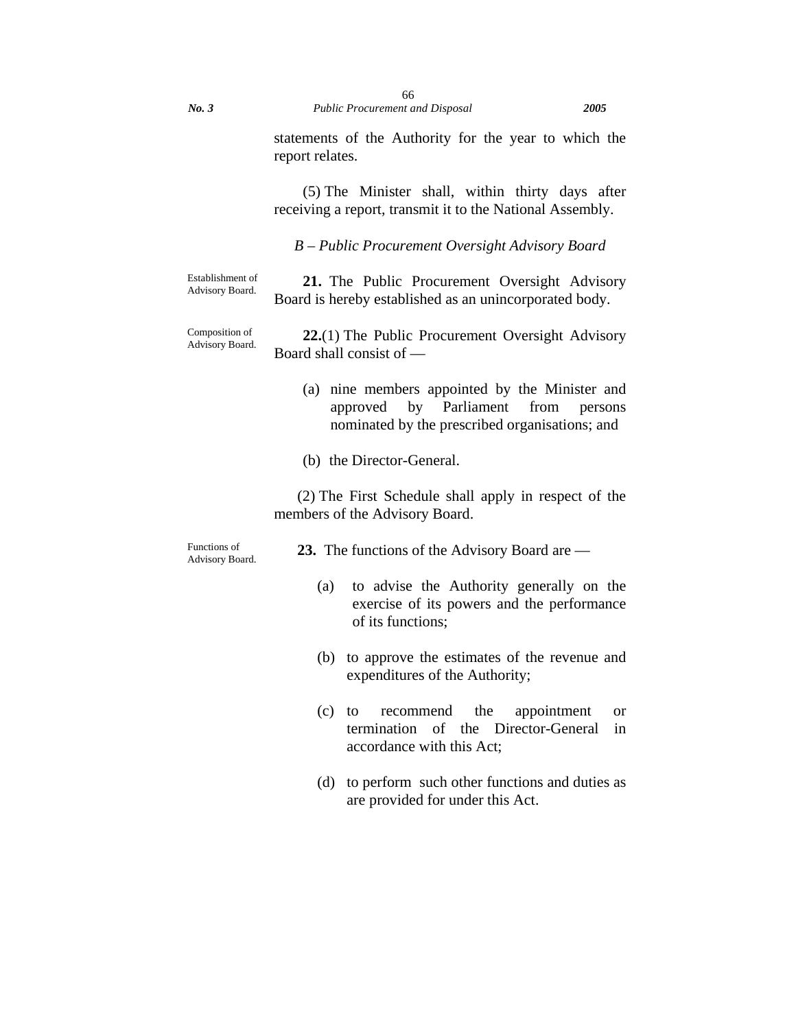statements of the Authority for the year to which the report relates.

(5) The Minister shall, within thirty days after receiving a report, transmit it to the National Assembly.

### *B – Public Procurement Oversight Advisory Board*

Establishment of Advisory Board.

**21.** The Public Procurement Oversight Advisory Board is hereby established as an unincorporated body.

Composition of Advisory Board.

**22.**(1) The Public Procurement Oversight Advisory Board shall consist of —

(a) nine members appointed by the Minister and approved by Parliament from persons nominated by the prescribed organisations; and

(b) the Director-General.

(2) The First Schedule shall apply in respect of the members of the Advisory Board.

Functions of Advisory Board.

**23.** The functions of the Advisory Board are —

(a) to advise the Authority generally on the exercise of its powers and the performance of its functions;

(b) to approve the estimates of the revenue and expenditures of the Authority;

(c) to recommend the appointment or termination of the Director-General in accordance with this Act;

(d) to perform such other functions and duties as are provided for under this Act.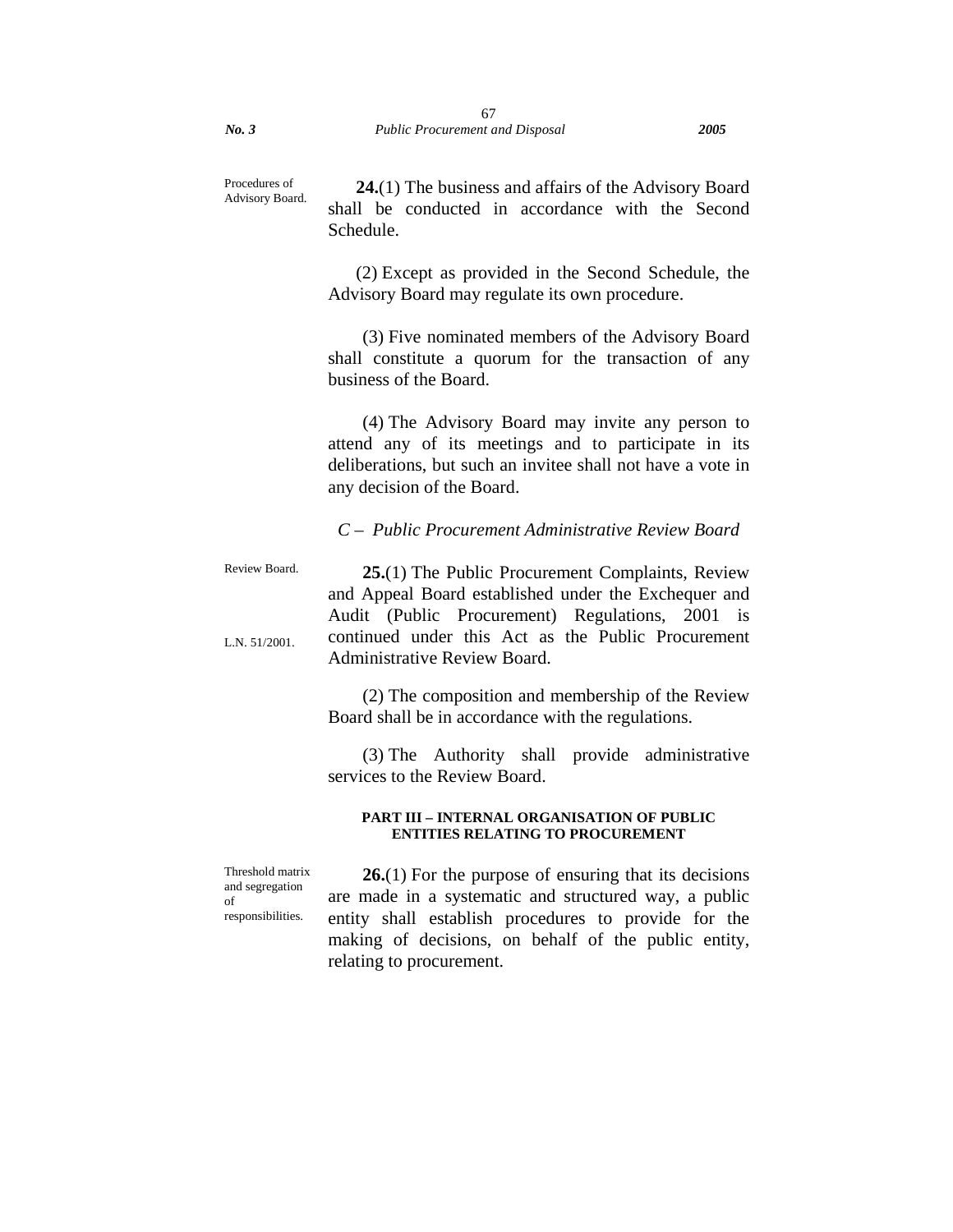Procedures of Advisory Board.

**24.**(1) The business and affairs of the Advisory Board shall be conducted in accordance with the Second Schedule.

(2) Except as provided in the Second Schedule, the Advisory Board may regulate its own procedure.

(3) Five nominated members of the Advisory Board shall constitute a quorum for the transaction of any business of the Board.

(4) The Advisory Board may invite any person to attend any of its meetings and to participate in its deliberations, but such an invitee shall not have a vote in any decision of the Board.

### *C – Public Procurement Administrative Review Board*

Review Board.

L.N. 51/2001.

**25.**(1) The Public Procurement Complaints, Review and Appeal Board established under the Exchequer and Audit (Public Procurement) Regulations, 2001 is continued under this Act as the Public Procurement Administrative Review Board.

(2) The composition and membership of the Review Board shall be in accordance with the regulations.

(3) The Authority shall provide administrative services to the Review Board.

## PART III – INTERNAL ORGANISATION OF PUBLIC ENTITIES RELATING TO PROCUREMENT

Threshold matrix and segregation of responsibilities.

**26.**(1) For the purpose of ensuring that its decisions are made in a systematic and structured way, a public entity shall establish procedures to provide for the making of decisions, on behalf of the public entity, relating to procurement.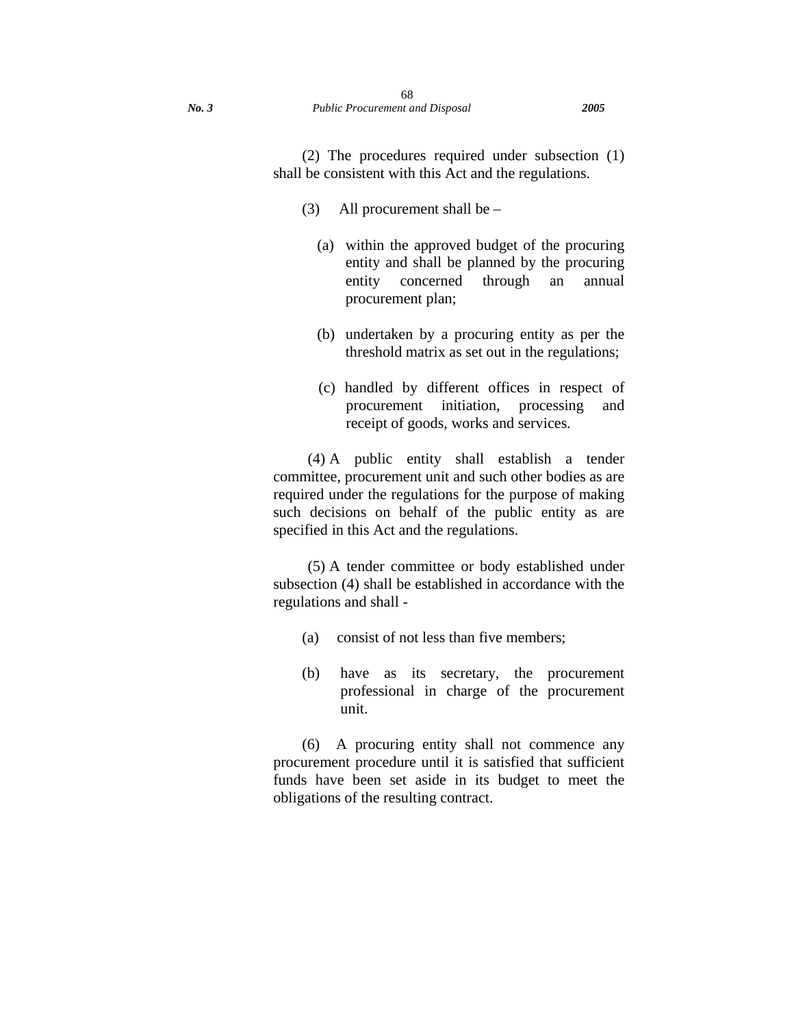(2) The procedures required under subsection (1) shall be consistent with this Act and the regulations.

(3) All procurement shall be –

(a) within the approved budget of the procuring entity and shall be planned by the procuring entity concerned through an annual procurement plan;

(b) undertaken by a procuring entity as per the threshold matrix as set out in the regulations;

(c) handled by different offices in respect of procurement initiation, processing and receipt of goods, works and services.

(4) A public entity shall establish a tender committee, procurement unit and such other bodies as are required under the regulations for the purpose of making such decisions on behalf of the public entity as are specified in this Act and the regulations.

(5) A tender committee or body established under subsection (4) shall be established in accordance with the regulations and shall -

(a) consist of not less than five members;

(b) have as its secretary, the procurement professional in charge of the procurement unit.

(6) A procuring entity shall not commence any procurement procedure until it is satisfied that sufficient funds have been set aside in its budget to meet the obligations of the resulting contract.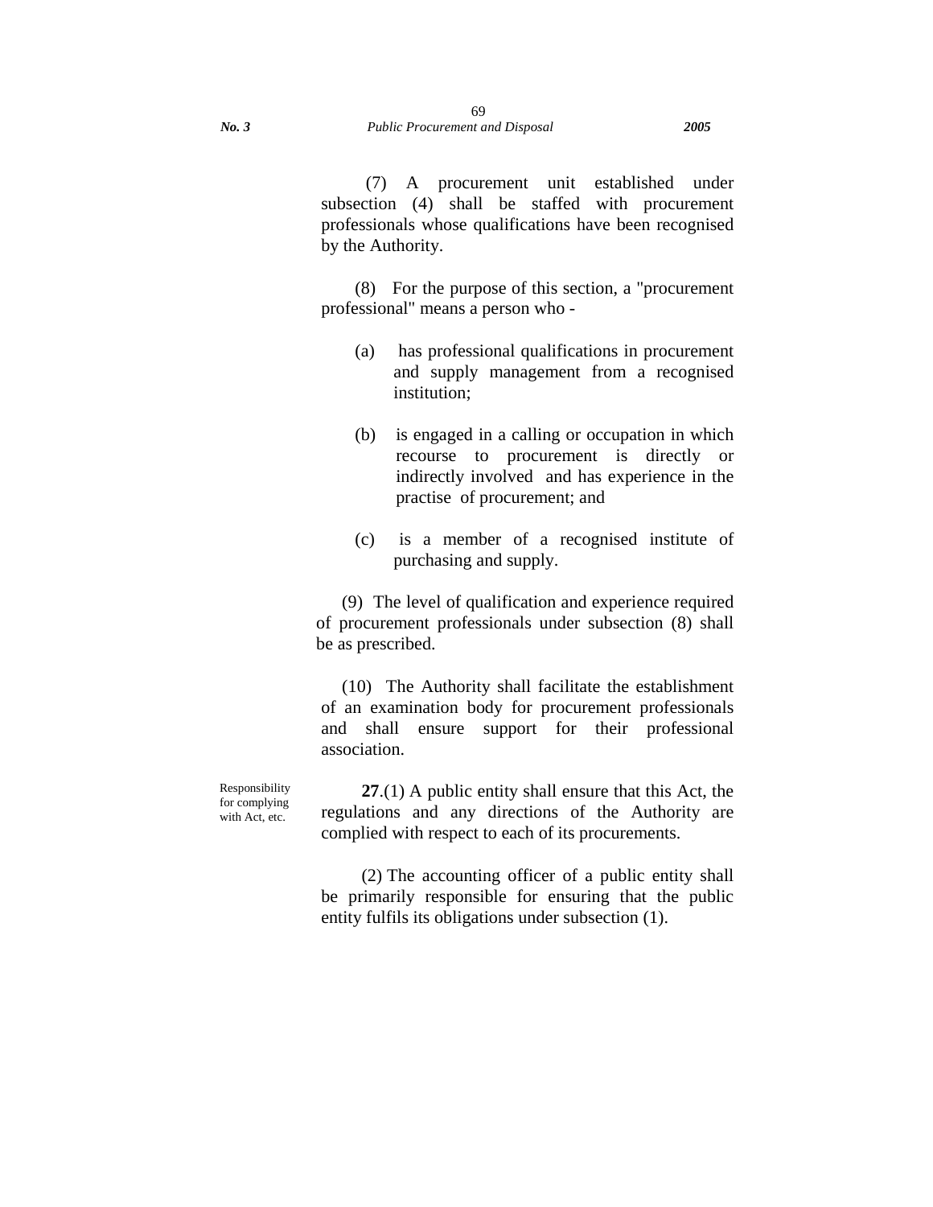(7) A procurement unit established under subsection (4) shall be staffed with procurement professionals whose qualifications have been recognised by the Authority.

(8) For the purpose of this section, a "procurement professional" means a person who -

(a) has professional qualifications in procurement and supply management from a recognised institution;

(b) is engaged in a calling or occupation in which recourse to procurement is directly or indirectly involved and has experience in the practise of procurement; and

(c) is a member of a recognised institute of purchasing and supply.

(9) The level of qualification and experience required of procurement professionals under subsection (8) shall be as prescribed.

(10) The Authority shall facilitate the establishment of an examination body for procurement professionals and shall ensure support for their professional association.

Responsibility for complying with Act, etc.

**27**.(1) A public entity shall ensure that this Act, the regulations and any directions of the Authority are complied with respect to each of its procurements.

(2) The accounting officer of a public entity shall be primarily responsible for ensuring that the public entity fulfils its obligations under subsection (1).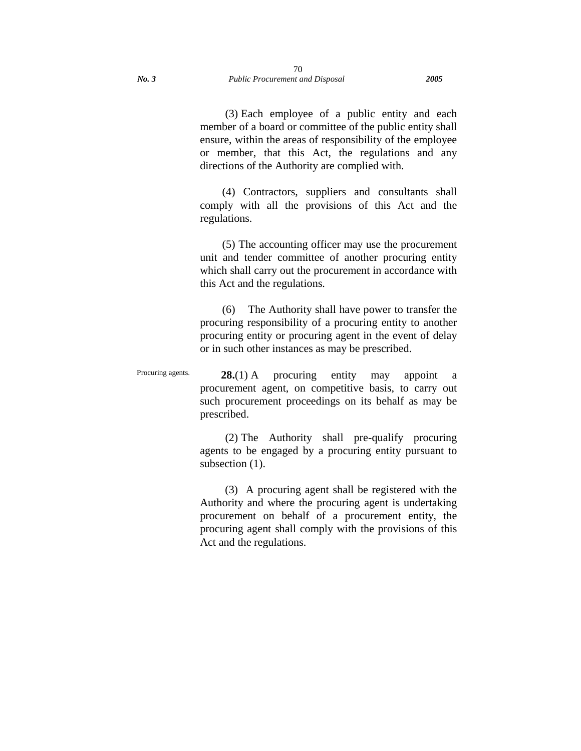(3) Each employee of a public entity and each member of a board or committee of the public entity shall ensure, within the areas of responsibility of the employee or member, that this Act, the regulations and any directions of the Authority are complied with.

(4) Contractors, suppliers and consultants shall comply with all the provisions of this Act and the regulations.

(5) The accounting officer may use the procurement unit and tender committee of another procuring entity which shall carry out the procurement in accordance with this Act and the regulations.

(6) The Authority shall have power to transfer the procuring responsibility of a procuring entity to another procuring entity or procuring agent in the event of delay or in such other instances as may be prescribed.

Procuring agents.

**28.**(1) A procuring entity may appoint a procurement agent, on competitive basis, to carry out such procurement proceedings on its behalf as may be prescribed.

(2) The Authority shall pre-qualify procuring agents to be engaged by a procuring entity pursuant to subsection (1).

(3) A procuring agent shall be registered with the Authority and where the procuring agent is undertaking procurement on behalf of a procurement entity, the procuring agent shall comply with the provisions of this Act and the regulations.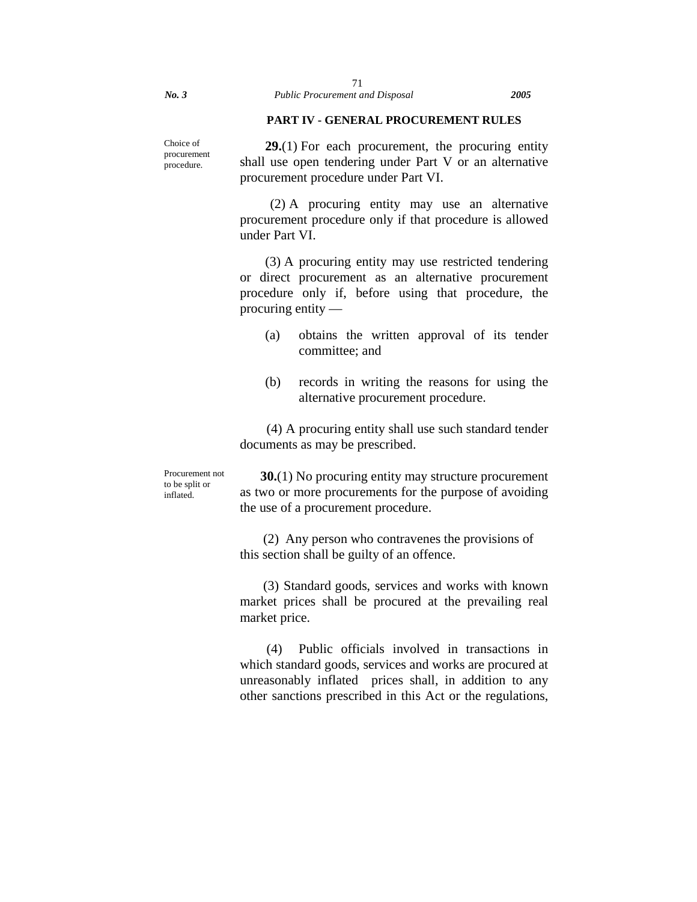## PART IV - GENERAL PROCUREMENT RULES

Choice of procurement procedure.

**29.**(1) For each procurement, the procuring entity shall use open tendering under Part V or an alternative procurement procedure under Part VI.

(2) A procuring entity may use an alternative procurement procedure only if that procedure is allowed under Part VI.

(3) A procuring entity may use restricted tendering or direct procurement as an alternative procurement procedure only if, before using that procedure, the procuring entity —

(a) obtains the written approval of its tender committee; and

(b) records in writing the reasons for using the alternative procurement procedure.

(4) A procuring entity shall use such standard tender documents as may be prescribed.

Procurement not to be split or inflated.

**30.**(1) No procuring entity may structure procurement as two or more procurements for the purpose of avoiding the use of a procurement procedure.

(2) Any person who contravenes the provisions of this section shall be guilty of an offence.

(3) Standard goods, services and works with known market prices shall be procured at the prevailing real market price.

(4) Public officials involved in transactions in which standard goods, services and works are procured at unreasonably inflated prices shall, in addition to any other sanctions prescribed in this Act or the regulations,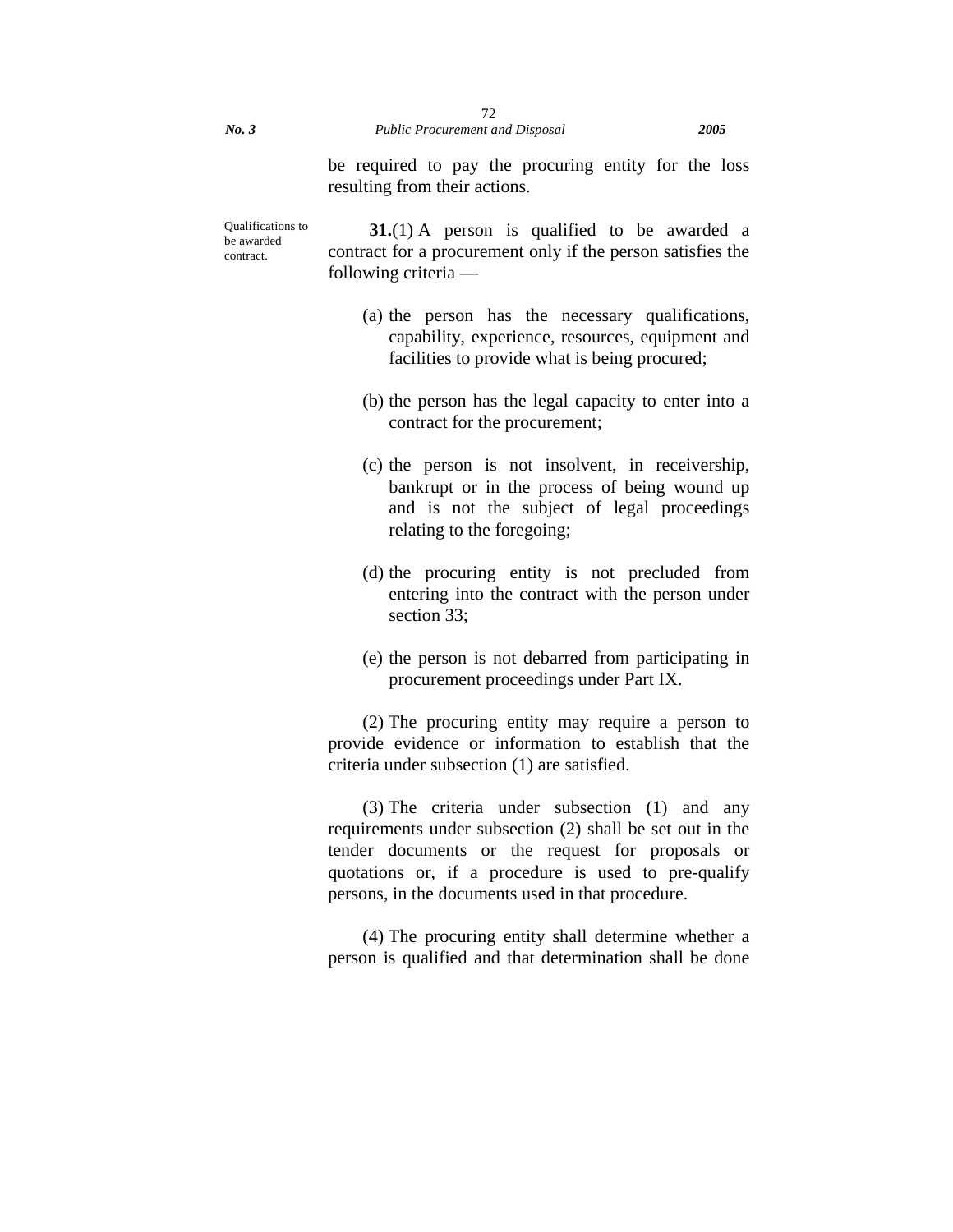be required to pay the procuring entity for the loss resulting from their actions.

Qualifications to be awarded contract.

**31.**(1) A person is qualified to be awarded a contract for a procurement only if the person satisfies the following criteria —

(a) the person has the necessary qualifications, capability, experience, resources, equipment and facilities to provide what is being procured;

(b) the person has the legal capacity to enter into a contract for the procurement;

(c) the person is not insolvent, in receivership, bankrupt or in the process of being wound up and is not the subject of legal proceedings relating to the foregoing;

(d) the procuring entity is not precluded from entering into the contract with the person under section 33;

(e) the person is not debarred from participating in procurement proceedings under Part IX.

(2) The procuring entity may require a person to provide evidence or information to establish that the criteria under subsection (1) are satisfied.

(3) The criteria under subsection (1) and any requirements under subsection (2) shall be set out in the tender documents or the request for proposals or quotations or, if a procedure is used to pre-qualify persons, in the documents used in that procedure.

(4) The procuring entity shall determine whether a person is qualified and that determination shall be done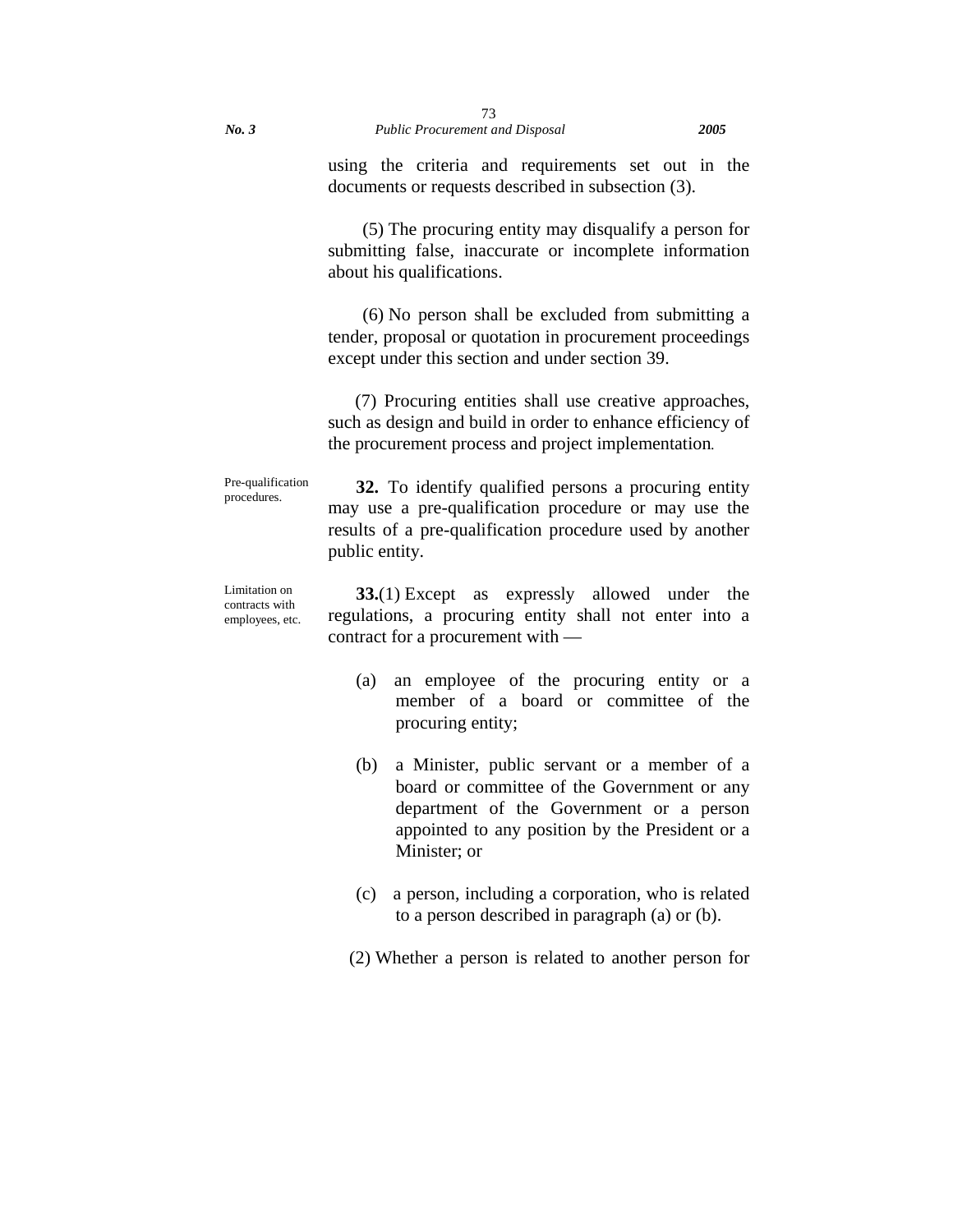using the criteria and requirements set out in the documents or requests described in subsection (3).

(5) The procuring entity may disqualify a person for submitting false, inaccurate or incomplete information about his qualifications.

(6) No person shall be excluded from submitting a tender, proposal or quotation in procurement proceedings except under this section and under section 39.

(7) Procuring entities shall use creative approaches, such as design and build in order to enhance efficiency of the procurement process and project implementation.

*Pre-qualification procedures.*

**32.** To identify qualified persons a procuring entity may use a pre-qualification procedure or may use the results of a pre-qualification procedure used by another public entity.

*Limitation on contracts with employees, etc.*

**33.**(1) Except as expressly allowed under the regulations, a procuring entity shall not enter into a contract for a procurement with —

(a) an employee of the procuring entity or a member of a board or committee of the procuring entity;

(b) a Minister, public servant or a member of a board or committee of the Government or any department of the Government or a person appointed to any position by the President or a Minister; or

(c) a person, including a corporation, who is related to a person described in paragraph (a) or (b).

(2) Whether a person is related to another person for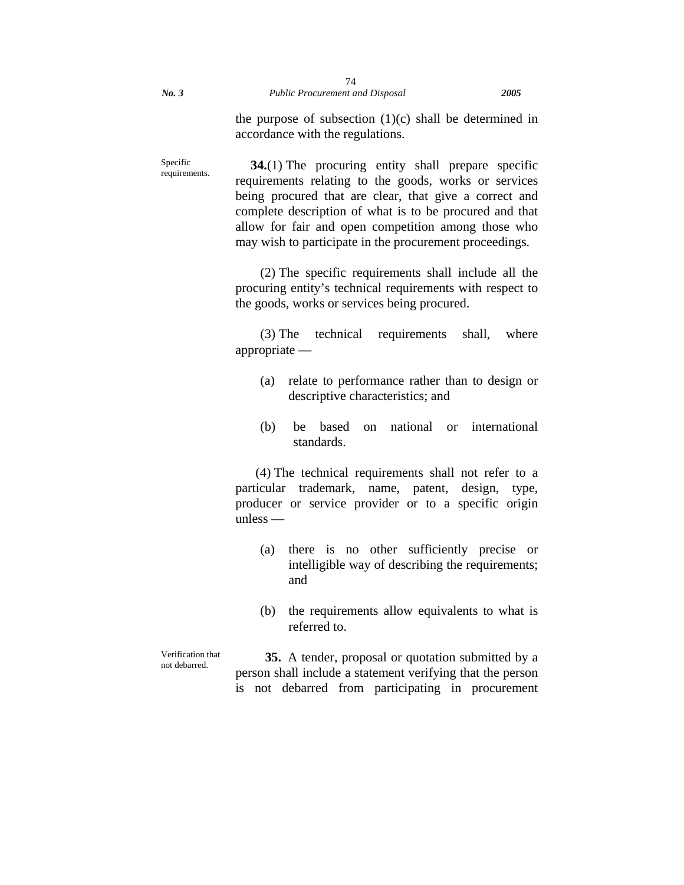the purpose of subsection (1)(c) shall be determined in accordance with the regulations.

Specific requirements.

**34.**(1) The procuring entity shall prepare specific requirements relating to the goods, works or services being procured that are clear, that give a correct and complete description of what is to be procured and that allow for fair and open competition among those who may wish to participate in the procurement proceedings.

(2) The specific requirements shall include all the procuring entity's technical requirements with respect to the goods, works or services being procured.

(3) The technical requirements shall, where appropriate —

(a) relate to performance rather than to design or descriptive characteristics; and

(b) be based on national or international standards.

(4) The technical requirements shall not refer to a particular trademark, name, patent, design, type, producer or service provider or to a specific origin unless —

(a) there is no other sufficiently precise or intelligible way of describing the requirements; and

(b) the requirements allow equivalents to what is referred to.

Verification that not debarred.

**35.** A tender, proposal or quotation submitted by a person shall include a statement verifying that the person is not debarred from participating in procurement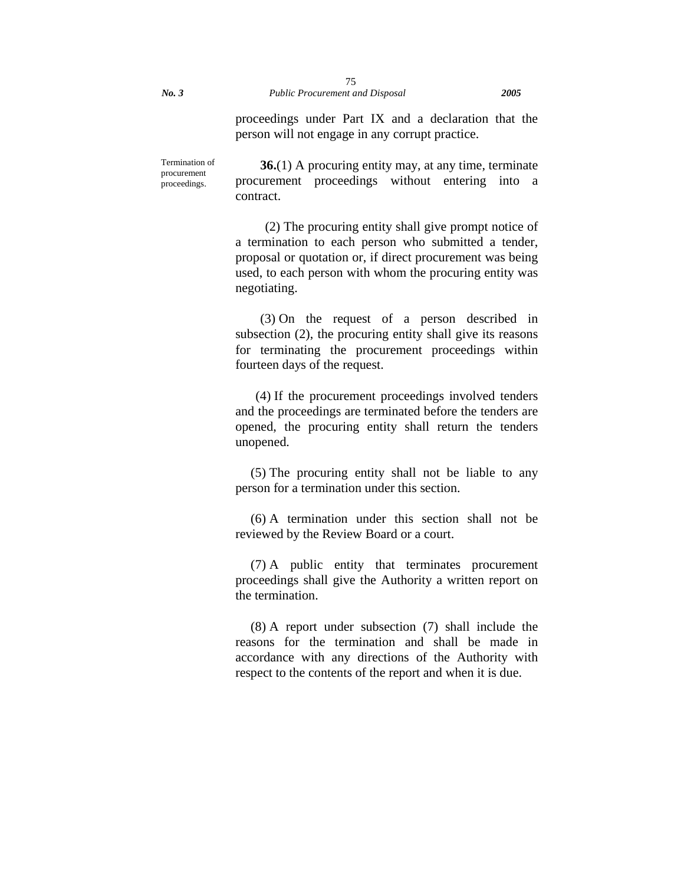proceedings under Part IX and a declaration that the person will not engage in any corrupt practice.

Termination of procurement proceedings.

**36.**(1) A procuring entity may, at any time, terminate procurement proceedings without entering into a contract.

(2) The procuring entity shall give prompt notice of a termination to each person who submitted a tender, proposal or quotation or, if direct procurement was being used, to each person with whom the procuring entity was negotiating.

(3) On the request of a person described in subsection (2), the procuring entity shall give its reasons for terminating the procurement proceedings within fourteen days of the request.

(4) If the procurement proceedings involved tenders and the proceedings are terminated before the tenders are opened, the procuring entity shall return the tenders unopened.

(5) The procuring entity shall not be liable to any person for a termination under this section.

(6) A termination under this section shall not be reviewed by the Review Board or a court.

(7) A public entity that terminates procurement proceedings shall give the Authority a written report on the termination.

(8) A report under subsection (7) shall include the reasons for the termination and shall be made in accordance with any directions of the Authority with respect to the contents of the report and when it is due.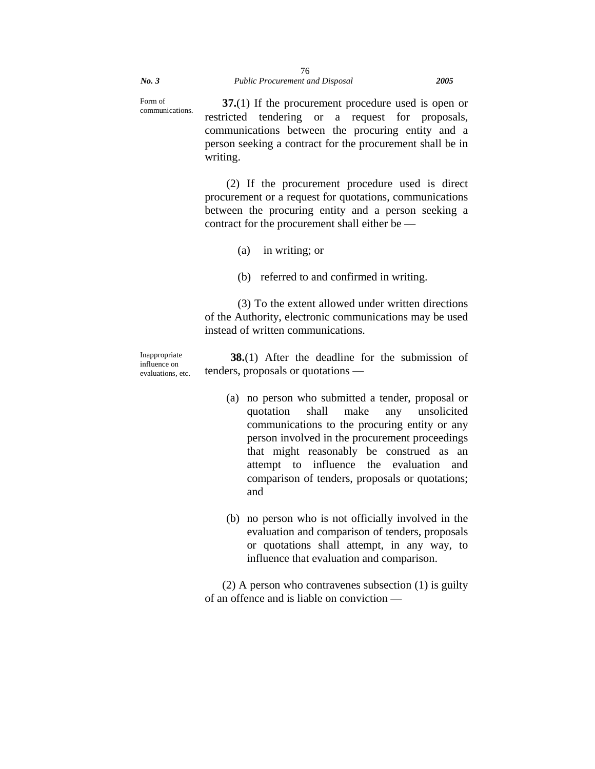Form of communications.

**37.**(1) If the procurement procedure used is open or restricted tendering or a request for proposals, communications between the procuring entity and a person seeking a contract for the procurement shall be in writing.

(2) If the procurement procedure used is direct procurement or a request for quotations, communications between the procuring entity and a person seeking a contract for the procurement shall either be —

(a) in writing; or

(b) referred to and confirmed in writing.

(3) To the extent allowed under written directions of the Authority, electronic communications may be used instead of written communications.

Inappropriate influence on evaluations, etc.

**38.**(1) After the deadline for the submission of tenders, proposals or quotations —

(a) no person who submitted a tender, proposal or quotation shall make any unsolicited communications to the procuring entity or any person involved in the procurement proceedings that might reasonably be construed as an attempt to influence the evaluation and comparison of tenders, proposals or quotations; and

(b) no person who is not officially involved in the evaluation and comparison of tenders, proposals or quotations shall attempt, in any way, to influence that evaluation and comparison.

(2) A person who contravenes subsection (1) is guilty of an offence and is liable on conviction —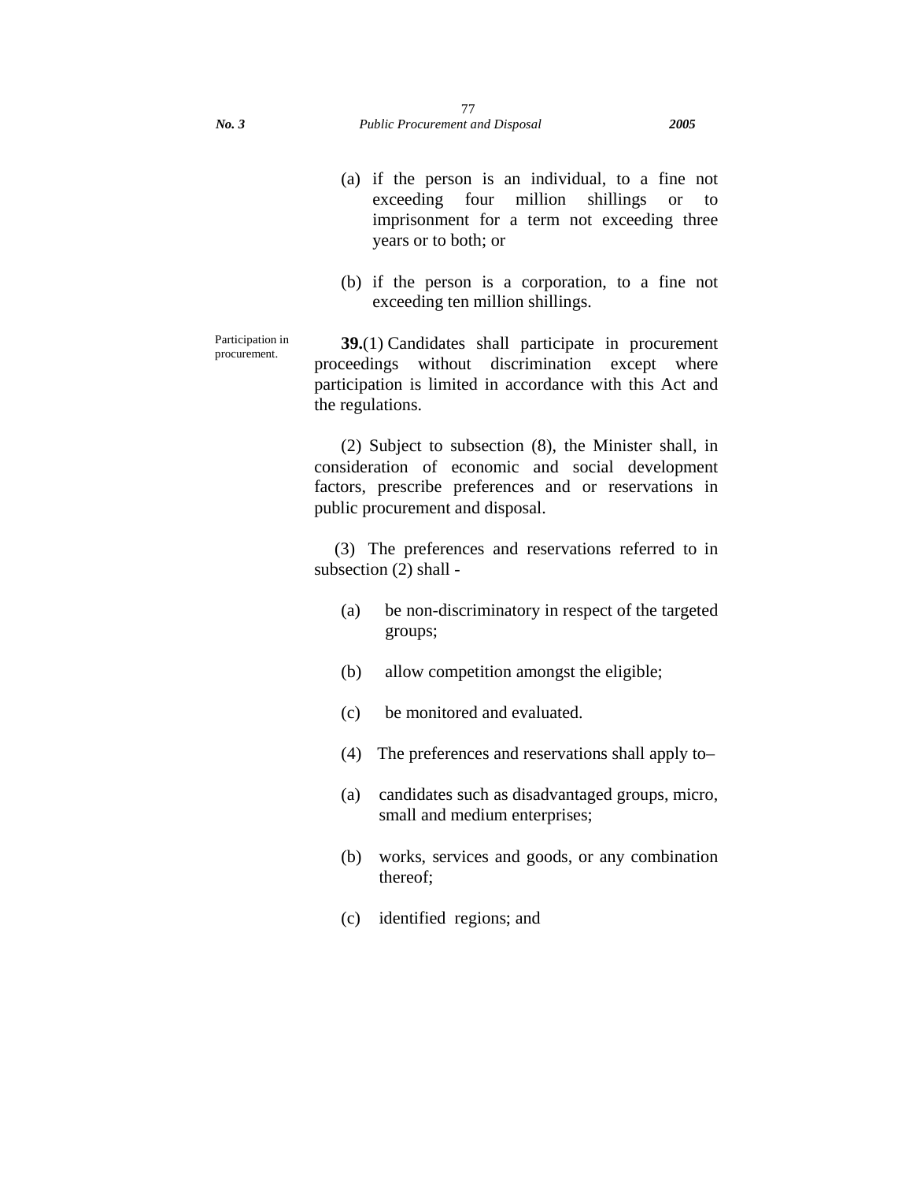(a) if the person is an individual, to a fine not exceeding four million shillings or to imprisonment for a term not exceeding three years or to both; or

(b) if the person is a corporation, to a fine not exceeding ten million shillings.

Participation in procurement.

**39.**(1) Candidates shall participate in procurement proceedings without discrimination except where participation is limited in accordance with this Act and the regulations.

(2) Subject to subsection (8), the Minister shall, in consideration of economic and social development factors, prescribe preferences and or reservations in public procurement and disposal.

(3) The preferences and reservations referred to in subsection (2) shall -

(a) be non-discriminatory in respect of the targeted groups;

(b) allow competition amongst the eligible;

(c) be monitored and evaluated.

(4) The preferences and reservations shall apply to–

(a) candidates such as disadvantaged groups, micro, small and medium enterprises;

(b) works, services and goods, or any combination thereof;

(c) identified regions; and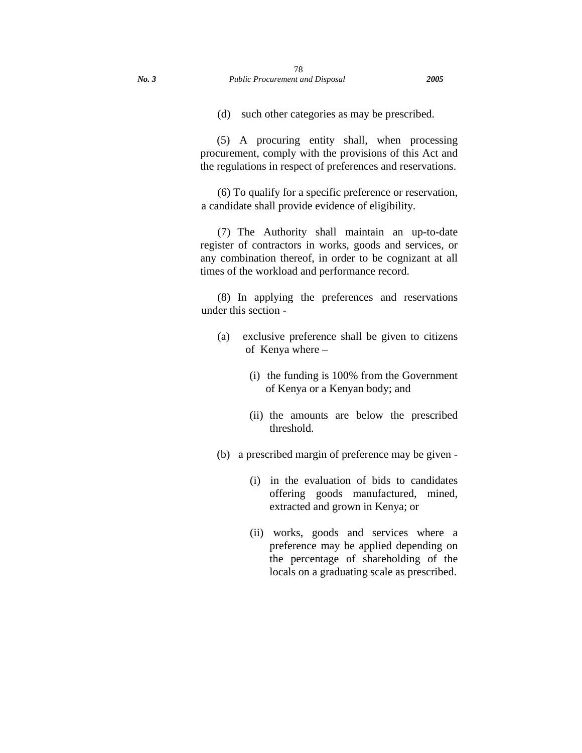(d) such other categories as may be prescribed.

(5) A procuring entity shall, when processing procurement, comply with the provisions of this Act and the regulations in respect of preferences and reservations.

(6) To qualify for a specific preference or reservation, a candidate shall provide evidence of eligibility.

(7) The Authority shall maintain an up-to-date register of contractors in works, goods and services, or any combination thereof, in order to be cognizant at all times of the workload and performance record.

(8) In applying the preferences and reservations under this section -

(a) exclusive preference shall be given to citizens of Kenya where –

(i) the funding is 100% from the Government of Kenya or a Kenyan body; and

(ii) the amounts are below the prescribed threshold.

(b) a prescribed margin of preference may be given -

(i) in the evaluation of bids to candidates offering goods manufactured, mined, extracted and grown in Kenya; or

(ii) works, goods and services where a preference may be applied depending on the percentage of shareholding of the locals on a graduating scale as prescribed.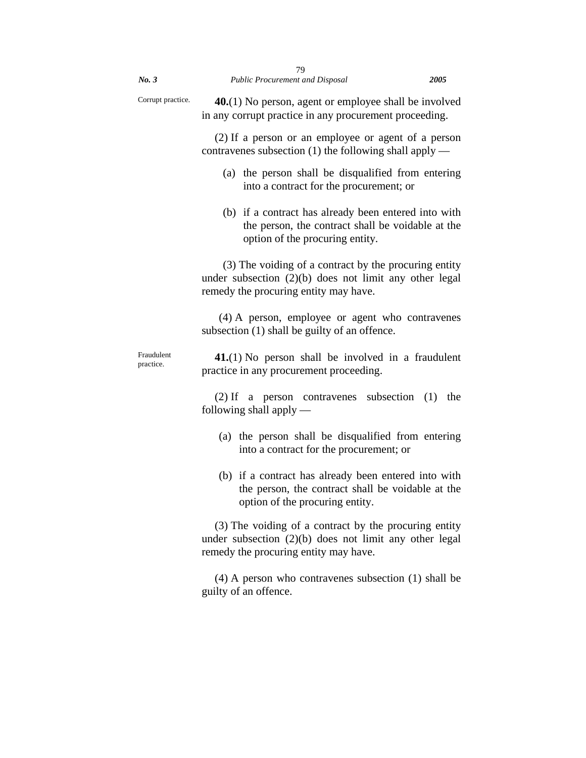Corrupt practice.

**40.**(1) No person, agent or employee shall be involved in any corrupt practice in any procurement proceeding.

(2) If a person or an employee or agent of a person contravenes subsection (1) the following shall apply —

(a) the person shall be disqualified from entering into a contract for the procurement; or

(b) if a contract has already been entered into with the person, the contract shall be voidable at the option of the procuring entity.

(3) The voiding of a contract by the procuring entity under subsection (2)(b) does not limit any other legal remedy the procuring entity may have.

(4) A person, employee or agent who contravenes subsection (1) shall be guilty of an offence.

Fraudulent practice.

**41.**(1) No person shall be involved in a fraudulent practice in any procurement proceeding.

(2) If a person contravenes subsection (1) the following shall apply —

(a) the person shall be disqualified from entering into a contract for the procurement; or

(b) if a contract has already been entered into with the person, the contract shall be voidable at the option of the procuring entity.

(3) The voiding of a contract by the procuring entity under subsection (2)(b) does not limit any other legal remedy the procuring entity may have.

(4) A person who contravenes subsection (1) shall be guilty of an offence.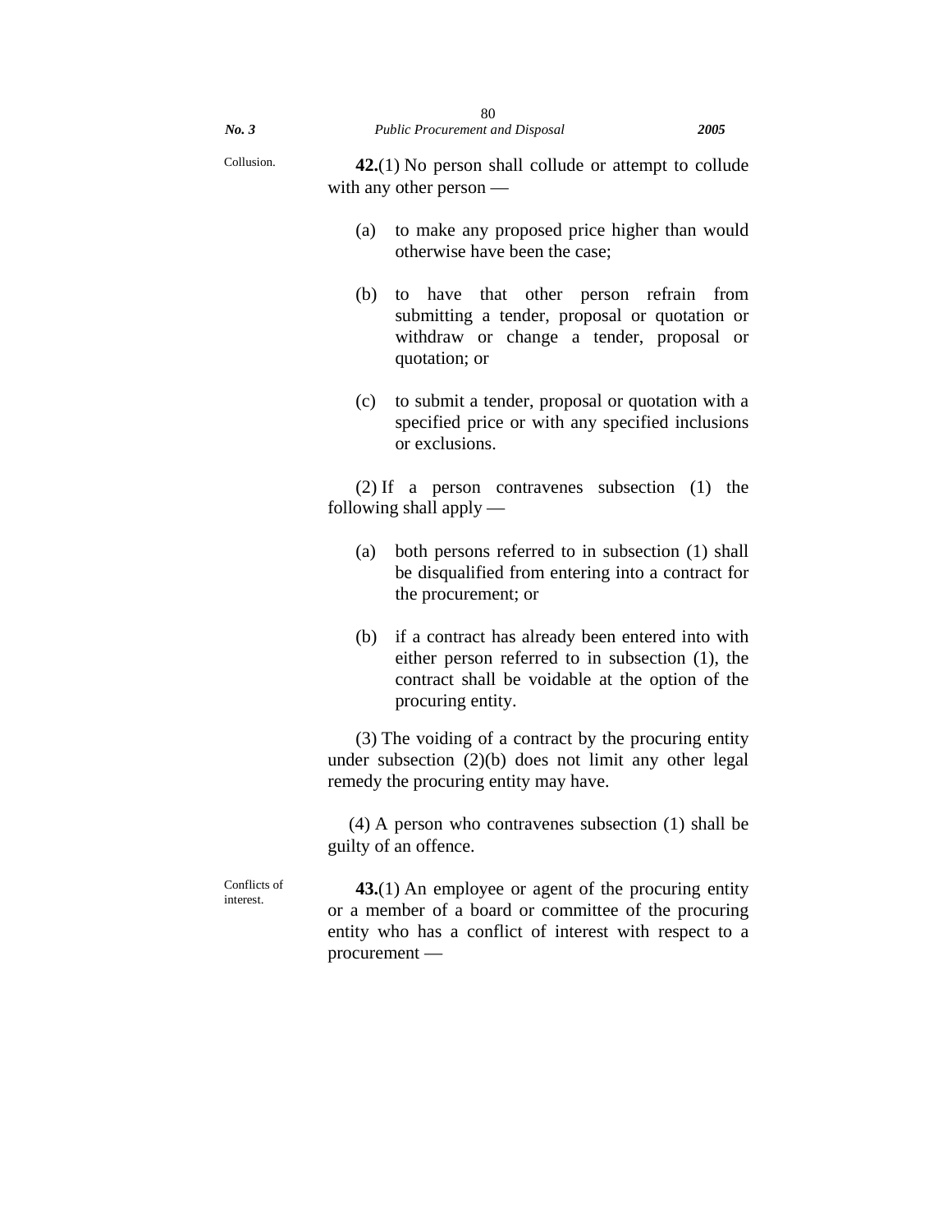Collusion.

**42.**(1) No person shall collude or attempt to collude with any other person —

(a) to make any proposed price higher than would otherwise have been the case;

(b) to have that other person refrain from submitting a tender, proposal or quotation or withdraw or change a tender, proposal or quotation; or

(c) to submit a tender, proposal or quotation with a specified price or with any specified inclusions or exclusions.

(2) If a person contravenes subsection (1) the following shall apply —

(a) both persons referred to in subsection (1) shall be disqualified from entering into a contract for the procurement; or

(b) if a contract has already been entered into with either person referred to in subsection (1), the contract shall be voidable at the option of the procuring entity.

(3) The voiding of a contract by the procuring entity under subsection (2)(b) does not limit any other legal remedy the procuring entity may have.

(4) A person who contravenes subsection (1) shall be guilty of an offence.

Conflicts of interest.

**43.**(1) An employee or agent of the procuring entity or a member of a board or committee of the procuring entity who has a conflict of interest with respect to a procurement —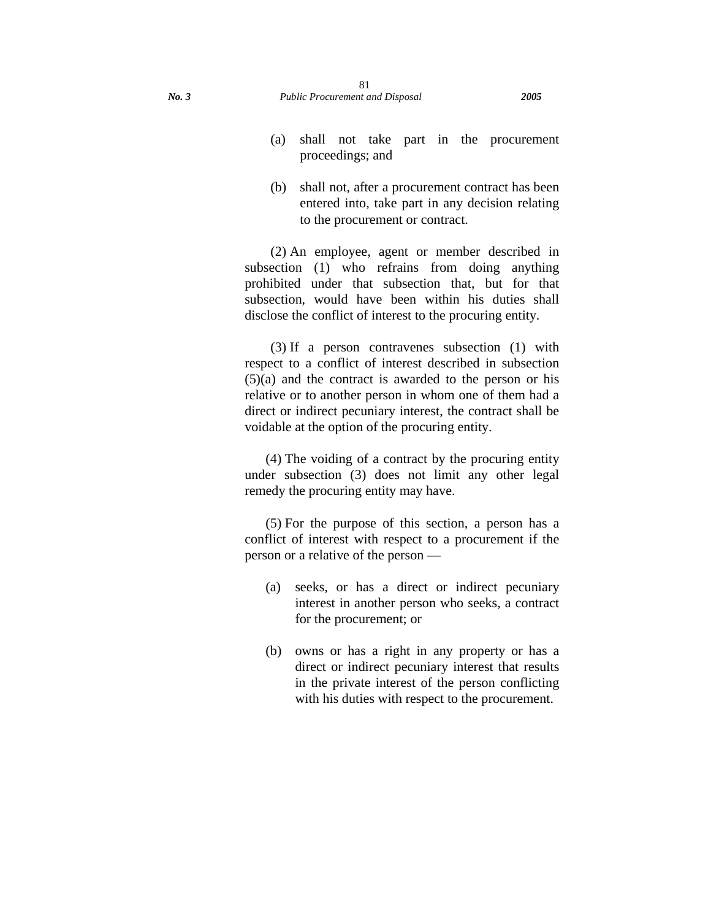(a) shall not take part in the procurement proceedings; and

(b) shall not, after a procurement contract has been entered into, take part in any decision relating to the procurement or contract.

(2) An employee, agent or member described in subsection (1) who refrains from doing anything prohibited under that subsection that, but for that subsection, would have been within his duties shall disclose the conflict of interest to the procuring entity.

(3) If a person contravenes subsection (1) with respect to a conflict of interest described in subsection (5)(a) and the contract is awarded to the person or his relative or to another person in whom one of them had a direct or indirect pecuniary interest, the contract shall be voidable at the option of the procuring entity.

(4) The voiding of a contract by the procuring entity under subsection (3) does not limit any other legal remedy the procuring entity may have.

(5) For the purpose of this section, a person has a conflict of interest with respect to a procurement if the person or a relative of the person —

(a) seeks, or has a direct or indirect pecuniary interest in another person who seeks, a contract for the procurement; or

(b) owns or has a right in any property or has a direct or indirect pecuniary interest that results in the private interest of the person conflicting with his duties with respect to the procurement.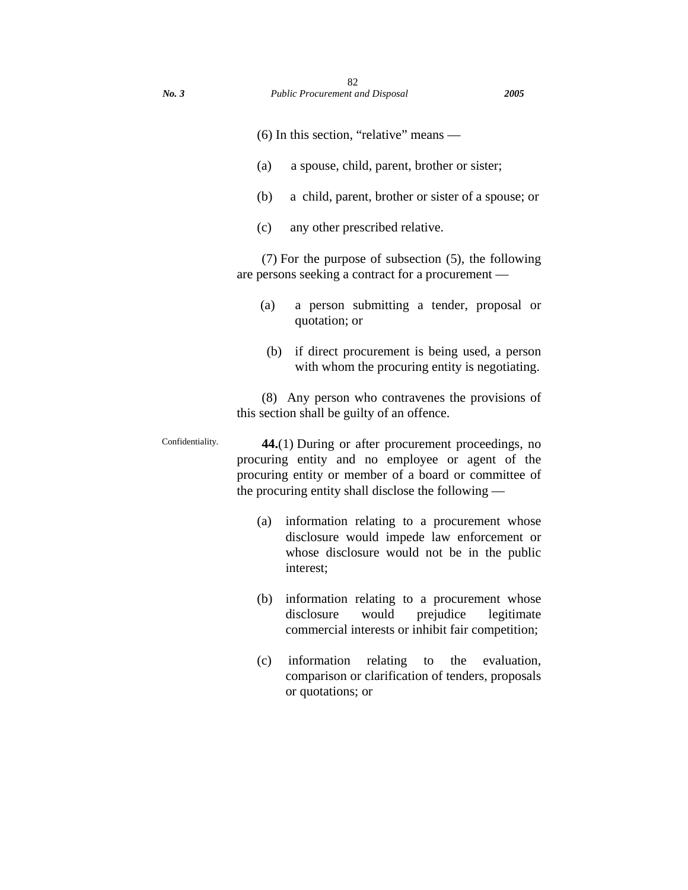(6) In this section, "relative" means —

(a) a spouse, child, parent, brother or sister;

(b) a child, parent, brother or sister of a spouse; or

(c) any other prescribed relative.

(7) For the purpose of subsection (5), the following are persons seeking a contract for a procurement —

(a) a person submitting a tender, proposal or quotation; or

(b) if direct procurement is being used, a person with whom the procuring entity is negotiating.

(8) Any person who contravenes the provisions of this section shall be guilty of an offence.

Confidentiality.

**44.**(1) During or after procurement proceedings, no procuring entity and no employee or agent of the procuring entity or member of a board or committee of the procuring entity shall disclose the following —

(a) information relating to a procurement whose disclosure would impede law enforcement or whose disclosure would not be in the public interest;

(b) information relating to a procurement whose disclosure would prejudice legitimate commercial interests or inhibit fair competition;

(c) information relating to the evaluation, comparison or clarification of tenders, proposals or quotations; or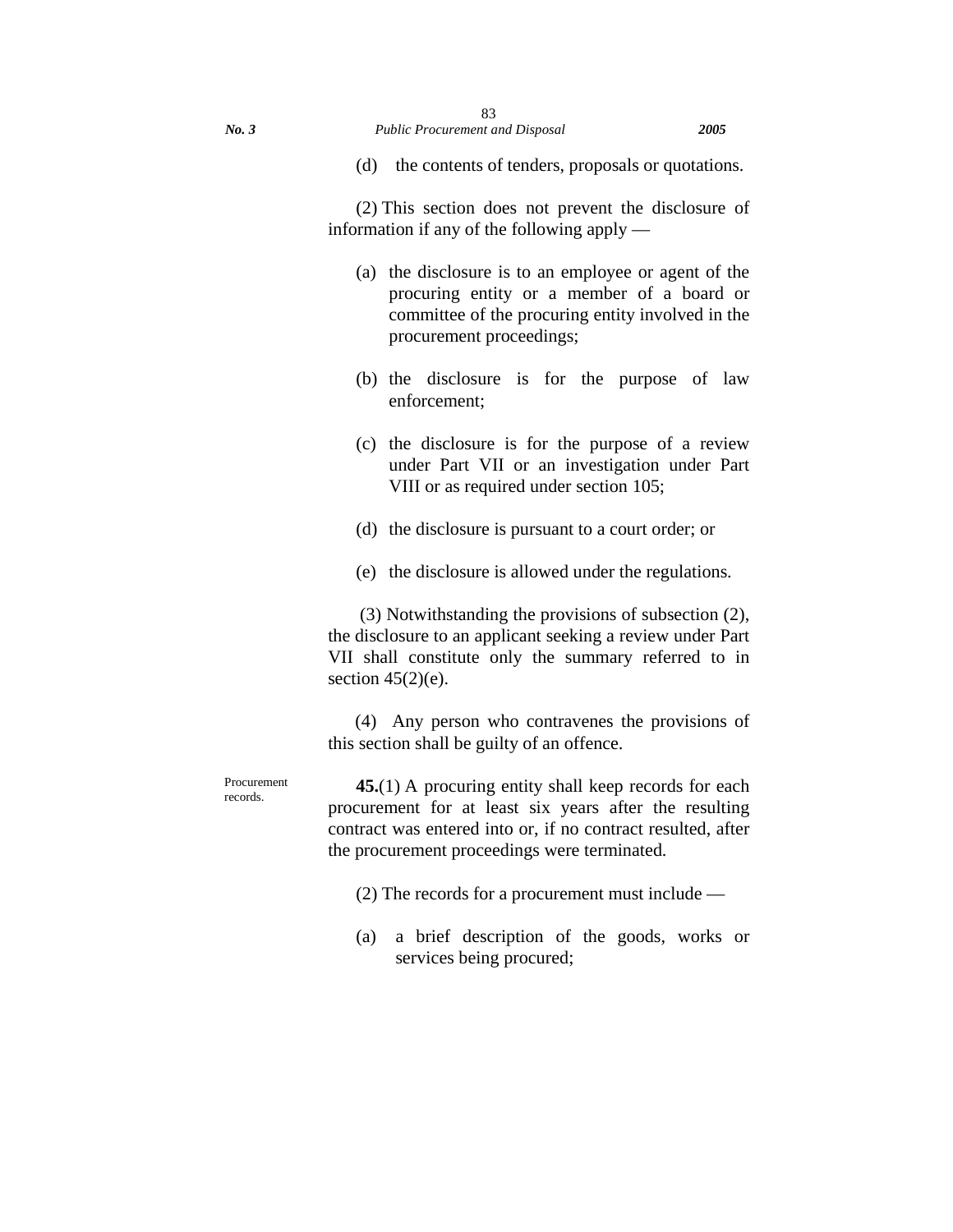(d) the contents of tenders, proposals or quotations.

(2) This section does not prevent the disclosure of information if any of the following apply —

(a) the disclosure is to an employee or agent of the procuring entity or a member of a board or committee of the procuring entity involved in the procurement proceedings;

(b) the disclosure is for the purpose of law enforcement;

(c) the disclosure is for the purpose of a review under Part VII or an investigation under Part VIII or as required under section 105;

(d) the disclosure is pursuant to a court order; or

(e) the disclosure is allowed under the regulations.

(3) Notwithstanding the provisions of subsection (2), the disclosure to an applicant seeking a review under Part VII shall constitute only the summary referred to in section 45(2)(e).

(4) Any person who contravenes the provisions of this section shall be guilty of an offence.

Procurement records.

**45.**(1) A procuring entity shall keep records for each procurement for at least six years after the resulting contract was entered into or, if no contract resulted, after the procurement proceedings were terminated.

(2) The records for a procurement must include —

(a) a brief description of the goods, works or services being procured;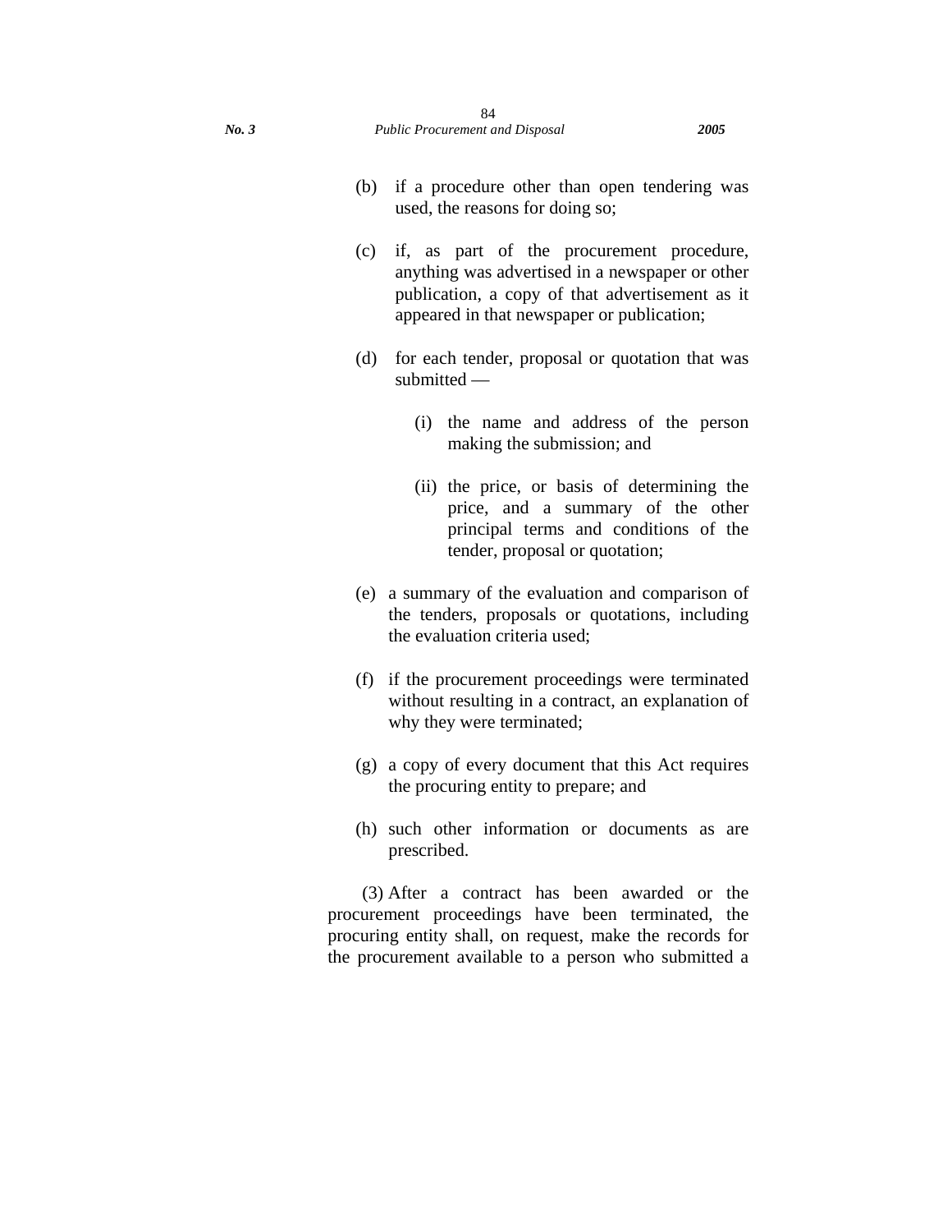(b) if a procedure other than open tendering was used, the reasons for doing so;

(c) if, as part of the procurement procedure, anything was advertised in a newspaper or other publication, a copy of that advertisement as it appeared in that newspaper or publication;

(d) for each tender, proposal or quotation that was submitted —

(i) the name and address of the person making the submission; and

(ii) the price, or basis of determining the price, and a summary of the other principal terms and conditions of the tender, proposal or quotation;

(e) a summary of the evaluation and comparison of the tenders, proposals or quotations, including the evaluation criteria used;

(f) if the procurement proceedings were terminated without resulting in a contract, an explanation of why they were terminated;

(g) a copy of every document that this Act requires the procuring entity to prepare; and

(h) such other information or documents as are prescribed.

(3) After a contract has been awarded or the procurement proceedings have been terminated, the procuring entity shall, on request, make the records for the procurement available to a person who submitted a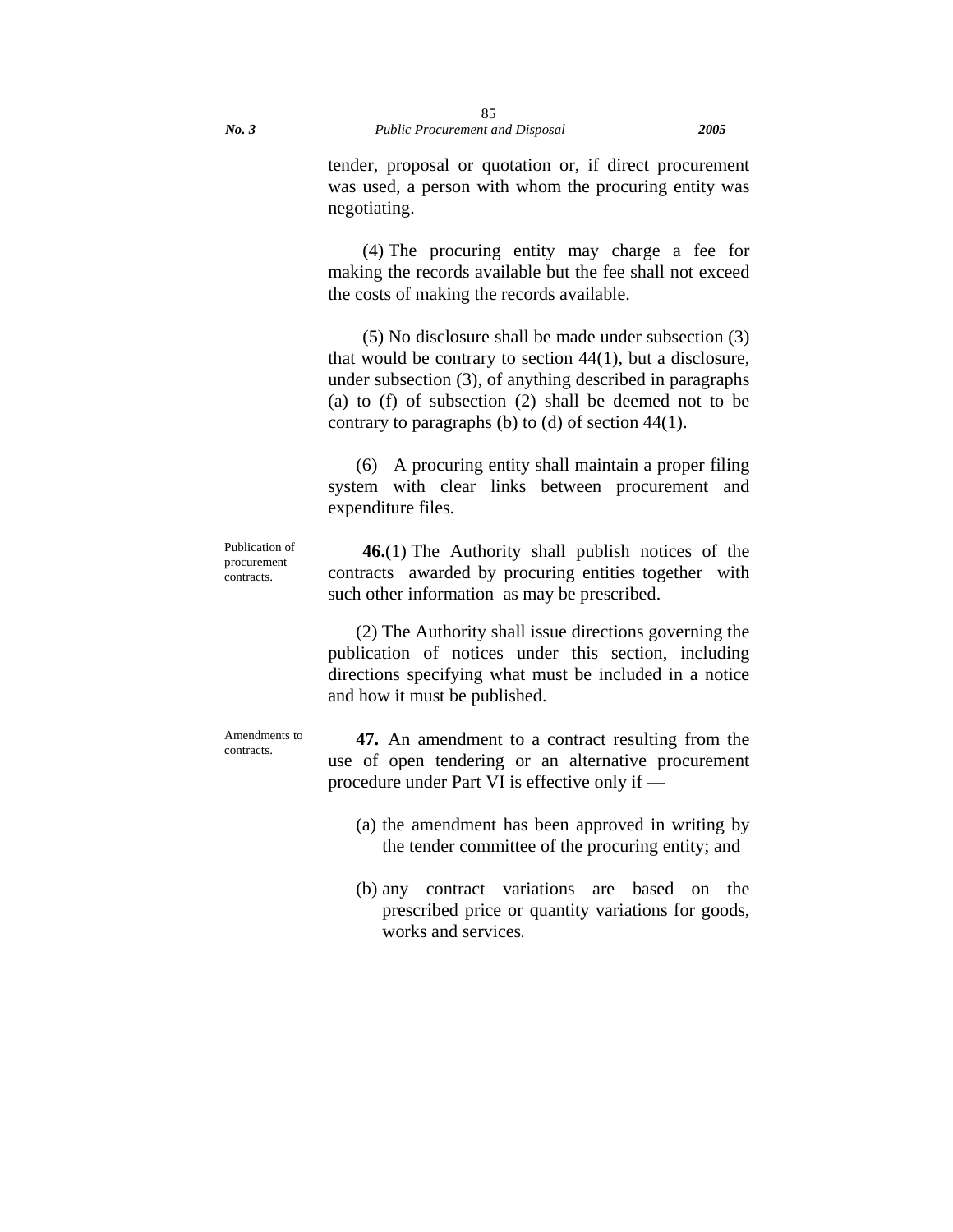tender, proposal or quotation or, if direct procurement was used, a person with whom the procuring entity was negotiating.

(4) The procuring entity may charge a fee for making the records available but the fee shall not exceed the costs of making the records available.

(5) No disclosure shall be made under subsection (3) that would be contrary to section 44(1), but a disclosure, under subsection (3), of anything described in paragraphs (a) to (f) of subsection (2) shall be deemed not to be contrary to paragraphs (b) to (d) of section 44(1).

(6) A procuring entity shall maintain a proper filing system with clear links between procurement and expenditure files.

Publication of procurement contracts.

**46.**(1) The Authority shall publish notices of the contracts awarded by procuring entities together with such other information as may be prescribed.

(2) The Authority shall issue directions governing the publication of notices under this section, including directions specifying what must be included in a notice and how it must be published.

Amendments to contracts.

**47.** An amendment to a contract resulting from the use of open tendering or an alternative procurement procedure under Part VI is effective only if —

(a) the amendment has been approved in writing by the tender committee of the procuring entity; and

(b) any contract variations are based on the prescribed price or quantity variations for goods, works and services.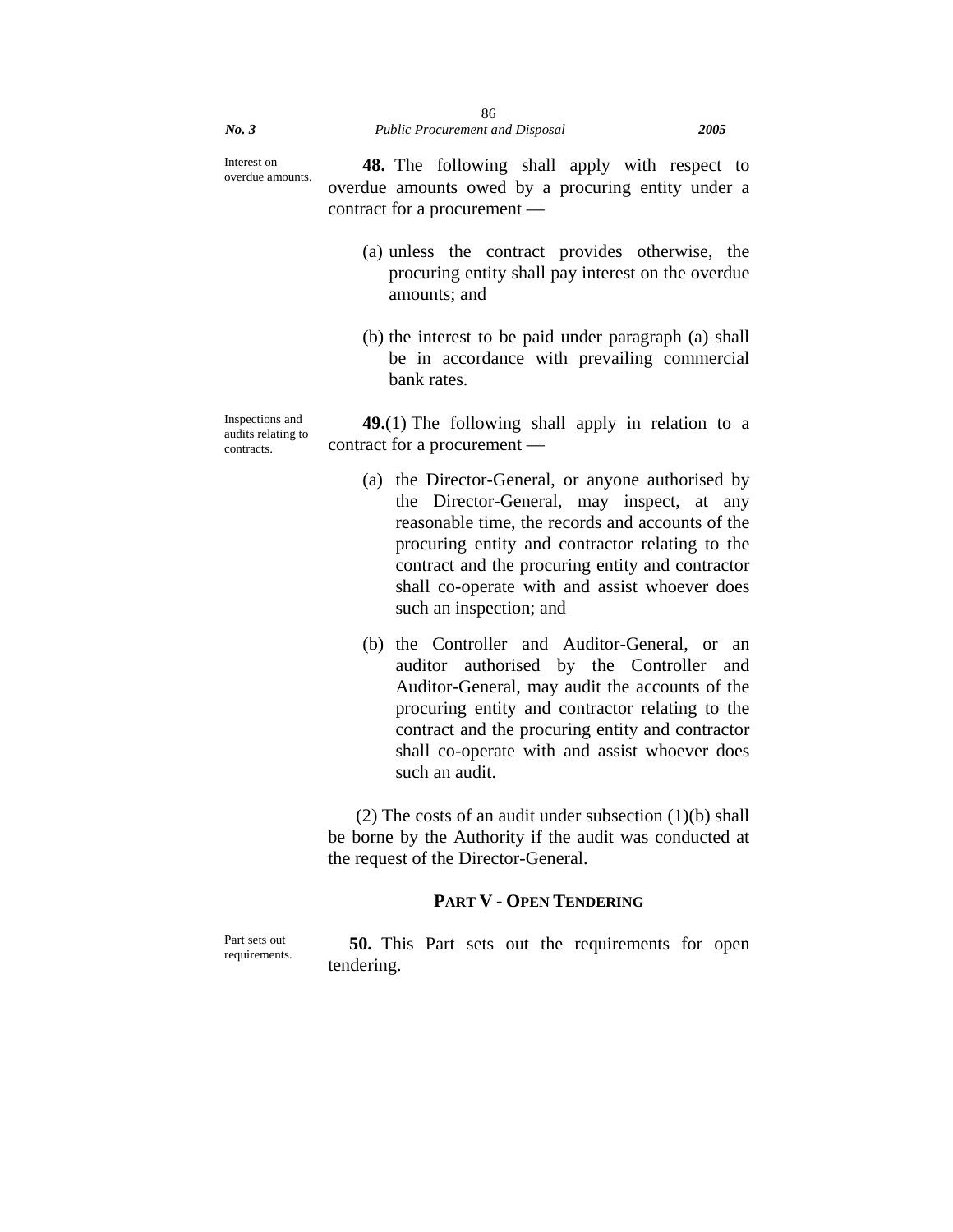Interest on overdue amounts.

**48.** The following shall apply with respect to overdue amounts owed by a procuring entity under a contract for a procurement —

(a) unless the contract provides otherwise, the procuring entity shall pay interest on the overdue amounts; and

(b) the interest to be paid under paragraph (a) shall be in accordance with prevailing commercial bank rates.

Inspections and audits relating to contracts.

**49.**(1) The following shall apply in relation to a contract for a procurement —

(a) the Director-General, or anyone authorised by the Director-General, may inspect, at any reasonable time, the records and accounts of the procuring entity and contractor relating to the contract and the procuring entity and contractor shall co-operate with and assist whoever does such an inspection; and

(b) the Controller and Auditor-General, or an auditor authorised by the Controller and Auditor-General, may audit the accounts of the procuring entity and contractor relating to the contract and the procuring entity and contractor shall co-operate with and assist whoever does such an audit.

(2) The costs of an audit under subsection (1)(b) shall be borne by the Authority if the audit was conducted at the request of the Director-General.

## PART V - OPEN TENDERING

Part sets out requirements.

**50.** This Part sets out the requirements for open tendering.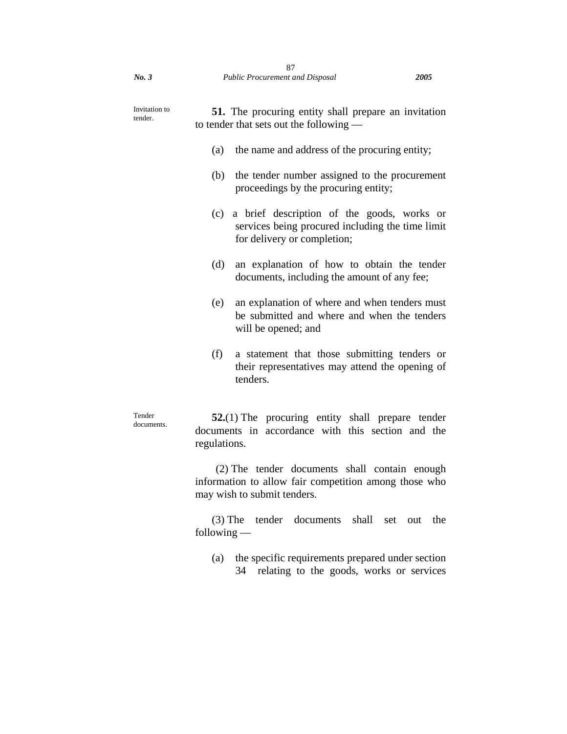Invitation to tender.

**51.** The procuring entity shall prepare an invitation to tender that sets out the following —

(a) the name and address of the procuring entity;

(b) the tender number assigned to the procurement proceedings by the procuring entity;

(c) a brief description of the goods, works or services being procured including the time limit for delivery or completion;

(d) an explanation of how to obtain the tender documents, including the amount of any fee;

(e) an explanation of where and when tenders must be submitted and where and when the tenders will be opened; and

(f) a statement that those submitting tenders or their representatives may attend the opening of tenders.

Tender documents.

**52.**(1) The procuring entity shall prepare tender documents in accordance with this section and the regulations.

(2) The tender documents shall contain enough information to allow fair competition among those who may wish to submit tenders.

(3) The tender documents shall set out the following —

(a) the specific requirements prepared under section 34 relating to the goods, works or services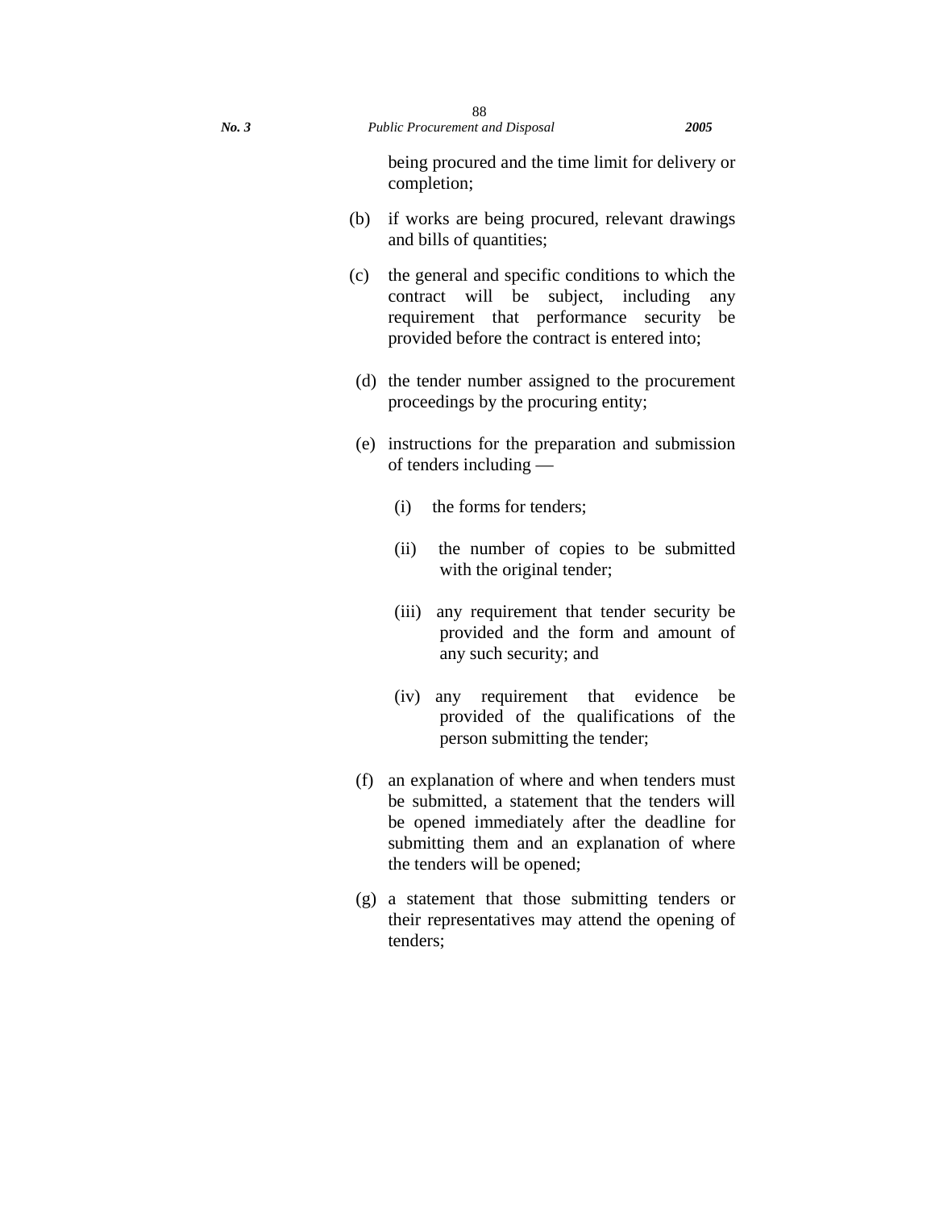being procured and the time limit for delivery or completion;

(b) if works are being procured, relevant drawings and bills of quantities;

(c) the general and specific conditions to which the contract will be subject, including any requirement that performance security be provided before the contract is entered into;

(d) the tender number assigned to the procurement proceedings by the procuring entity;

(e) instructions for the preparation and submission of tenders including —

   (i) the forms for tenders;

   (ii) the number of copies to be submitted with the original tender;

   (iii) any requirement that tender security be provided and the form and amount of any such security; and

   (iv) any requirement that evidence be provided of the qualifications of the person submitting the tender;

(f) an explanation of where and when tenders must be submitted, a statement that the tenders will be opened immediately after the deadline for submitting them and an explanation of where the tenders will be opened;

(g) a statement that those submitting tenders or their representatives may attend the opening of tenders;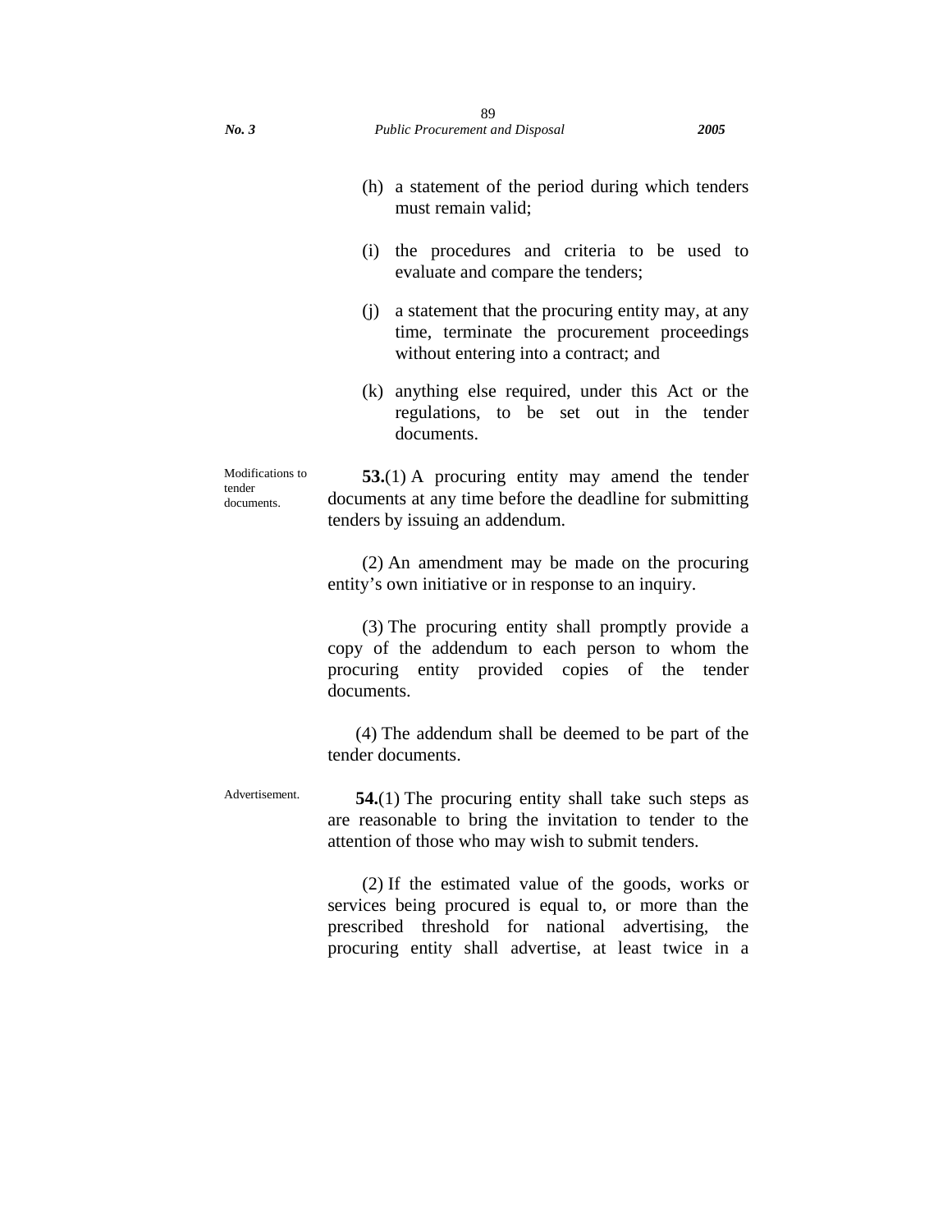(h) a statement of the period during which tenders must remain valid;

(i) the procedures and criteria to be used to evaluate and compare the tenders;

(j) a statement that the procuring entity may, at any time, terminate the procurement proceedings without entering into a contract; and

(k) anything else required, under this Act or the regulations, to be set out in the tender documents.

Modifications to tender documents.

**53.**(1) A procuring entity may amend the tender documents at any time before the deadline for submitting tenders by issuing an addendum.

(2) An amendment may be made on the procuring entity's own initiative or in response to an inquiry.

(3) The procuring entity shall promptly provide a copy of the addendum to each person to whom the procuring entity provided copies of the tender documents.

(4) The addendum shall be deemed to be part of the tender documents.

Advertisement.

**54.**(1) The procuring entity shall take such steps as are reasonable to bring the invitation to tender to the attention of those who may wish to submit tenders.

(2) If the estimated value of the goods, works or services being procured is equal to, or more than the prescribed threshold for national advertising, the procuring entity shall advertise, at least twice in a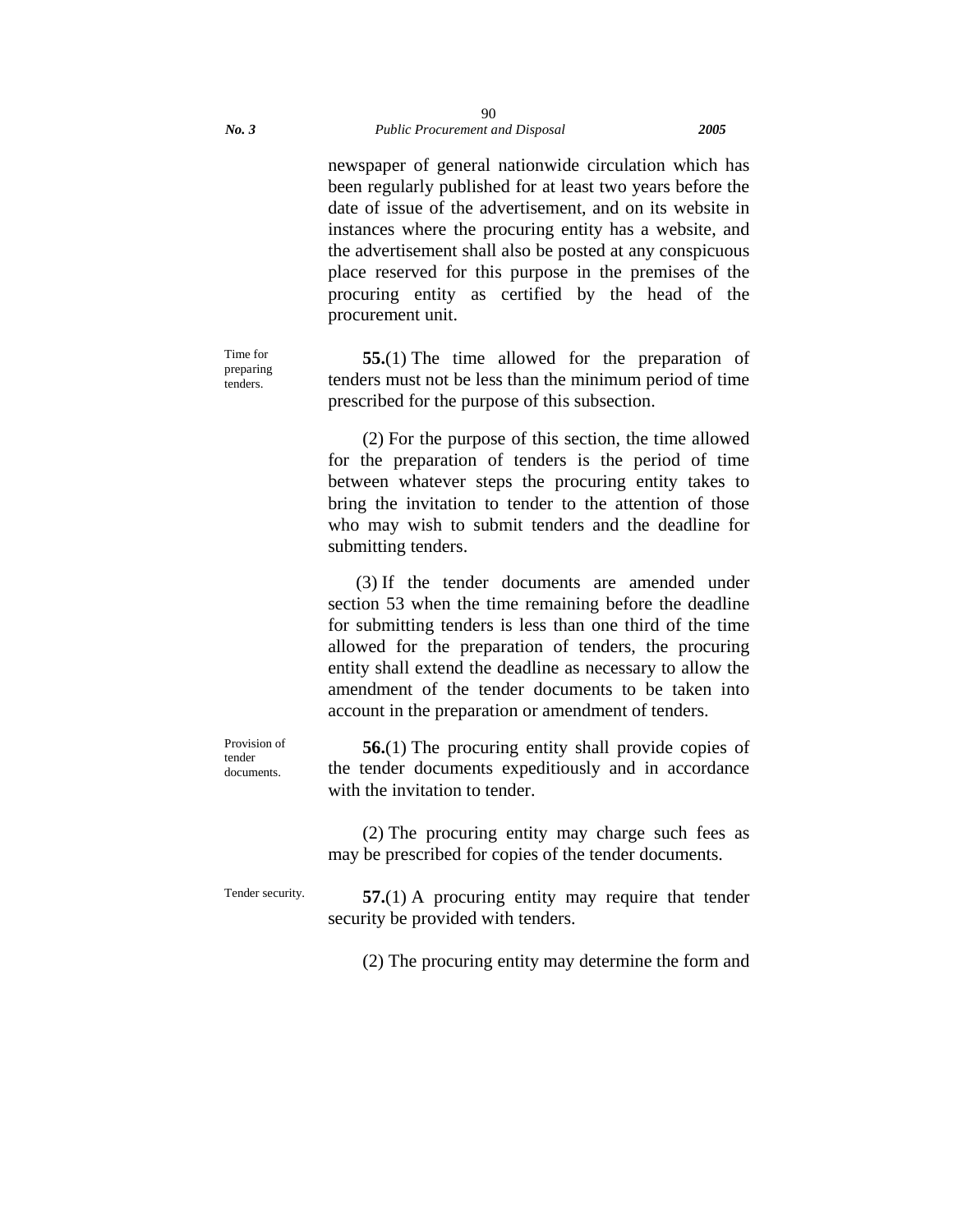newspaper of general nationwide circulation which has been regularly published for at least two years before the date of issue of the advertisement, and on its website in instances where the procuring entity has a website, and the advertisement shall also be posted at any conspicuous place reserved for this purpose in the premises of the procuring entity as certified by the head of the procurement unit.

Time for preparing tenders.

**55.**(1) The time allowed for the preparation of tenders must not be less than the minimum period of time prescribed for the purpose of this subsection.

(2) For the purpose of this section, the time allowed for the preparation of tenders is the period of time between whatever steps the procuring entity takes to bring the invitation to tender to the attention of those who may wish to submit tenders and the deadline for submitting tenders.

(3) If the tender documents are amended under section 53 when the time remaining before the deadline for submitting tenders is less than one third of the time allowed for the preparation of tenders, the procuring entity shall extend the deadline as necessary to allow the amendment of the tender documents to be taken into account in the preparation or amendment of tenders.

Provision of tender documents.

**56.**(1) The procuring entity shall provide copies of the tender documents expeditiously and in accordance with the invitation to tender.

(2) The procuring entity may charge such fees as may be prescribed for copies of the tender documents.

Tender security.

**57.**(1) A procuring entity may require that tender security be provided with tenders.

(2) The procuring entity may determine the form and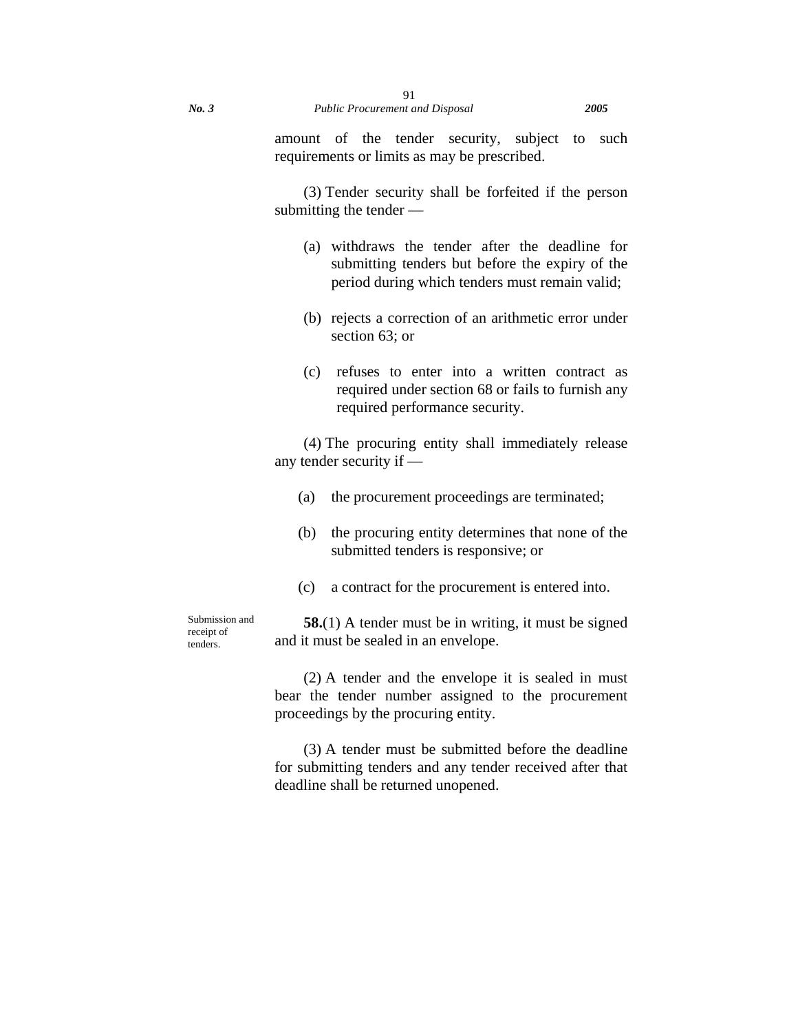amount of the tender security, subject to such requirements or limits as may be prescribed.

(3) Tender security shall be forfeited if the person submitting the tender —

(a) withdraws the tender after the deadline for submitting tenders but before the expiry of the period during which tenders must remain valid;

(b) rejects a correction of an arithmetic error under section 63; or

(c) refuses to enter into a written contract as required under section 68 or fails to furnish any required performance security.

(4) The procuring entity shall immediately release any tender security if —

(a) the procurement proceedings are terminated;

(b) the procuring entity determines that none of the submitted tenders is responsive; or

(c) a contract for the procurement is entered into.

Submission and receipt of tenders.

**58.**(1) A tender must be in writing, it must be signed and it must be sealed in an envelope.

(2) A tender and the envelope it is sealed in must bear the tender number assigned to the procurement proceedings by the procuring entity.

(3) A tender must be submitted before the deadline for submitting tenders and any tender received after that deadline shall be returned unopened.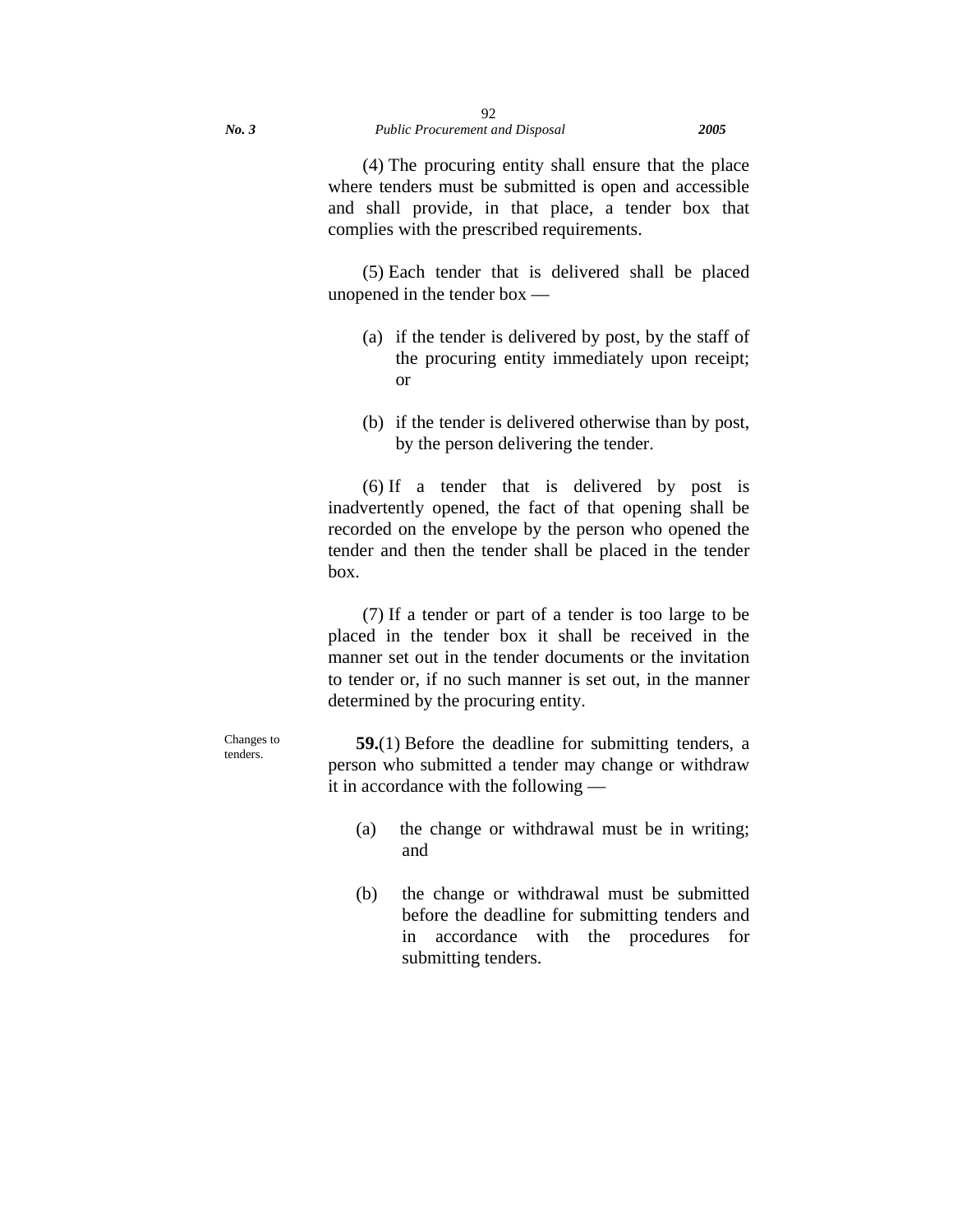(4) The procuring entity shall ensure that the place where tenders must be submitted is open and accessible and shall provide, in that place, a tender box that complies with the prescribed requirements.

(5) Each tender that is delivered shall be placed unopened in the tender box —

(a) if the tender is delivered by post, by the staff of the procuring entity immediately upon receipt; or

(b) if the tender is delivered otherwise than by post, by the person delivering the tender.

(6) If a tender that is delivered by post is inadvertently opened, the fact of that opening shall be recorded on the envelope by the person who opened the tender and then the tender shall be placed in the tender box.

(7) If a tender or part of a tender is too large to be placed in the tender box it shall be received in the manner set out in the tender documents or the invitation to tender or, if no such manner is set out, in the manner determined by the procuring entity.

Changes to tenders.

**59.**(1) Before the deadline for submitting tenders, a person who submitted a tender may change or withdraw it in accordance with the following —

(a) the change or withdrawal must be in writing; and

(b) the change or withdrawal must be submitted before the deadline for submitting tenders and in accordance with the procedures for submitting tenders.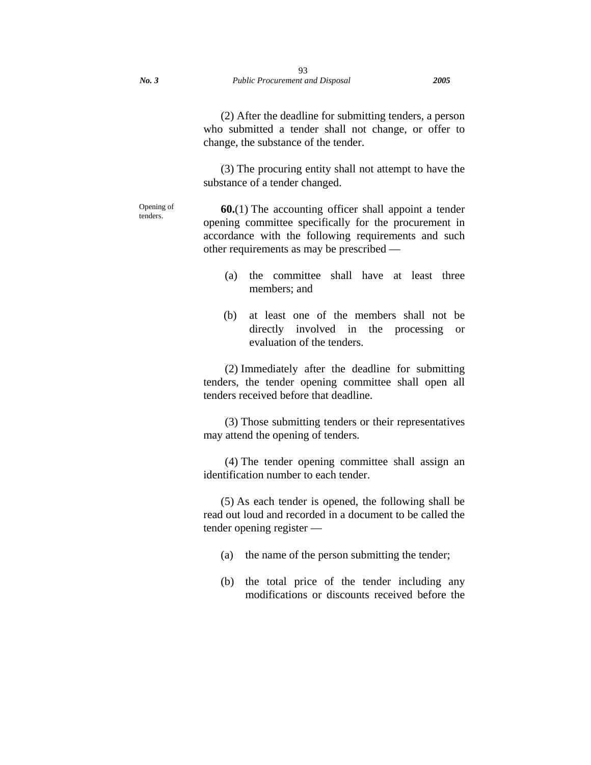(2) After the deadline for submitting tenders, a person who submitted a tender shall not change, or offer to change, the substance of the tender.

(3) The procuring entity shall not attempt to have the substance of a tender changed.

Opening of tenders.

**60.**(1) The accounting officer shall appoint a tender opening committee specifically for the procurement in accordance with the following requirements and such other requirements as may be prescribed —

(a) the committee shall have at least three members; and

(b) at least one of the members shall not be directly involved in the processing or evaluation of the tenders.

(2) Immediately after the deadline for submitting tenders, the tender opening committee shall open all tenders received before that deadline.

(3) Those submitting tenders or their representatives may attend the opening of tenders.

(4) The tender opening committee shall assign an identification number to each tender.

(5) As each tender is opened, the following shall be read out loud and recorded in a document to be called the tender opening register —

(a) the name of the person submitting the tender;

(b) the total price of the tender including any modifications or discounts received before the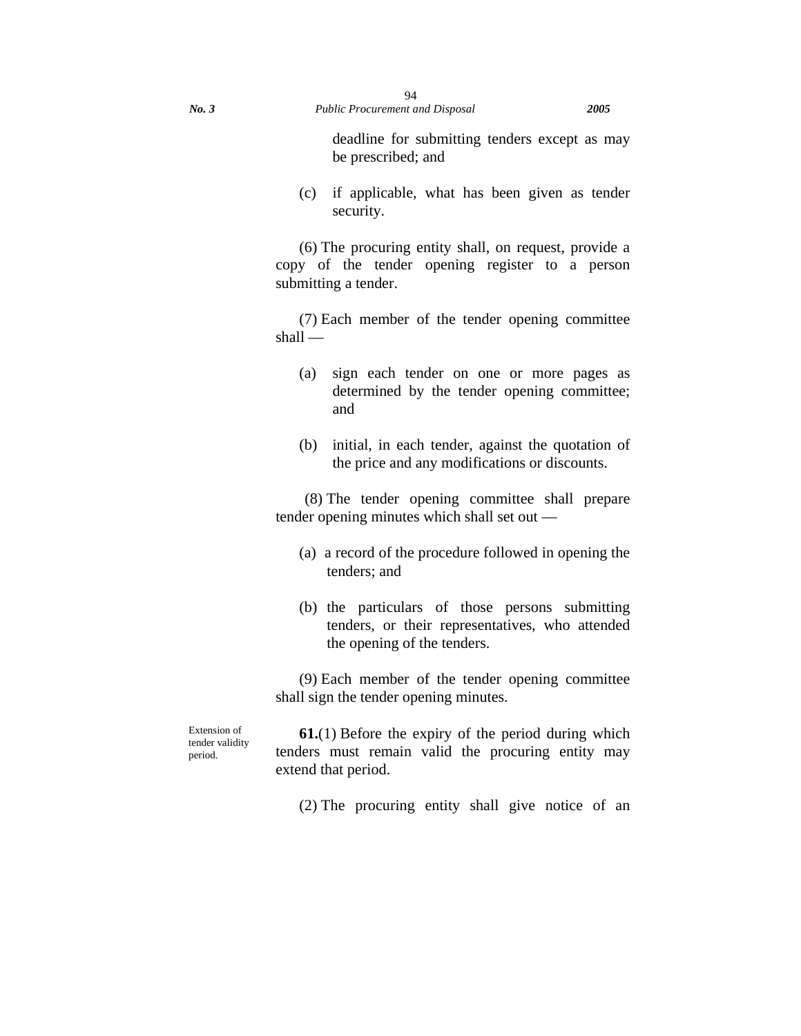deadline for submitting tenders except as may be prescribed; and

(c) if applicable, what has been given as tender security.

(6) The procuring entity shall, on request, provide a copy of the tender opening register to a person submitting a tender.

(7) Each member of the tender opening committee shall —

(a) sign each tender on one or more pages as determined by the tender opening committee; and

(b) initial, in each tender, against the quotation of the price and any modifications or discounts.

(8) The tender opening committee shall prepare tender opening minutes which shall set out —

(a) a record of the procedure followed in opening the tenders; and

(b) the particulars of those persons submitting tenders, or their representatives, who attended the opening of the tenders.

(9) Each member of the tender opening committee shall sign the tender opening minutes.

Extension of tender validity period.

**61.**(1) Before the expiry of the period during which tenders must remain valid the procuring entity may extend that period.

(2) The procuring entity shall give notice of an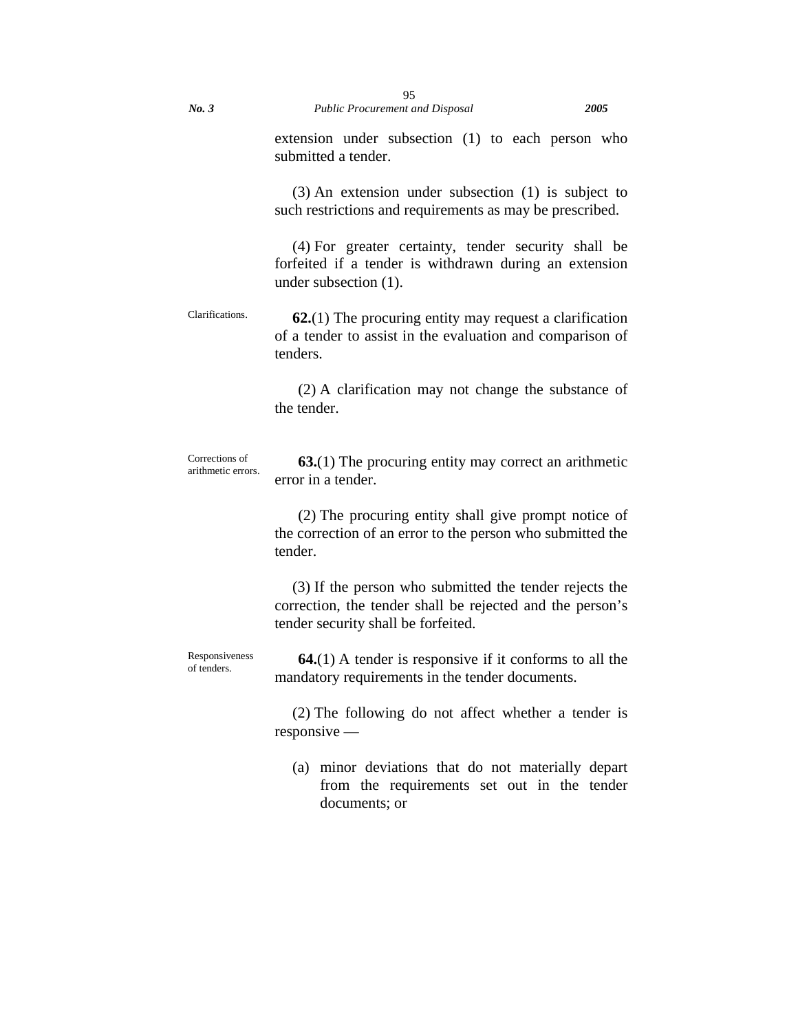extension under subsection (1) to each person who submitted a tender.

(3) An extension under subsection (1) is subject to such restrictions and requirements as may be prescribed.

(4) For greater certainty, tender security shall be forfeited if a tender is withdrawn during an extension under subsection (1).

Clarifications.

**62.**(1) The procuring entity may request a clarification of a tender to assist in the evaluation and comparison of tenders.

(2) A clarification may not change the substance of the tender.

Corrections of arithmetic errors.

**63.**(1) The procuring entity may correct an arithmetic error in a tender.

(2) The procuring entity shall give prompt notice of the correction of an error to the person who submitted the tender.

(3) If the person who submitted the tender rejects the correction, the tender shall be rejected and the person's tender security shall be forfeited.

Responsiveness of tenders.

**64.**(1) A tender is responsive if it conforms to all the mandatory requirements in the tender documents.

(2) The following do not affect whether a tender is responsive —

(a) minor deviations that do not materially depart from the requirements set out in the tender documents; or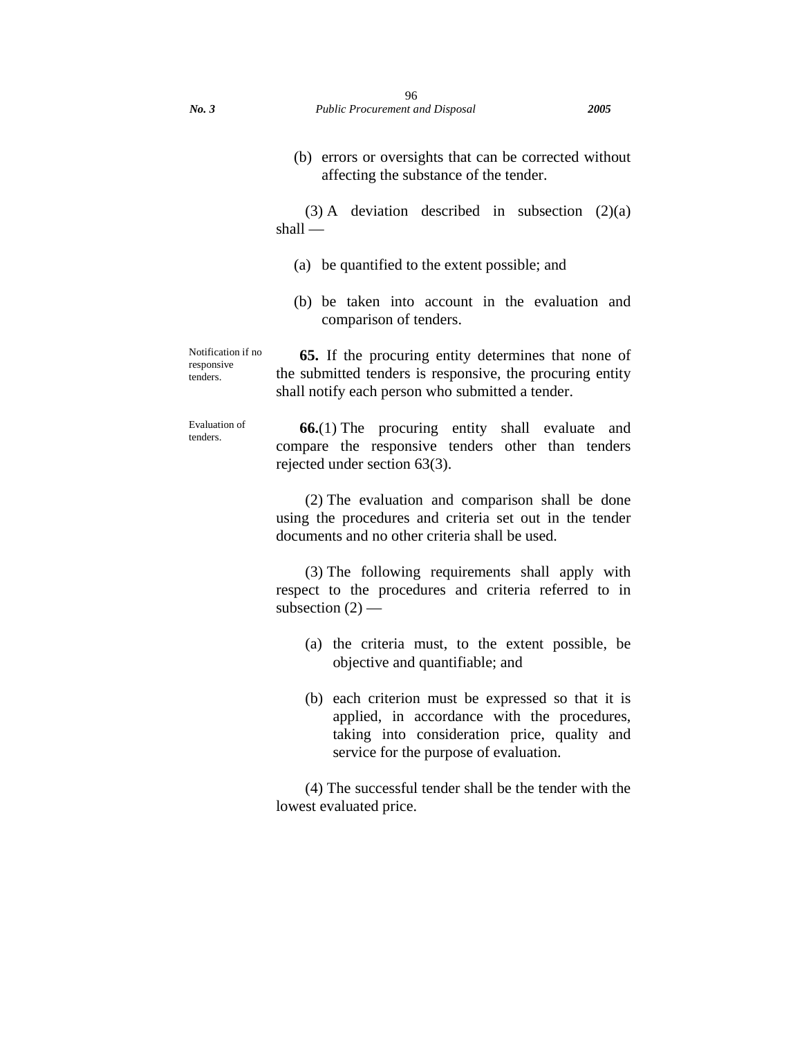(b) errors or oversights that can be corrected without affecting the substance of the tender.

(3) A deviation described in subsection (2)(a) shall —

(a) be quantified to the extent possible; and

(b) be taken into account in the evaluation and comparison of tenders.

*Notification if no responsive tenders.*

**65.** If the procuring entity determines that none of the submitted tenders is responsive, the procuring entity shall notify each person who submitted a tender.

*Evaluation of tenders.*

**66.**(1) The procuring entity shall evaluate and compare the responsive tenders other than tenders rejected under section 63(3).

(2) The evaluation and comparison shall be done using the procedures and criteria set out in the tender documents and no other criteria shall be used.

(3) The following requirements shall apply with respect to the procedures and criteria referred to in subsection (2) —

(a) the criteria must, to the extent possible, be objective and quantifiable; and

(b) each criterion must be expressed so that it is applied, in accordance with the procedures, taking into consideration price, quality and service for the purpose of evaluation.

(4) The successful tender shall be the tender with the lowest evaluated price.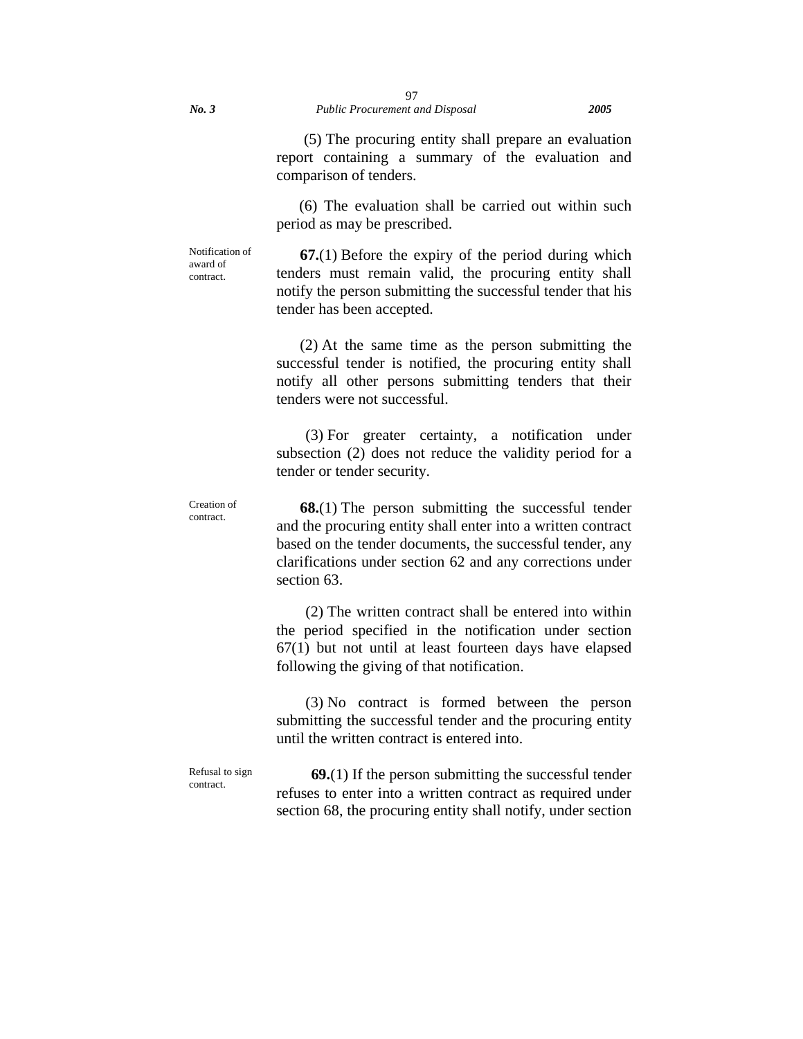(5) The procuring entity shall prepare an evaluation report containing a summary of the evaluation and comparison of tenders.

(6) The evaluation shall be carried out within such period as may be prescribed.

Notification of award of contract.

**67.**(1) Before the expiry of the period during which tenders must remain valid, the procuring entity shall notify the person submitting the successful tender that his tender has been accepted.

(2) At the same time as the person submitting the successful tender is notified, the procuring entity shall notify all other persons submitting tenders that their tenders were not successful.

(3) For greater certainty, a notification under subsection (2) does not reduce the validity period for a tender or tender security.

Creation of contract.

**68.**(1) The person submitting the successful tender and the procuring entity shall enter into a written contract based on the tender documents, the successful tender, any clarifications under section 62 and any corrections under section 63.

(2) The written contract shall be entered into within the period specified in the notification under section 67(1) but not until at least fourteen days have elapsed following the giving of that notification.

(3) No contract is formed between the person submitting the successful tender and the procuring entity until the written contract is entered into.

Refusal to sign contract.

**69.**(1) If the person submitting the successful tender refuses to enter into a written contract as required under section 68, the procuring entity shall notify, under section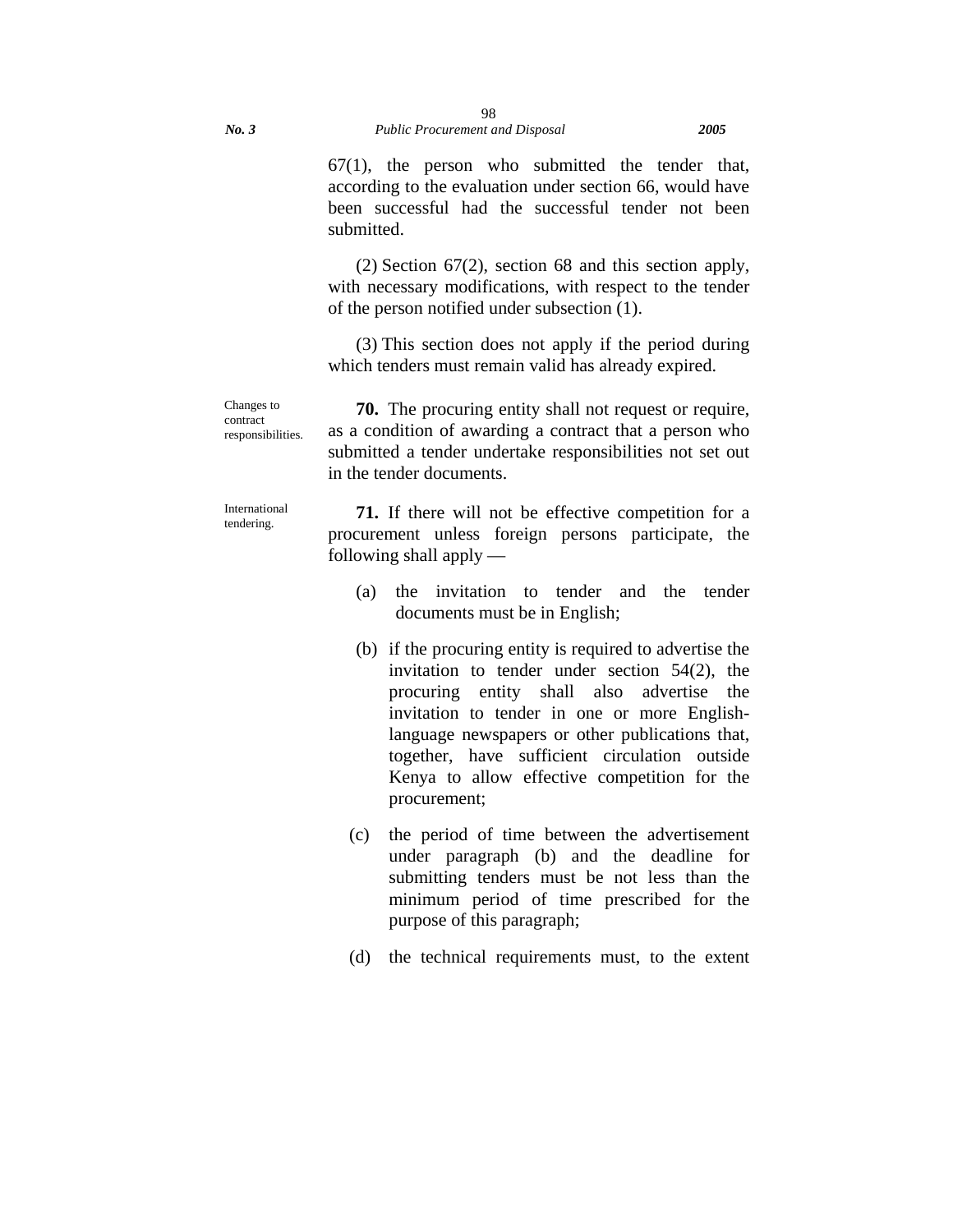67(1), the person who submitted the tender that, according to the evaluation under section 66, would have been successful had the successful tender not been submitted.

(2) Section 67(2), section 68 and this section apply, with necessary modifications, with respect to the tender of the person notified under subsection (1).

(3) This section does not apply if the period during which tenders must remain valid has already expired.

*Changes to contract responsibilities.*

**70.** The procuring entity shall not request or require, as a condition of awarding a contract that a person who submitted a tender undertake responsibilities not set out in the tender documents.

*International tendering.*

**71.** If there will not be effective competition for a procurement unless foreign persons participate, the following shall apply —

(a) the invitation to tender and the tender documents must be in English;

(b) if the procuring entity is required to advertise the invitation to tender under section 54(2), the procuring entity shall also advertise the invitation to tender in one or more English-language newspapers or other publications that, together, have sufficient circulation outside Kenya to allow effective competition for the procurement;

(c) the period of time between the advertisement under paragraph (b) and the deadline for submitting tenders must be not less than the minimum period of time prescribed for the purpose of this paragraph;

(d) the technical requirements must, to the extent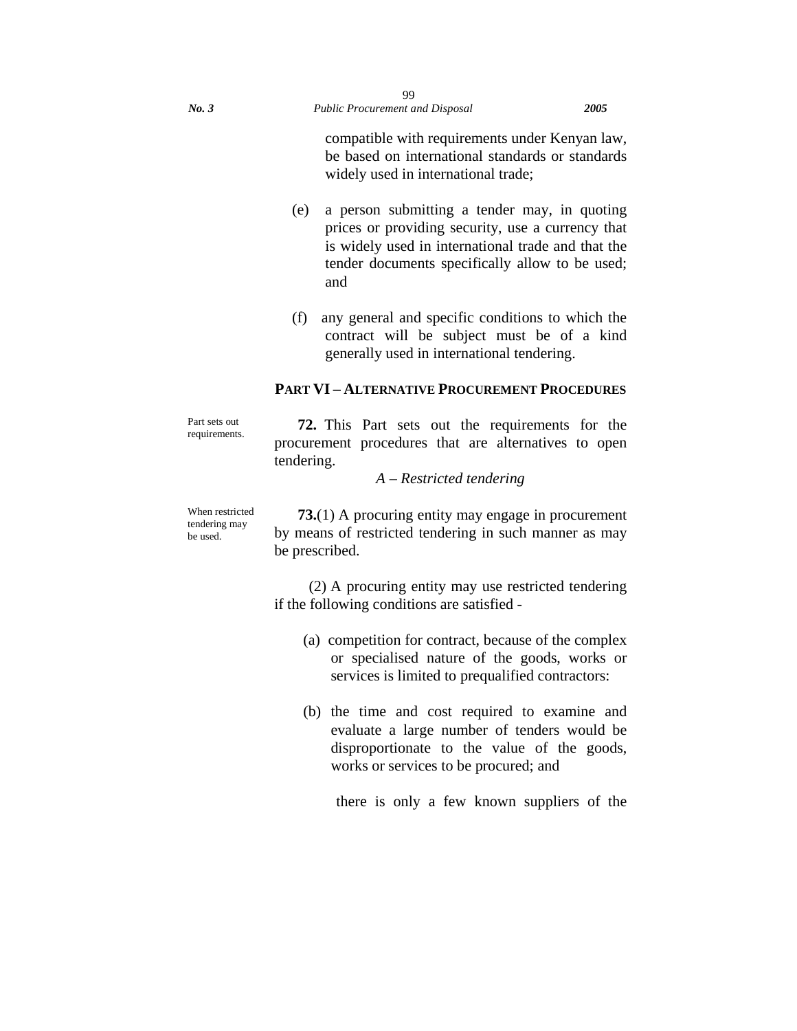compatible with requirements under Kenyan law, be based on international standards or standards widely used in international trade;

(e) a person submitting a tender may, in quoting prices or providing security, use a currency that is widely used in international trade and that the tender documents specifically allow to be used; and

(f) any general and specific conditions to which the contract will be subject must be of a kind generally used in international tendering.

## PART VI – ALTERNATIVE PROCUREMENT PROCEDURES

Part sets out requirements.

**72.** This Part sets out the requirements for the procurement procedures that are alternatives to open tendering.

*A – Restricted tendering*

When restricted tendering may be used.

**73.**(1) A procuring entity may engage in procurement by means of restricted tendering in such manner as may be prescribed.

(2) A procuring entity may use restricted tendering if the following conditions are satisfied -

(a) competition for contract, because of the complex or specialised nature of the goods, works or services is limited to prequalified contractors:

(b) the time and cost required to examine and evaluate a large number of tenders would be disproportionate to the value of the goods, works or services to be procured; and

there is only a few known suppliers of the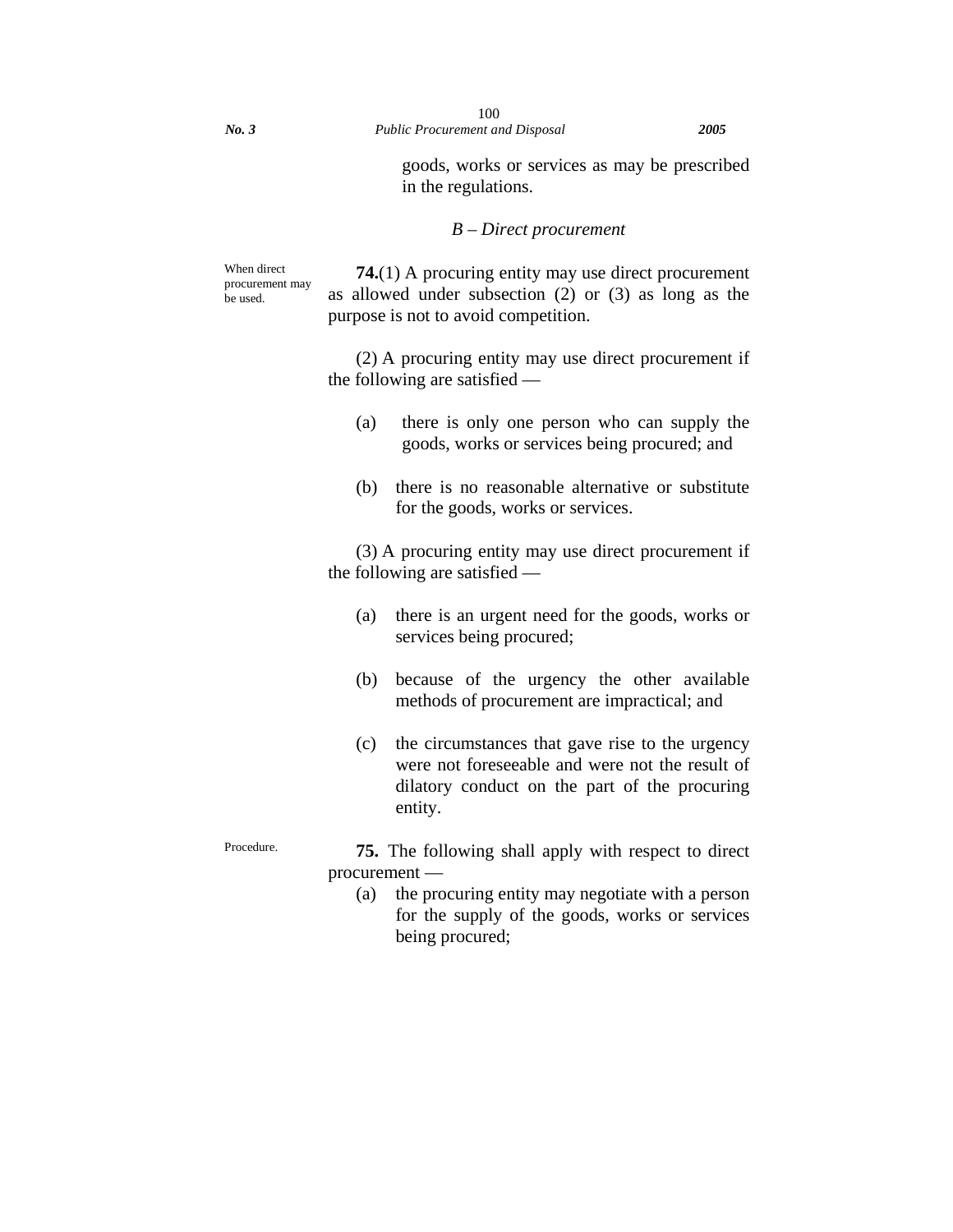goods, works or services as may be prescribed in the regulations.

### *B – Direct procurement*

When direct procurement may be used.

**74.**(1) A procuring entity may use direct procurement as allowed under subsection (2) or (3) as long as the purpose is not to avoid competition.

(2) A procuring entity may use direct procurement if the following are satisfied —

(a) there is only one person who can supply the goods, works or services being procured; and

(b) there is no reasonable alternative or substitute for the goods, works or services.

(3) A procuring entity may use direct procurement if the following are satisfied —

(a) there is an urgent need for the goods, works or services being procured;

(b) because of the urgency the other available methods of procurement are impractical; and

(c) the circumstances that gave rise to the urgency were not foreseeable and were not the result of dilatory conduct on the part of the procuring entity.

Procedure.

**75.** The following shall apply with respect to direct procurement —

(a) the procuring entity may negotiate with a person for the supply of the goods, works or services being procured;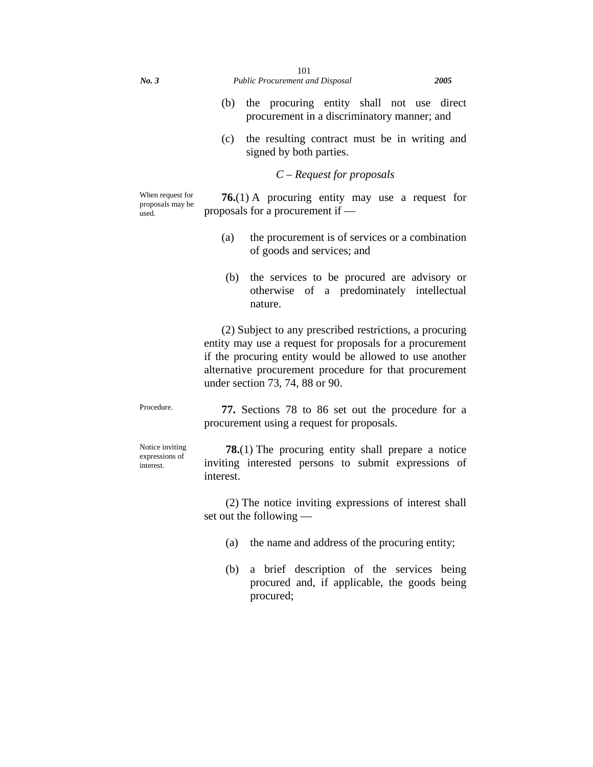(b) the procuring entity shall not use direct procurement in a discriminatory manner; and

(c) the resulting contract must be in writing and signed by both parties.

*C – Request for proposals*

When request for proposals may be used.

**76.**(1) A procuring entity may use a request for proposals for a procurement if —

(a) the procurement is of services or a combination of goods and services; and

(b) the services to be procured are advisory or otherwise of a predominately intellectual nature.

(2) Subject to any prescribed restrictions, a procuring entity may use a request for proposals for a procurement if the procuring entity would be allowed to use another alternative procurement procedure for that procurement under section 73, 74, 88 or 90.

Procedure.

**77.** Sections 78 to 86 set out the procedure for a procurement using a request for proposals.

Notice inviting expressions of interest.

**78.**(1) The procuring entity shall prepare a notice inviting interested persons to submit expressions of interest.

(2) The notice inviting expressions of interest shall set out the following —

(a) the name and address of the procuring entity;

(b) a brief description of the services being procured and, if applicable, the goods being procured;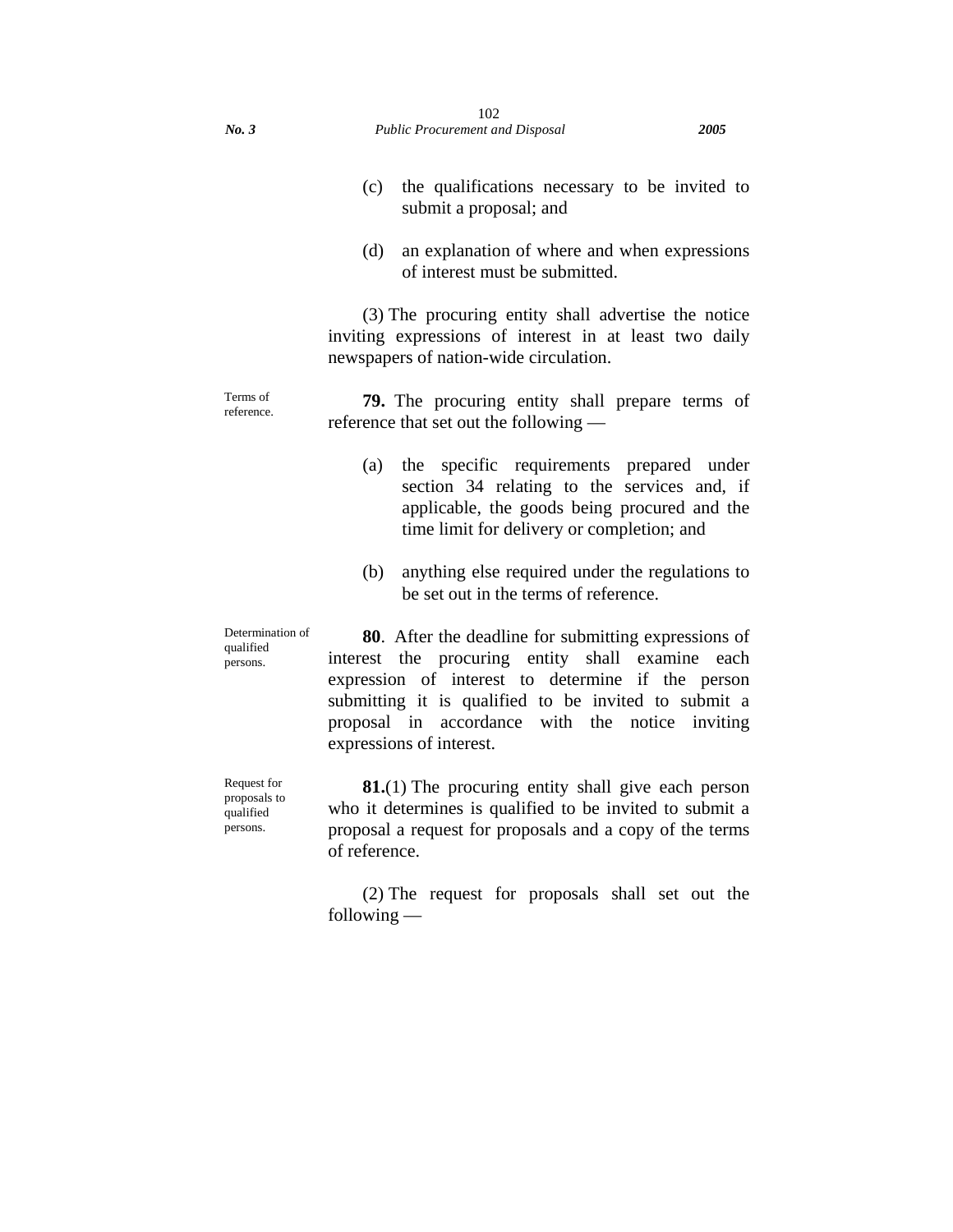(c) the qualifications necessary to be invited to submit a proposal; and

(d) an explanation of where and when expressions of interest must be submitted.

(3) The procuring entity shall advertise the notice inviting expressions of interest in at least two daily newspapers of nation-wide circulation.

Terms of reference.

**79.** The procuring entity shall prepare terms of reference that set out the following —

(a) the specific requirements prepared under section 34 relating to the services and, if applicable, the goods being procured and the time limit for delivery or completion; and

(b) anything else required under the regulations to be set out in the terms of reference.

Determination of qualified persons.

**80**. After the deadline for submitting expressions of interest the procuring entity shall examine each expression of interest to determine if the person submitting it is qualified to be invited to submit a proposal in accordance with the notice inviting expressions of interest.

Request for proposals to qualified persons.

**81.**(1) The procuring entity shall give each person who it determines is qualified to be invited to submit a proposal a request for proposals and a copy of the terms of reference.

(2) The request for proposals shall set out the following —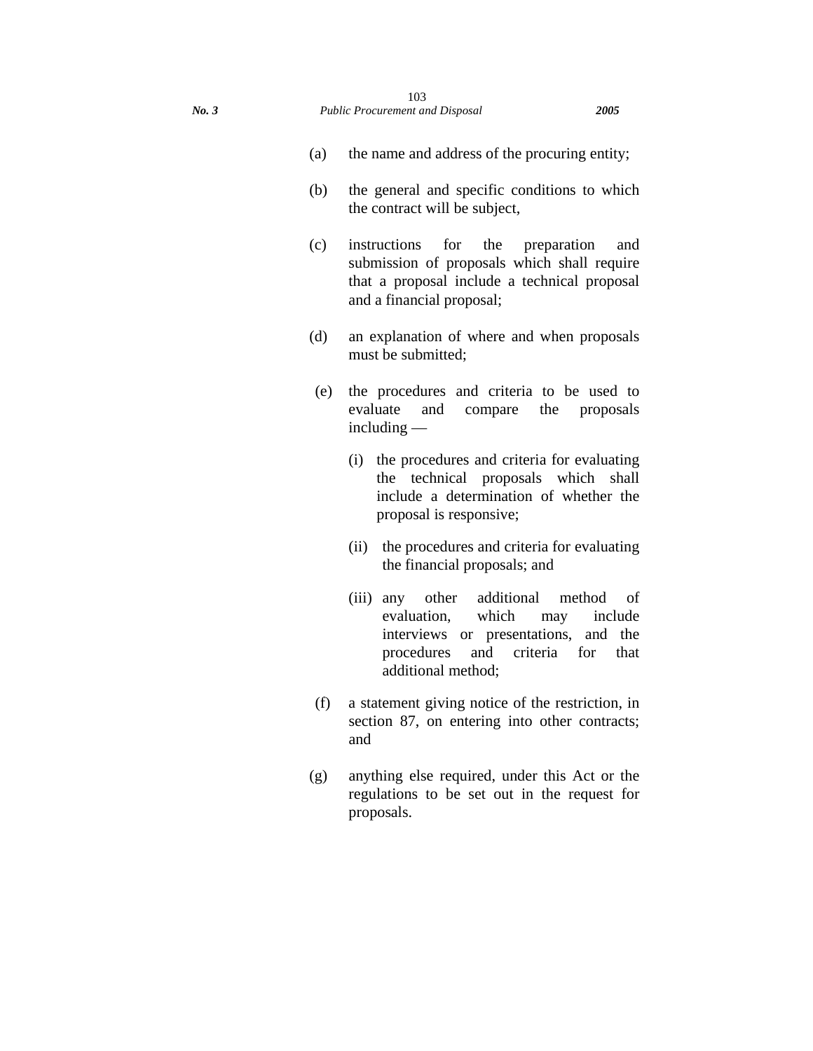(a) the name and address of the procuring entity;

(b) the general and specific conditions to which the contract will be subject,

(c) instructions for the preparation and submission of proposals which shall require that a proposal include a technical proposal and a financial proposal;

(d) an explanation of where and when proposals must be submitted;

(e) the procedures and criteria to be used to evaluate and compare the proposals including —

  (i) the procedures and criteria for evaluating the technical proposals which shall include a determination of whether the proposal is responsive;

  (ii) the procedures and criteria for evaluating the financial proposals; and

  (iii) any other additional method of evaluation, which may include interviews or presentations, and the procedures and criteria for that additional method;

(f) a statement giving notice of the restriction, in section 87, on entering into other contracts; and

(g) anything else required, under this Act or the regulations to be set out in the request for proposals.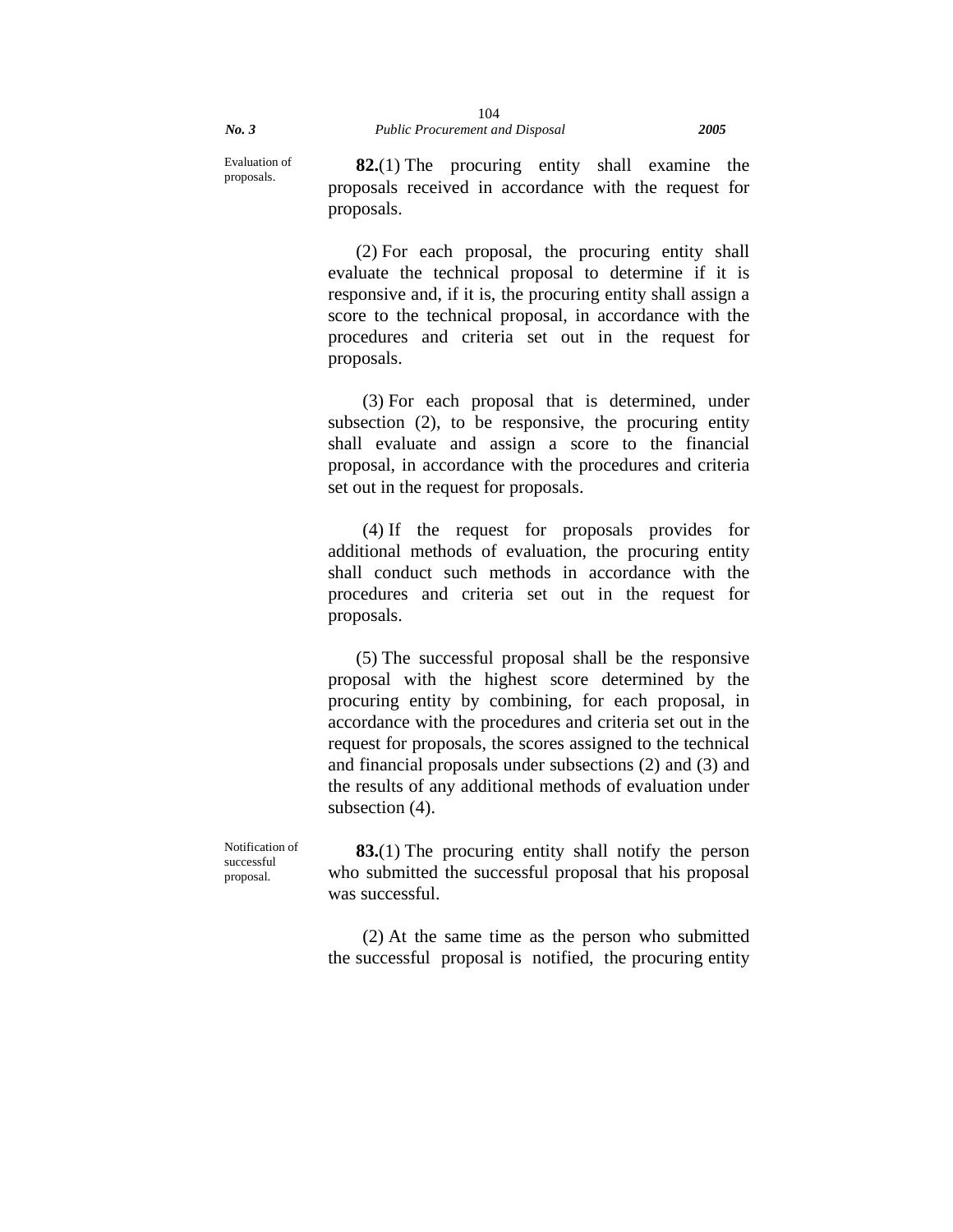Evaluation of proposals.

**82.**(1) The procuring entity shall examine the proposals received in accordance with the request for proposals.

(2) For each proposal, the procuring entity shall evaluate the technical proposal to determine if it is responsive and, if it is, the procuring entity shall assign a score to the technical proposal, in accordance with the procedures and criteria set out in the request for proposals.

(3) For each proposal that is determined, under subsection (2), to be responsive, the procuring entity shall evaluate and assign a score to the financial proposal, in accordance with the procedures and criteria set out in the request for proposals.

(4) If the request for proposals provides for additional methods of evaluation, the procuring entity shall conduct such methods in accordance with the procedures and criteria set out in the request for proposals.

(5) The successful proposal shall be the responsive proposal with the highest score determined by the procuring entity by combining, for each proposal, in accordance with the procedures and criteria set out in the request for proposals, the scores assigned to the technical and financial proposals under subsections (2) and (3) and the results of any additional methods of evaluation under subsection (4).

Notification of successful proposal.

**83.**(1) The procuring entity shall notify the person who submitted the successful proposal that his proposal was successful.

(2) At the same time as the person who submitted the successful proposal is notified, the procuring entity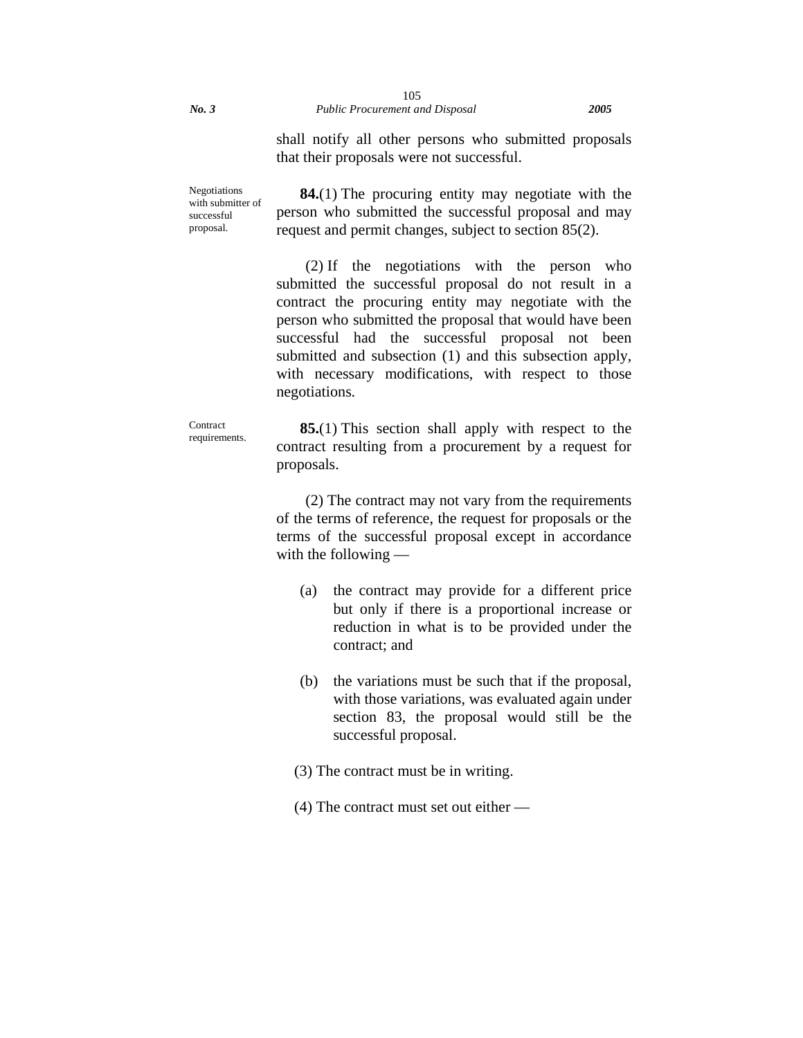shall notify all other persons who submitted proposals that their proposals were not successful.

Negotiations with submitter of successful proposal.

**84.**(1) The procuring entity may negotiate with the person who submitted the successful proposal and may request and permit changes, subject to section 85(2).

(2) If the negotiations with the person who submitted the successful proposal do not result in a contract the procuring entity may negotiate with the person who submitted the proposal that would have been successful had the successful proposal not been submitted and subsection (1) and this subsection apply, with necessary modifications, with respect to those negotiations.

Contract requirements.

**85.**(1) This section shall apply with respect to the contract resulting from a procurement by a request for proposals.

(2) The contract may not vary from the requirements of the terms of reference, the request for proposals or the terms of the successful proposal except in accordance with the following —

(a) the contract may provide for a different price but only if there is a proportional increase or reduction in what is to be provided under the contract; and

(b) the variations must be such that if the proposal, with those variations, was evaluated again under section 83, the proposal would still be the successful proposal.

(3) The contract must be in writing.

(4) The contract must set out either —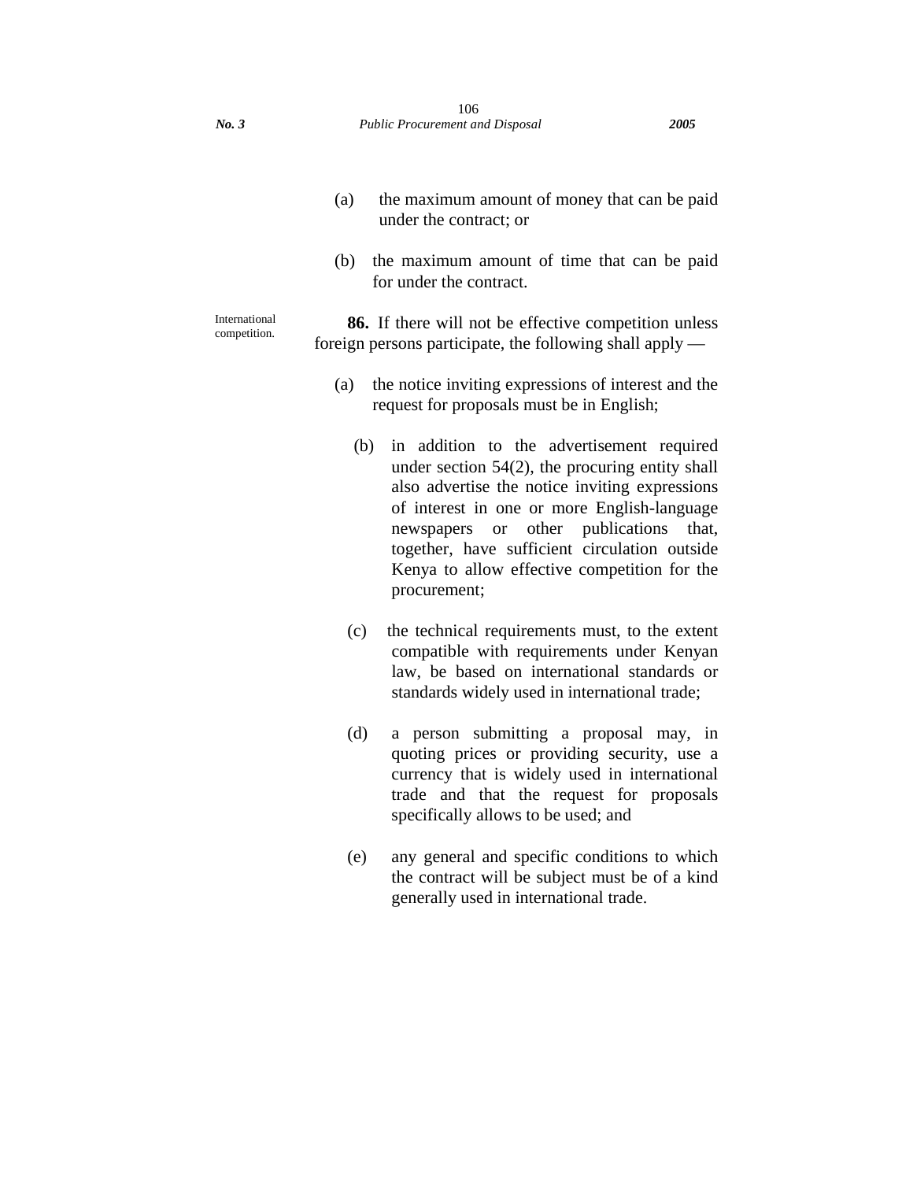(a) the maximum amount of money that can be paid under the contract; or

(b) the maximum amount of time that can be paid for under the contract.

International competition.

**86.** If there will not be effective competition unless foreign persons participate, the following shall apply —

(a) the notice inviting expressions of interest and the request for proposals must be in English;

(b) in addition to the advertisement required under section 54(2), the procuring entity shall also advertise the notice inviting expressions of interest in one or more English-language newspapers or other publications that, together, have sufficient circulation outside Kenya to allow effective competition for the procurement;

(c) the technical requirements must, to the extent compatible with requirements under Kenyan law, be based on international standards or standards widely used in international trade;

(d) a person submitting a proposal may, in quoting prices or providing security, use a currency that is widely used in international trade and that the request for proposals specifically allows to be used; and

(e) any general and specific conditions to which the contract will be subject must be of a kind generally used in international trade.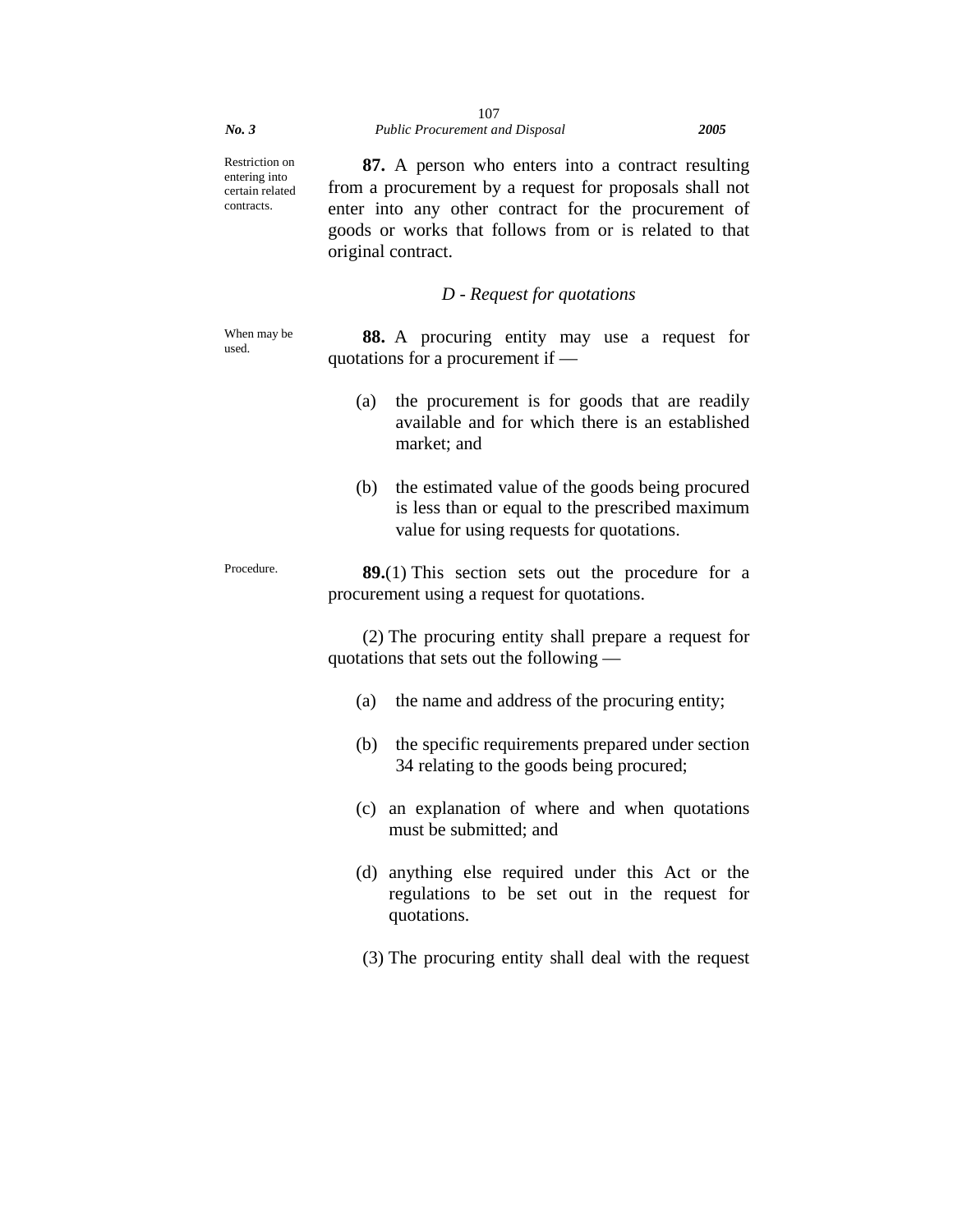Restriction on entering into certain related contracts.

**87.** A person who enters into a contract resulting from a procurement by a request for proposals shall not enter into any other contract for the procurement of goods or works that follows from or is related to that original contract.

*D - Request for quotations*

When may be used.

**88.** A procuring entity may use a request for quotations for a procurement if —

(a) the procurement is for goods that are readily available and for which there is an established market; and

(b) the estimated value of the goods being procured is less than or equal to the prescribed maximum value for using requests for quotations.

Procedure.

**89.**(1) This section sets out the procedure for a procurement using a request for quotations.

(2) The procuring entity shall prepare a request for quotations that sets out the following —

(a) the name and address of the procuring entity;

(b) the specific requirements prepared under section 34 relating to the goods being procured;

(c) an explanation of where and when quotations must be submitted; and

(d) anything else required under this Act or the regulations to be set out in the request for quotations.

(3) The procuring entity shall deal with the request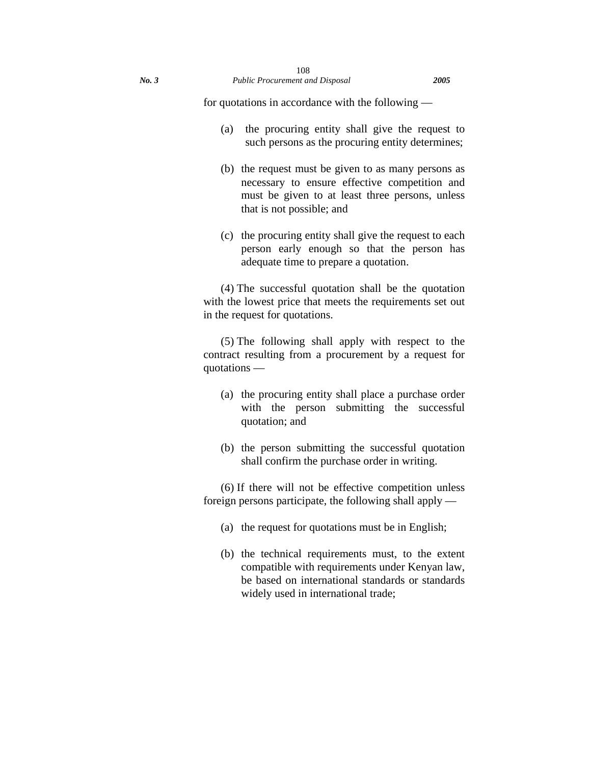for quotations in accordance with the following —

(a) the procuring entity shall give the request to such persons as the procuring entity determines;

(b) the request must be given to as many persons as necessary to ensure effective competition and must be given to at least three persons, unless that is not possible; and

(c) the procuring entity shall give the request to each person early enough so that the person has adequate time to prepare a quotation.

(4) The successful quotation shall be the quotation with the lowest price that meets the requirements set out in the request for quotations.

(5) The following shall apply with respect to the contract resulting from a procurement by a request for quotations —

(a) the procuring entity shall place a purchase order with the person submitting the successful quotation; and

(b) the person submitting the successful quotation shall confirm the purchase order in writing.

(6) If there will not be effective competition unless foreign persons participate, the following shall apply —

(a) the request for quotations must be in English;

(b) the technical requirements must, to the extent compatible with requirements under Kenyan law, be based on international standards or standards widely used in international trade;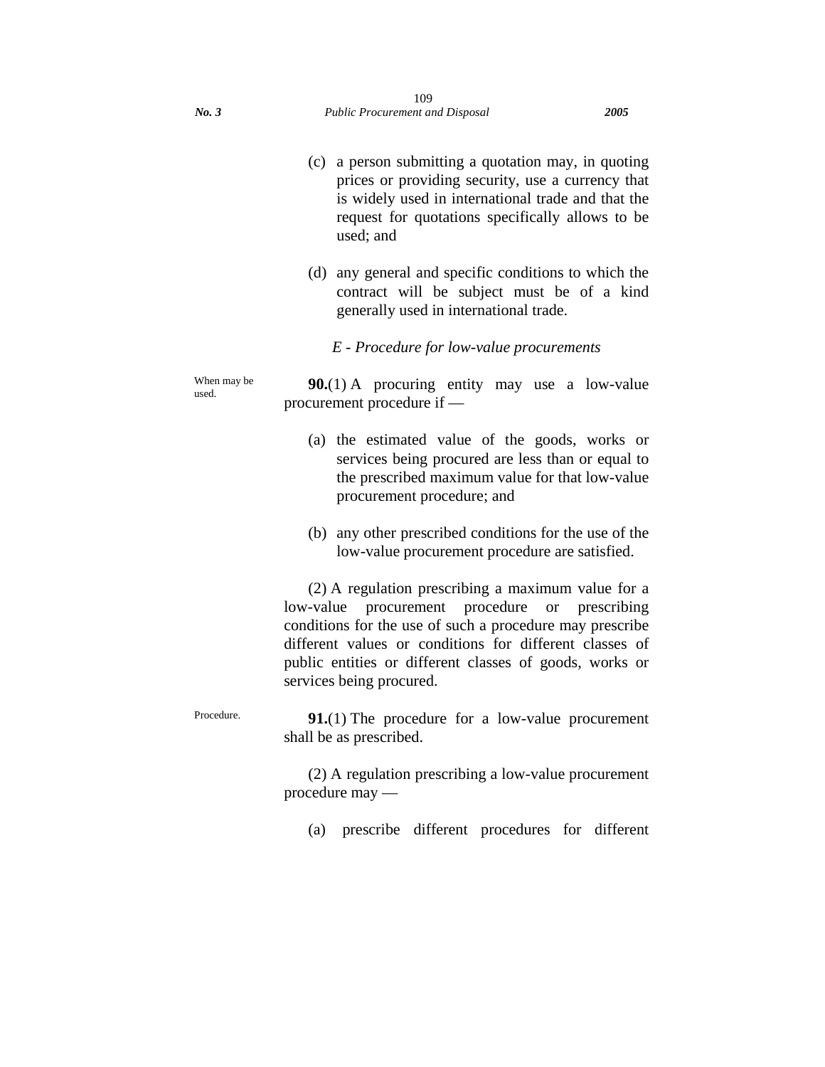(c) a person submitting a quotation may, in quoting prices or providing security, use a currency that is widely used in international trade and that the request for quotations specifically allows to be used; and

(d) any general and specific conditions to which the contract will be subject must be of a kind generally used in international trade.

*E - Procedure for low-value procurements*

When may be used.

**90.**(1) A procuring entity may use a low-value procurement procedure if —

(a) the estimated value of the goods, works or services being procured are less than or equal to the prescribed maximum value for that low-value procurement procedure; and

(b) any other prescribed conditions for the use of the low-value procurement procedure are satisfied.

(2) A regulation prescribing a maximum value for a low-value procurement procedure or prescribing conditions for the use of such a procedure may prescribe different values or conditions for different classes of public entities or different classes of goods, works or services being procured.

Procedure.

**91.**(1) The procedure for a low-value procurement shall be as prescribed.

(2) A regulation prescribing a low-value procurement procedure may —

(a) prescribe different procedures for different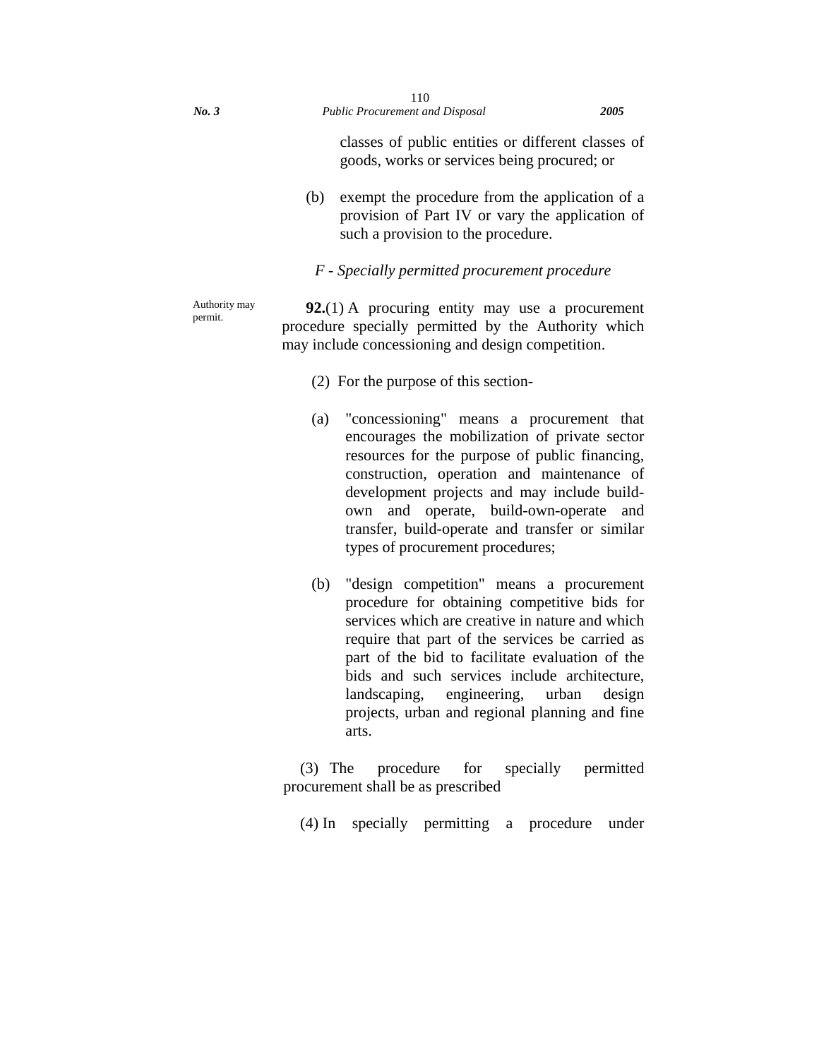classes of public entities or different classes of goods, works or services being procured; or

(b) exempt the procedure from the application of a provision of Part IV or vary the application of such a provision to the procedure.

*F - Specially permitted procurement procedure*

Authority may permit.

**92.**(1) A procuring entity may use a procurement procedure specially permitted by the Authority which may include concessioning and design competition.

(2) For the purpose of this section-

(a) "concessioning" means a procurement that encourages the mobilization of private sector resources for the purpose of public financing, construction, operation and maintenance of development projects and may include build-own and operate, build-own-operate and transfer, build-operate and transfer or similar types of procurement procedures;

(b) "design competition" means a procurement procedure for obtaining competitive bids for services which are creative in nature and which require that part of the services be carried as part of the bid to facilitate evaluation of the bids and such services include architecture, landscaping, engineering, urban design projects, urban and regional planning and fine arts.

(3) The procedure for specially permitted procurement shall be as prescribed

(4) In specially permitting a procedure under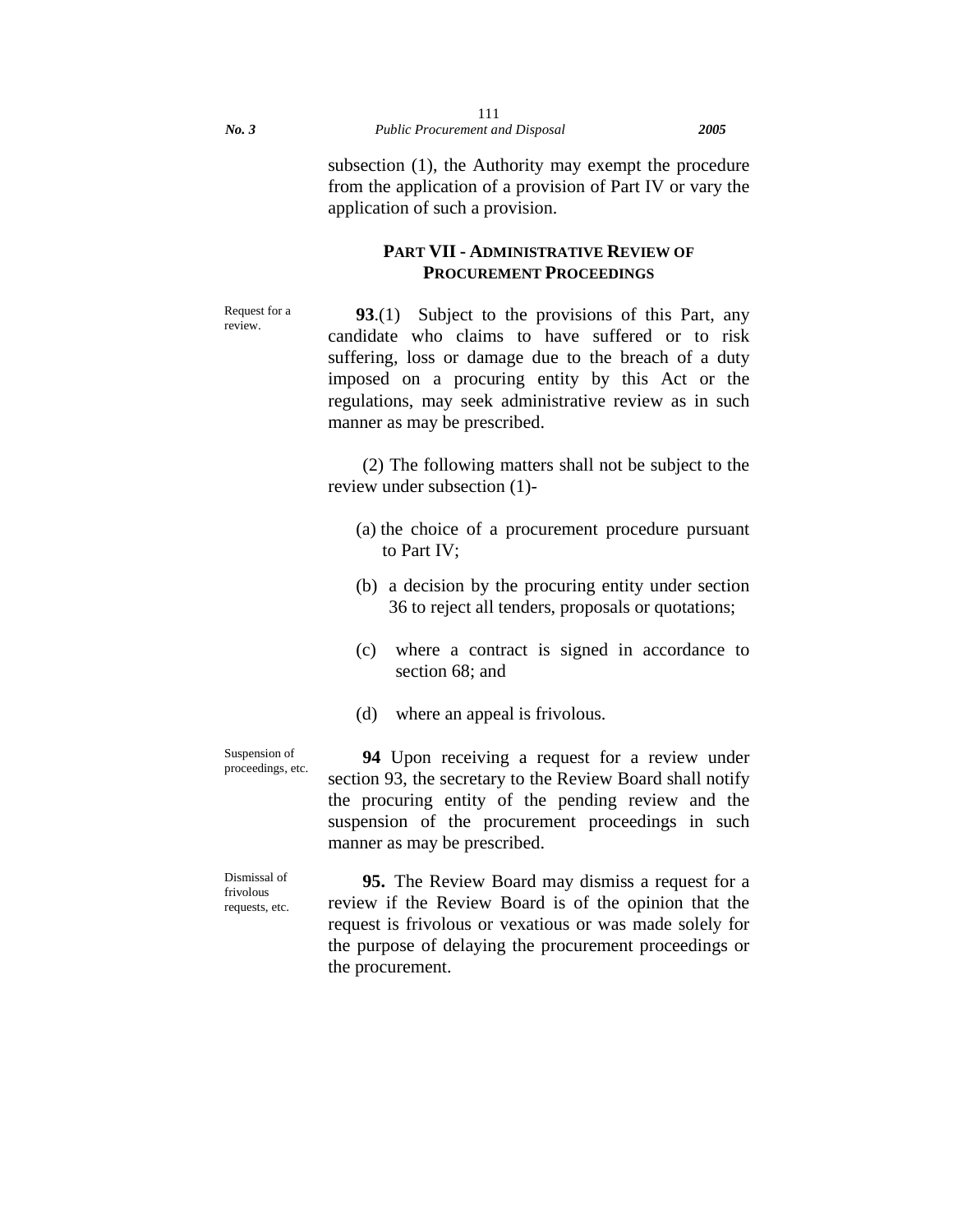subsection (1), the Authority may exempt the procedure from the application of a provision of Part IV or vary the application of such a provision.

## PART VII - ADMINISTRATIVE REVIEW OF PROCUREMENT PROCEEDINGS

Request for a review.

**93**.(1) Subject to the provisions of this Part, any candidate who claims to have suffered or to risk suffering, loss or damage due to the breach of a duty imposed on a procuring entity by this Act or the regulations, may seek administrative review as in such manner as may be prescribed.

(2) The following matters shall not be subject to the review under subsection (1)-

(a) the choice of a procurement procedure pursuant to Part IV;

(b) a decision by the procuring entity under section 36 to reject all tenders, proposals or quotations;

(c) where a contract is signed in accordance to section 68; and

(d) where an appeal is frivolous.

Suspension of proceedings, etc.

**94** Upon receiving a request for a review under section 93, the secretary to the Review Board shall notify the procuring entity of the pending review and the suspension of the procurement proceedings in such manner as may be prescribed.

Dismissal of frivolous requests, etc.

**95.** The Review Board may dismiss a request for a review if the Review Board is of the opinion that the request is frivolous or vexatious or was made solely for the purpose of delaying the procurement proceedings or the procurement.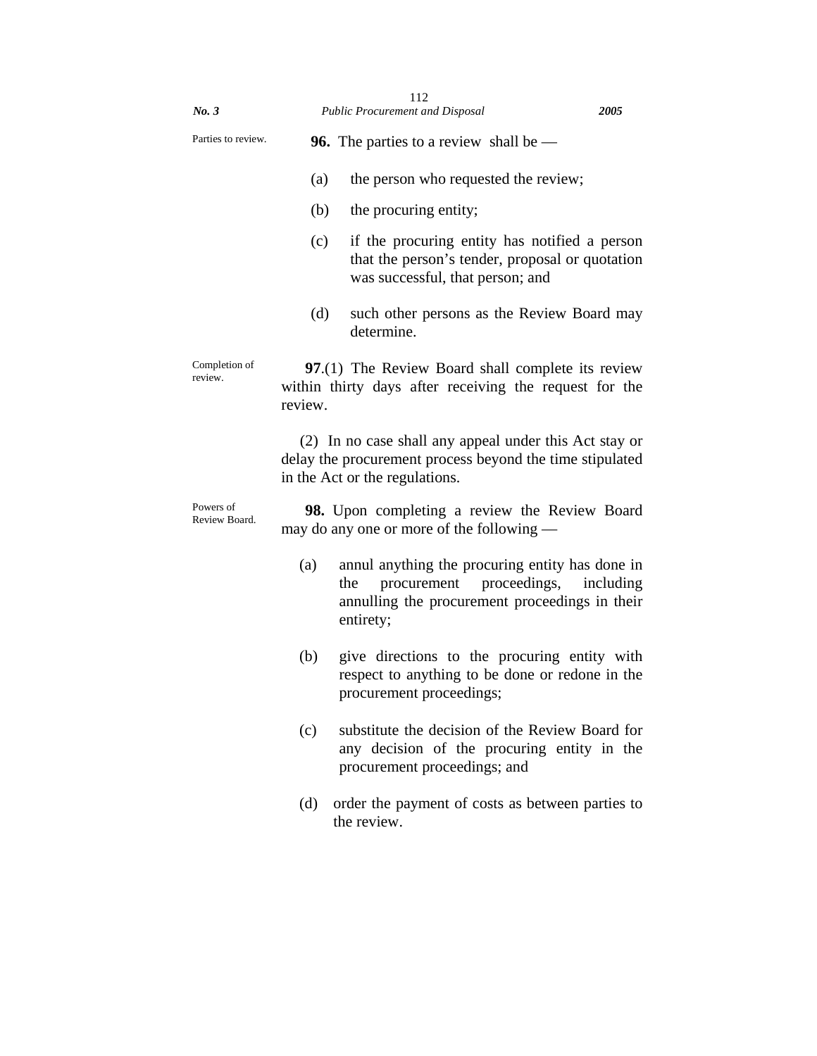Parties to review.

**96.** The parties to a review shall be —

(a) the person who requested the review;

(b) the procuring entity;

(c) if the procuring entity has notified a person that the person's tender, proposal or quotation was successful, that person; and

(d) such other persons as the Review Board may determine.

Completion of review.

**97**.(1) The Review Board shall complete its review within thirty days after receiving the request for the review.

(2) In no case shall any appeal under this Act stay or delay the procurement process beyond the time stipulated in the Act or the regulations.

Powers of Review Board.

**98.** Upon completing a review the Review Board may do any one or more of the following —

(a) annul anything the procuring entity has done in the procurement proceedings, including annulling the procurement proceedings in their entirety;

(b) give directions to the procuring entity with respect to anything to be done or redone in the procurement proceedings;

(c) substitute the decision of the Review Board for any decision of the procuring entity in the procurement proceedings; and

(d) order the payment of costs as between parties to the review.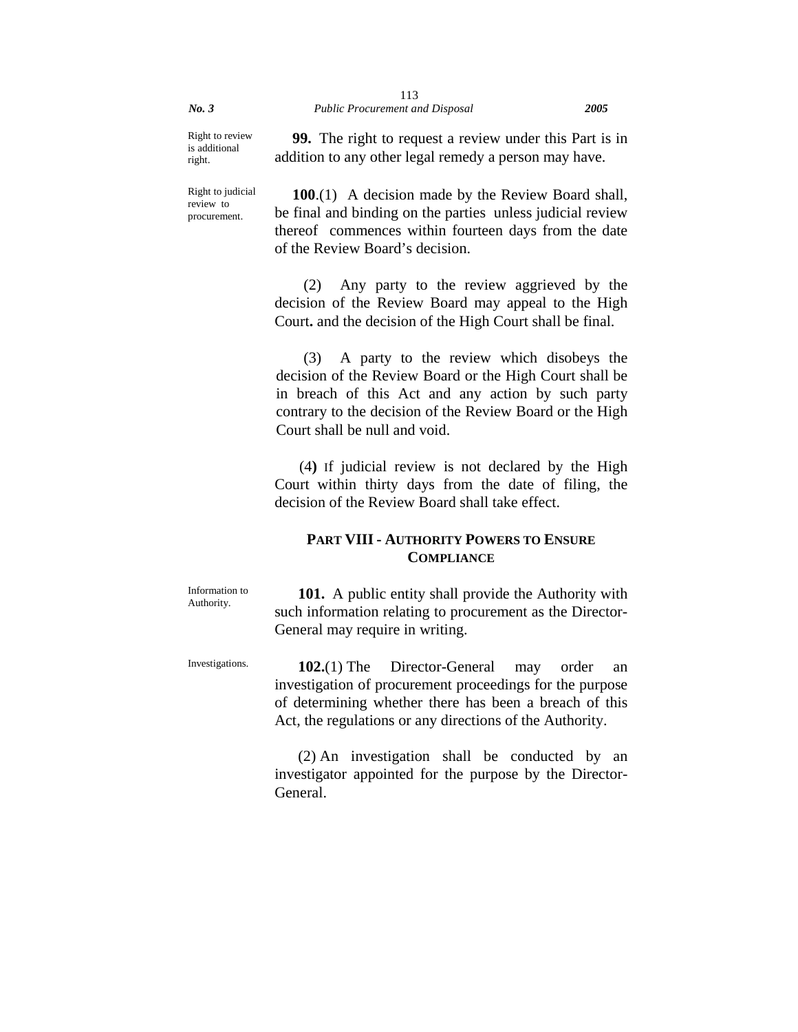Right to review is additional right.

**99.** The right to request a review under this Part is in addition to any other legal remedy a person may have.

Right to judicial review to procurement.

**100**.(1) A decision made by the Review Board shall, be final and binding on the parties unless judicial review thereof commences within fourteen days from the date of the Review Board's decision.

(2) Any party to the review aggrieved by the decision of the Review Board may appeal to the High Court**.** and the decision of the High Court shall be final.

(3) A party to the review which disobeys the decision of the Review Board or the High Court shall be in breach of this Act and any action by such party contrary to the decision of the Review Board or the High Court shall be null and void.

(4**)** If judicial review is not declared by the High Court within thirty days from the date of filing, the decision of the Review Board shall take effect.

## PART VIII - AUTHORITY POWERS TO ENSURE COMPLIANCE

Information to Authority.

**101.** A public entity shall provide the Authority with such information relating to procurement as the Director-General may require in writing.

Investigations.

**102.**(1) The Director-General may order an investigation of procurement proceedings for the purpose of determining whether there has been a breach of this Act, the regulations or any directions of the Authority.

(2) An investigation shall be conducted by an investigator appointed for the purpose by the Director-General.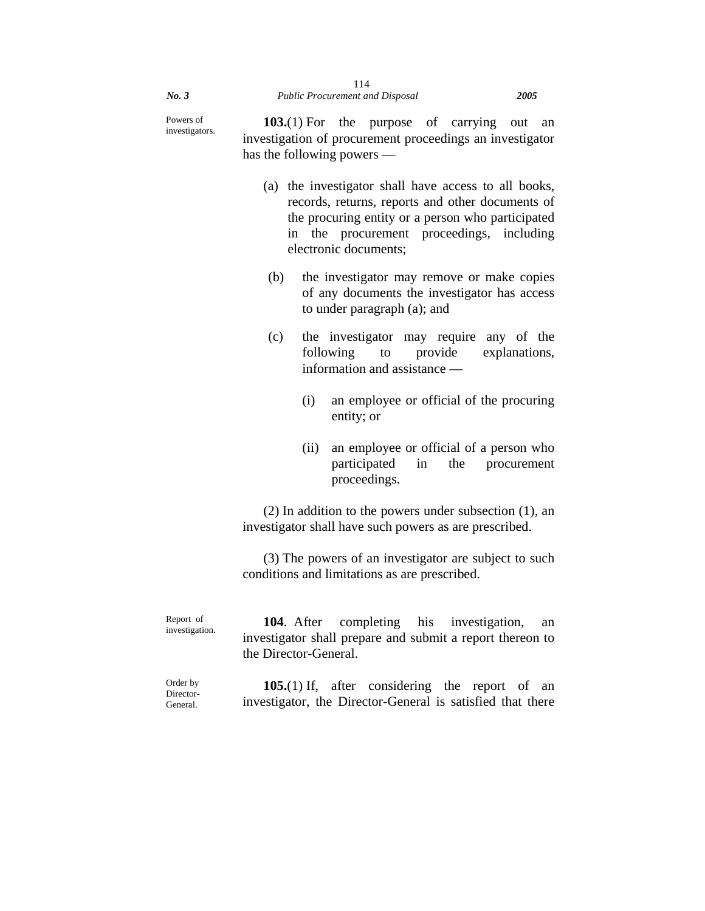**Powers of investigators.**

**103.**(1) For the purpose of carrying out an investigation of procurement proceedings an investigator has the following powers —

(a) the investigator shall have access to all books, records, returns, reports and other documents of the procuring entity or a person who participated in the procurement proceedings, including electronic documents;

(b) the investigator may remove or make copies of any documents the investigator has access to under paragraph (a); and

(c) the investigator may require any of the following to provide explanations, information and assistance —

(i) an employee or official of the procuring entity; or

(ii) an employee or official of a person who participated in the procurement proceedings.

(2) In addition to the powers under subsection (1), an investigator shall have such powers as are prescribed.

(3) The powers of an investigator are subject to such conditions and limitations as are prescribed.

**Report of investigation.**

**104**. After completing his investigation, an investigator shall prepare and submit a report thereon to the Director-General.

**Order by Director-General.**

**105.**(1) If, after considering the report of an investigator, the Director-General is satisfied that there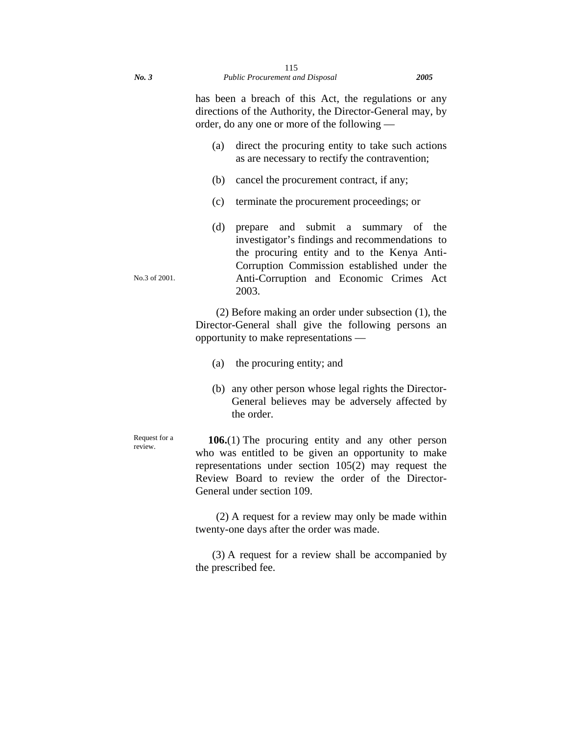has been a breach of this Act, the regulations or any directions of the Authority, the Director-General may, by order, do any one or more of the following —

(a) direct the procuring entity to take such actions as are necessary to rectify the contravention;

(b) cancel the procurement contract, if any;

(c) terminate the procurement proceedings; or

(d) prepare and submit a summary of the investigator's findings and recommendations to the procuring entity and to the Kenya Anti-Corruption Commission established under the Anti-Corruption and Economic Crimes Act 2003.

No.3 of 2001.

(2) Before making an order under subsection (1), the Director-General shall give the following persons an opportunity to make representations —

(a) the procuring entity; and

(b) any other person whose legal rights the Director-General believes may be adversely affected by the order.

Request for a review.

**106.**(1) The procuring entity and any other person who was entitled to be given an opportunity to make representations under section 105(2) may request the Review Board to review the order of the Director-General under section 109.

(2) A request for a review may only be made within twenty-one days after the order was made.

(3) A request for a review shall be accompanied by the prescribed fee.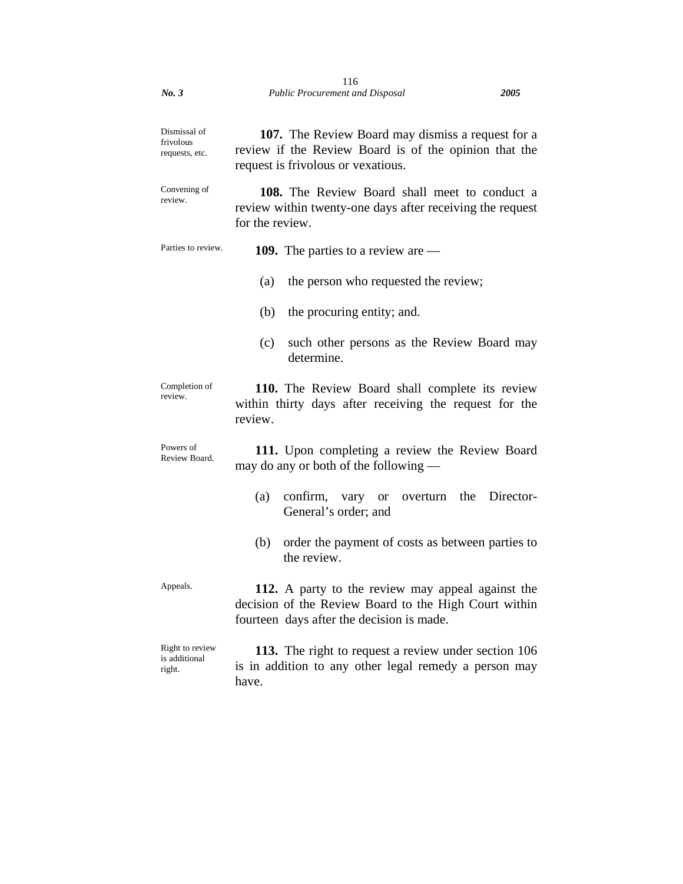Dismissal of frivolous requests, etc.

**107.** The Review Board may dismiss a request for a review if the Review Board is of the opinion that the request is frivolous or vexatious.

Convening of review.

**108.** The Review Board shall meet to conduct a review within twenty-one days after receiving the request for the review.

Parties to review.

**109.** The parties to a review are —

(a) the person who requested the review;

(b) the procuring entity; and.

(c) such other persons as the Review Board may determine.

Completion of review.

**110.** The Review Board shall complete its review within thirty days after receiving the request for the review.

Powers of Review Board.

**111.** Upon completing a review the Review Board may do any or both of the following —

(a) confirm, vary or overturn the Director-General's order; and

(b) order the payment of costs as between parties to the review.

Appeals.

**112.** A party to the review may appeal against the decision of the Review Board to the High Court within fourteen days after the decision is made.

Right to review is additional right.

**113.** The right to request a review under section 106 is in addition to any other legal remedy a person may have.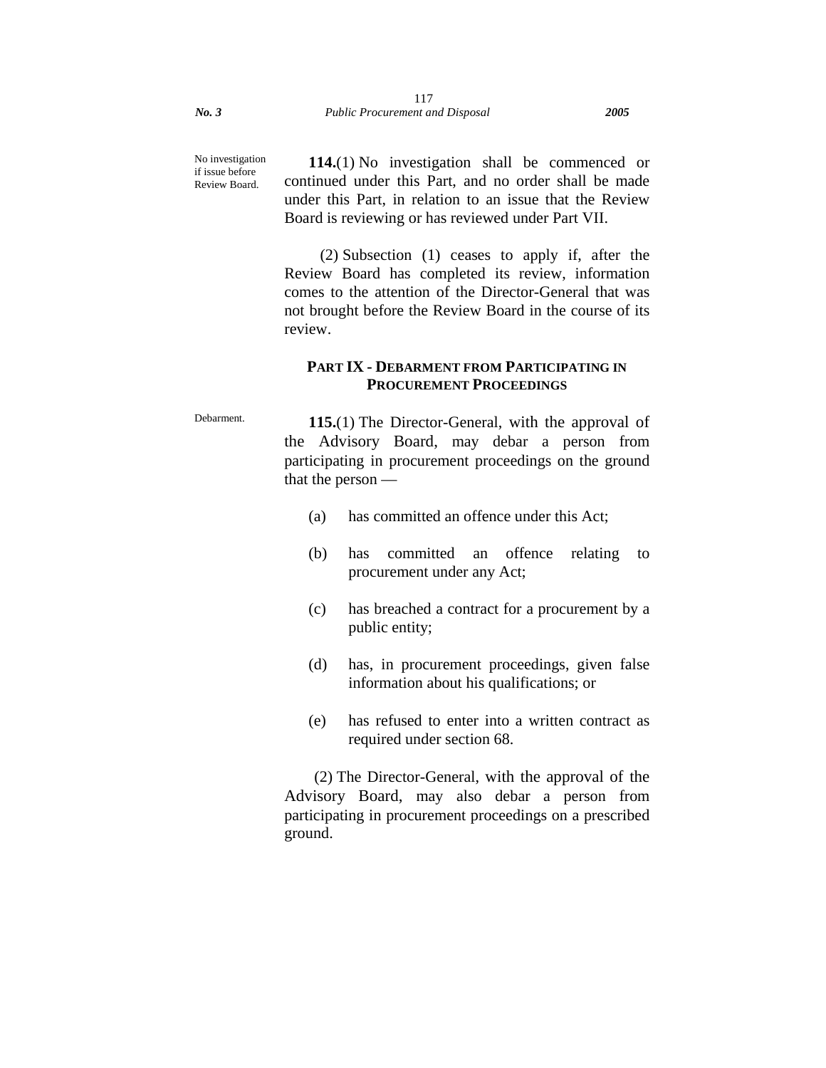No investigation if issue before Review Board.

**114.**(1) No investigation shall be commenced or continued under this Part, and no order shall be made under this Part, in relation to an issue that the Review Board is reviewing or has reviewed under Part VII.

(2) Subsection (1) ceases to apply if, after the Review Board has completed its review, information comes to the attention of the Director-General that was not brought before the Review Board in the course of its review.

## PART IX - DEBARMENT FROM PARTICIPATING IN PROCUREMENT PROCEEDINGS

Debarment.

**115.**(1) The Director-General, with the approval of the Advisory Board, may debar a person from participating in procurement proceedings on the ground that the person —

(a) has committed an offence under this Act;

(b) has committed an offence relating to procurement under any Act;

(c) has breached a contract for a procurement by a public entity;

(d) has, in procurement proceedings, given false information about his qualifications; or

(e) has refused to enter into a written contract as required under section 68.

(2) The Director-General, with the approval of the Advisory Board, may also debar a person from participating in procurement proceedings on a prescribed ground.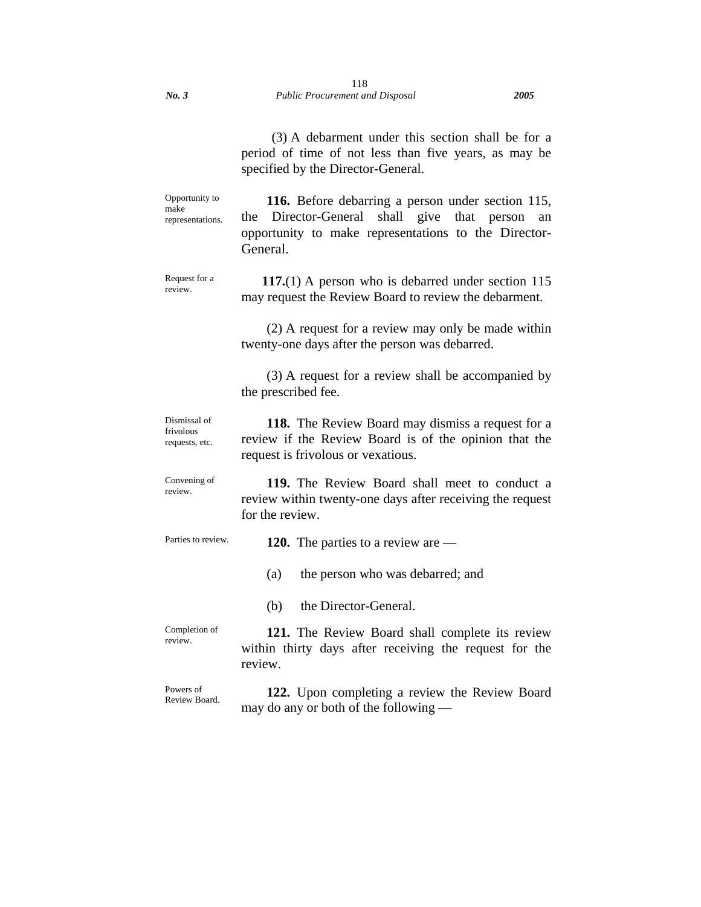(3) A debarment under this section shall be for a period of time of not less than five years, as may be specified by the Director-General.

*Opportunity to make representations.*

**116.** Before debarring a person under section 115, the Director-General shall give that person an opportunity to make representations to the Director-General.

*Request for a review.*

**117.**(1) A person who is debarred under section 115 may request the Review Board to review the debarment.

(2) A request for a review may only be made within twenty-one days after the person was debarred.

(3) A request for a review shall be accompanied by the prescribed fee.

*Dismissal of frivolous requests, etc.*

**118.** The Review Board may dismiss a request for a review if the Review Board is of the opinion that the request is frivolous or vexatious.

*Convening of review.*

**119.** The Review Board shall meet to conduct a review within twenty-one days after receiving the request for the review.

*Parties to review.*

**120.** The parties to a review are —

(a) the person who was debarred; and

(b) the Director-General.

*Completion of review.*

**121.** The Review Board shall complete its review within thirty days after receiving the request for the review.

*Powers of Review Board.*

**122.** Upon completing a review the Review Board may do any or both of the following —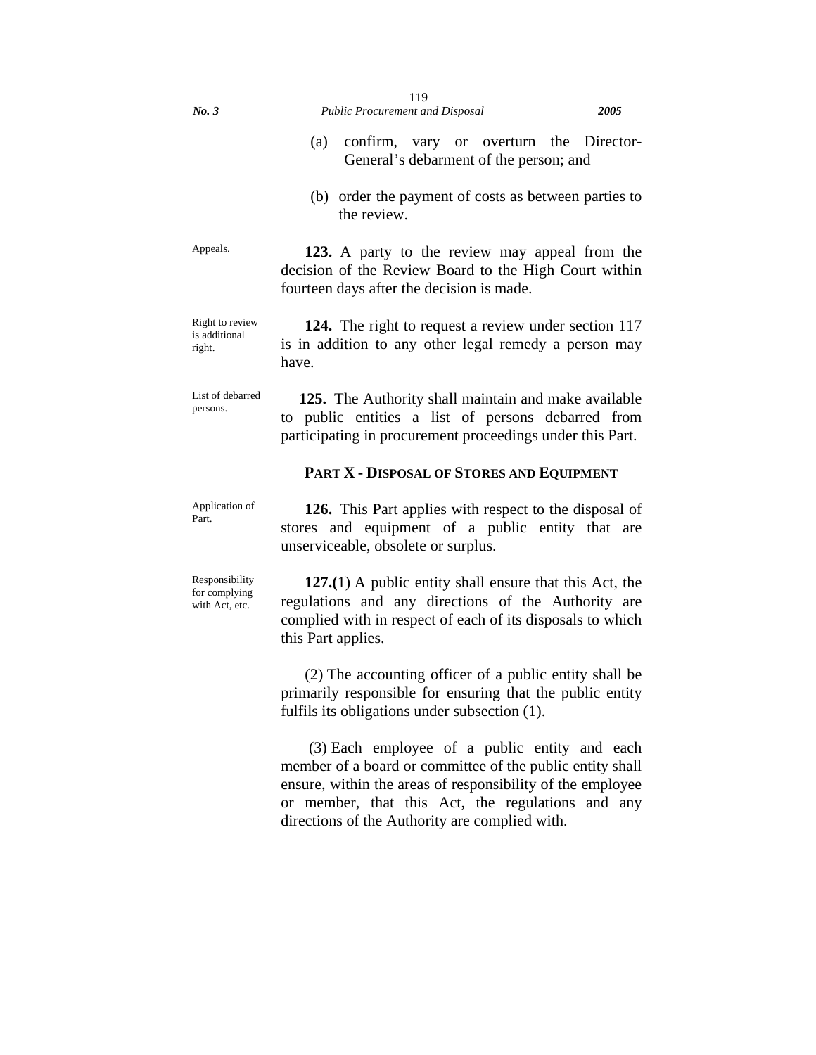(a) confirm, vary or overturn the Director-General's debarment of the person; and

(b) order the payment of costs as between parties to the review.

Appeals.

**123.** A party to the review may appeal from the decision of the Review Board to the High Court within fourteen days after the decision is made.

Right to review is additional right.

**124.** The right to request a review under section 117 is in addition to any other legal remedy a person may have.

List of debarred persons.

**125.** The Authority shall maintain and make available to public entities a list of persons debarred from participating in procurement proceedings under this Part.

## PART X - DISPOSAL OF STORES AND EQUIPMENT

Application of Part.

**126.** This Part applies with respect to the disposal of stores and equipment of a public entity that are unserviceable, obsolete or surplus.

Responsibility for complying with Act, etc.

**127.(**1) A public entity shall ensure that this Act, the regulations and any directions of the Authority are complied with in respect of each of its disposals to which this Part applies.

(2) The accounting officer of a public entity shall be primarily responsible for ensuring that the public entity fulfils its obligations under subsection (1).

(3) Each employee of a public entity and each member of a board or committee of the public entity shall ensure, within the areas of responsibility of the employee or member, that this Act, the regulations and any directions of the Authority are complied with.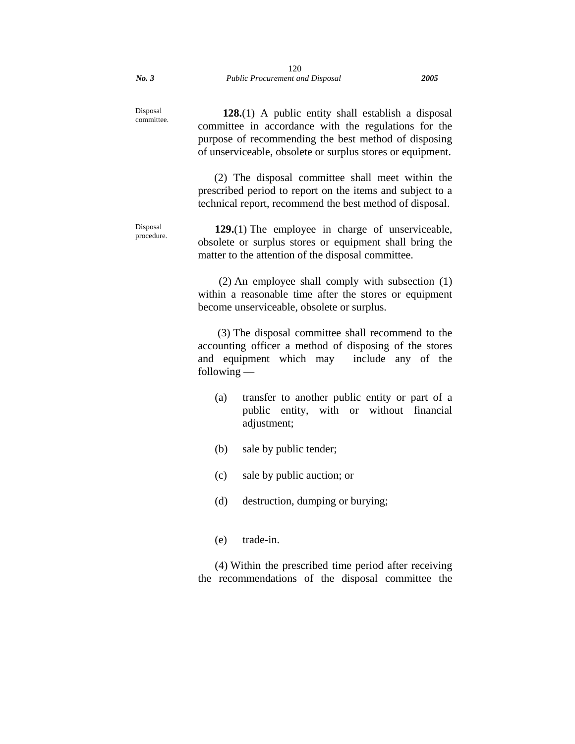Disposal committee.

**128.**(1) A public entity shall establish a disposal committee in accordance with the regulations for the purpose of recommending the best method of disposing of unserviceable, obsolete or surplus stores or equipment.

(2) The disposal committee shall meet within the prescribed period to report on the items and subject to a technical report, recommend the best method of disposal.

Disposal procedure.

**129.**(1) The employee in charge of unserviceable, obsolete or surplus stores or equipment shall bring the matter to the attention of the disposal committee.

(2) An employee shall comply with subsection (1) within a reasonable time after the stores or equipment become unserviceable, obsolete or surplus.

(3) The disposal committee shall recommend to the accounting officer a method of disposing of the stores and equipment which may include any of the following —

(a) transfer to another public entity or part of a public entity, with or without financial adjustment;

(b) sale by public tender;

(c) sale by public auction; or

(d) destruction, dumping or burying;

(e) trade-in.

(4) Within the prescribed time period after receiving the recommendations of the disposal committee the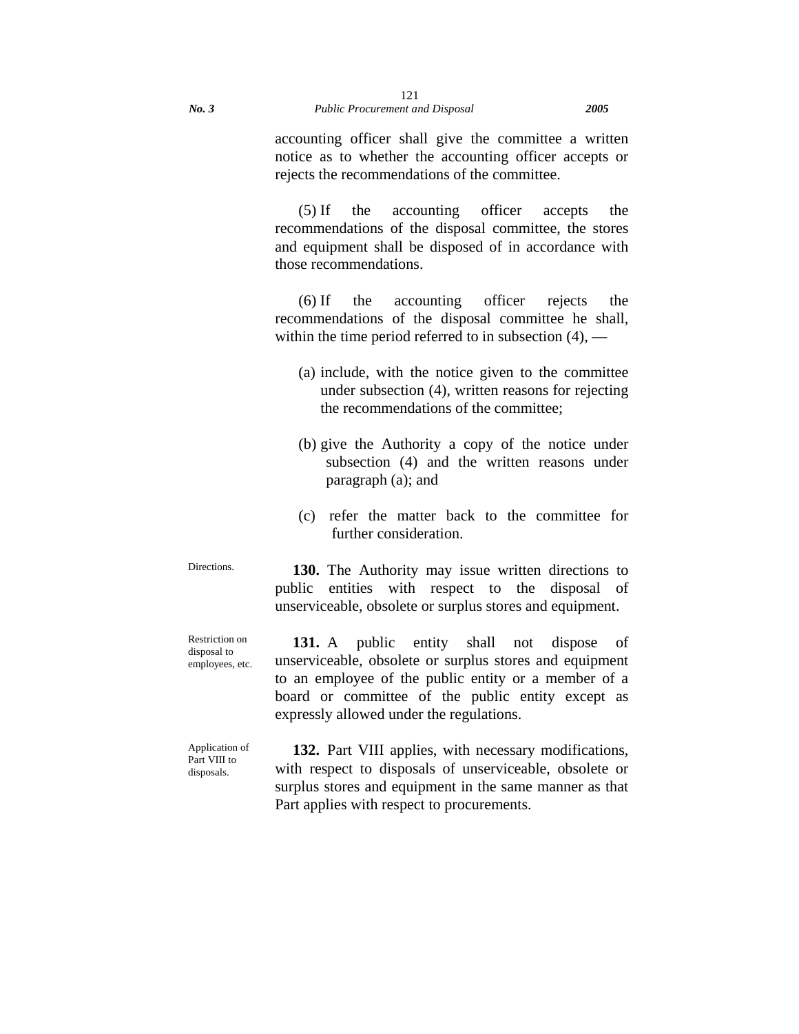accounting officer shall give the committee a written notice as to whether the accounting officer accepts or rejects the recommendations of the committee.

(5) If the accounting officer accepts the recommendations of the disposal committee, the stores and equipment shall be disposed of in accordance with those recommendations.

(6) If the accounting officer rejects the recommendations of the disposal committee he shall, within the time period referred to in subsection (4), —

(a) include, with the notice given to the committee under subsection (4), written reasons for rejecting the recommendations of the committee;

(b) give the Authority a copy of the notice under subsection (4) and the written reasons under paragraph (a); and

(c) refer the matter back to the committee for further consideration.

Directions.

**130.** The Authority may issue written directions to public entities with respect to the disposal of unserviceable, obsolete or surplus stores and equipment.

Restriction on disposal to employees, etc.

**131.** A public entity shall not dispose of unserviceable, obsolete or surplus stores and equipment to an employee of the public entity or a member of a board or committee of the public entity except as expressly allowed under the regulations.

Application of Part VIII to disposals.

**132.** Part VIII applies, with necessary modifications, with respect to disposals of unserviceable, obsolete or surplus stores and equipment in the same manner as that Part applies with respect to procurements.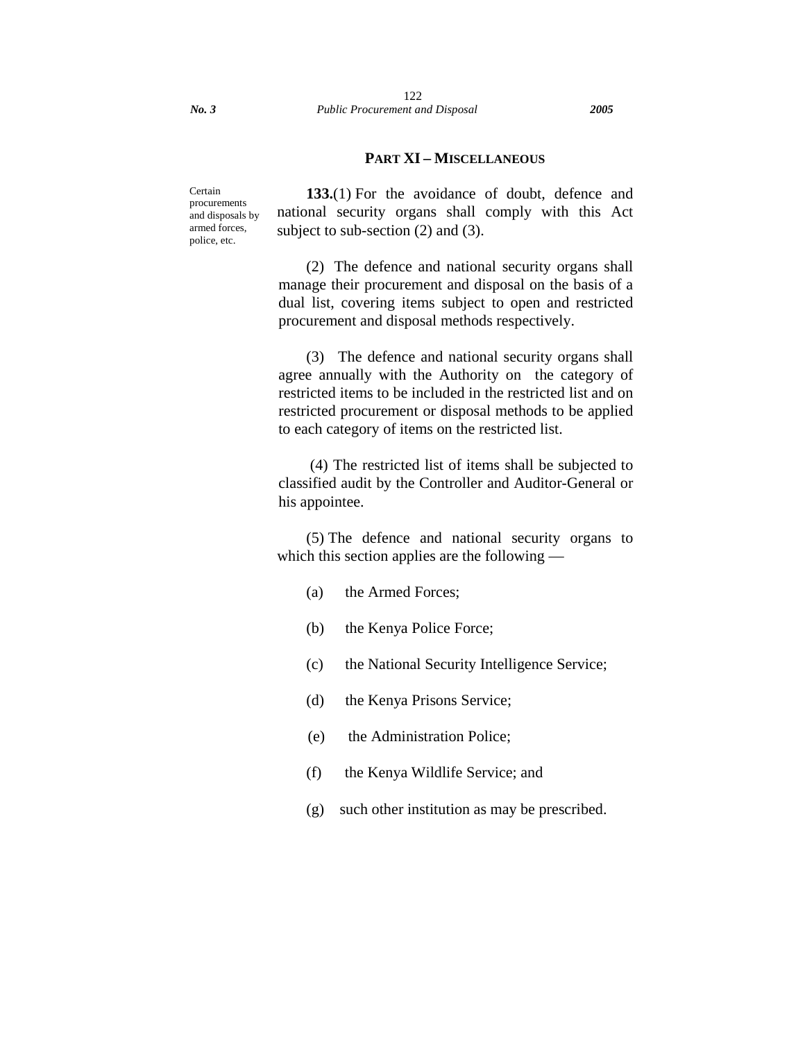## PART XI – MISCELLANEOUS

Certain procurements and disposals by armed forces, police, etc.

**133.**(1) For the avoidance of doubt, defence and national security organs shall comply with this Act subject to sub-section (2) and (3).

(2) The defence and national security organs shall manage their procurement and disposal on the basis of a dual list, covering items subject to open and restricted procurement and disposal methods respectively.

(3) The defence and national security organs shall agree annually with the Authority on the category of restricted items to be included in the restricted list and on restricted procurement or disposal methods to be applied to each category of items on the restricted list.

(4) The restricted list of items shall be subjected to classified audit by the Controller and Auditor-General or his appointee.

(5) The defence and national security organs to which this section applies are the following —

(a) the Armed Forces;

(b) the Kenya Police Force;

(c) the National Security Intelligence Service;

(d) the Kenya Prisons Service;

(e) the Administration Police;

(f) the Kenya Wildlife Service; and

(g) such other institution as may be prescribed.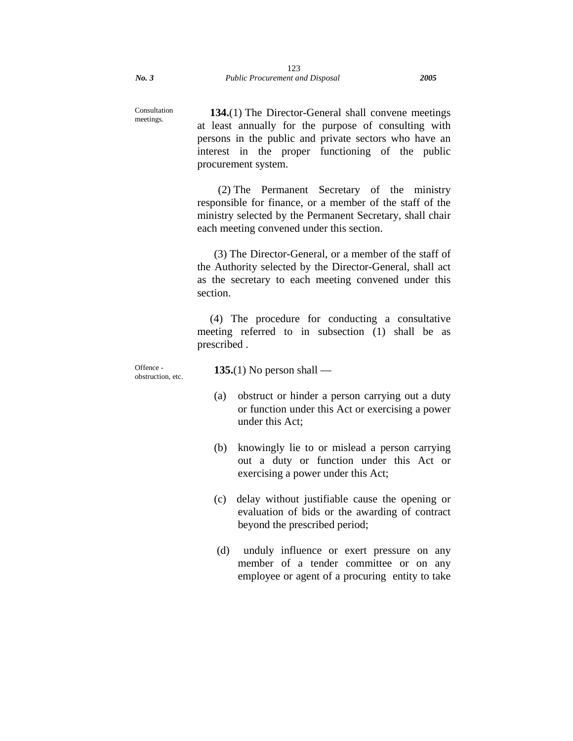Consultation meetings.

**134.**(1) The Director-General shall convene meetings at least annually for the purpose of consulting with persons in the public and private sectors who have an interest in the proper functioning of the public procurement system.

(2) The Permanent Secretary of the ministry responsible for finance, or a member of the staff of the ministry selected by the Permanent Secretary, shall chair each meeting convened under this section.

(3) The Director-General, or a member of the staff of the Authority selected by the Director-General, shall act as the secretary to each meeting convened under this section.

(4) The procedure for conducting a consultative meeting referred to in subsection (1) shall be as prescribed .

Offence - obstruction, etc.

**135.**(1) No person shall —

(a) obstruct or hinder a person carrying out a duty or function under this Act or exercising a power under this Act;

(b) knowingly lie to or mislead a person carrying out a duty or function under this Act or exercising a power under this Act;

(c) delay without justifiable cause the opening or evaluation of bids or the awarding of contract beyond the prescribed period;

(d) unduly influence or exert pressure on any member of a tender committee or on any employee or agent of a procuring entity to take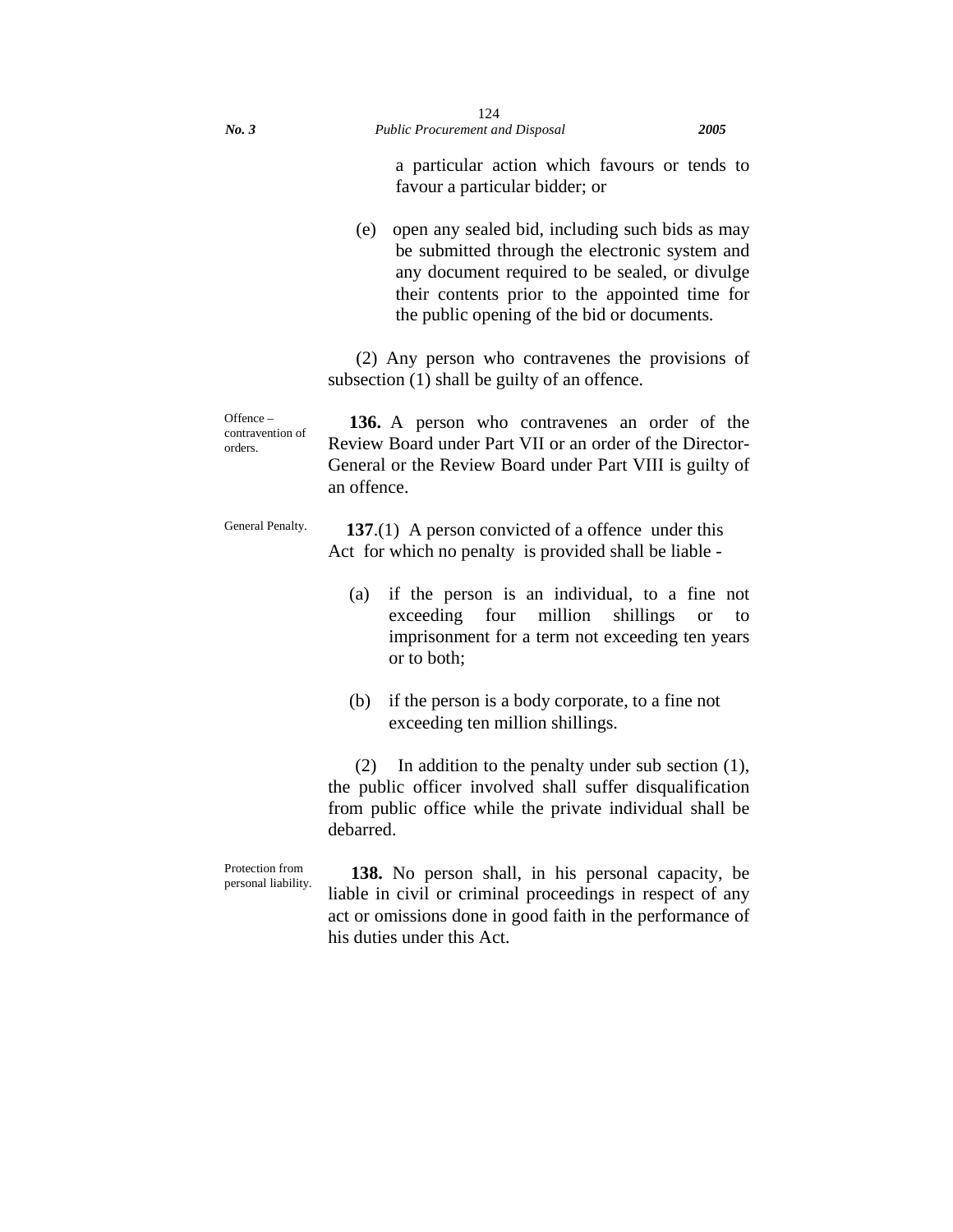a particular action which favours or tends to favour a particular bidder; or

(e) open any sealed bid, including such bids as may be submitted through the electronic system and any document required to be sealed, or divulge their contents prior to the appointed time for the public opening of the bid or documents.

(2) Any person who contravenes the provisions of subsection (1) shall be guilty of an offence.

*Offence – contravention of orders.*

**136.** A person who contravenes an order of the Review Board under Part VII or an order of the Director-General or the Review Board under Part VIII is guilty of an offence.

*General Penalty.*

**137**.(1) A person convicted of a offence under this Act for which no penalty is provided shall be liable -

(a) if the person is an individual, to a fine not exceeding four million shillings or to imprisonment for a term not exceeding ten years or to both;

(b) if the person is a body corporate, to a fine not exceeding ten million shillings.

(2) In addition to the penalty under sub section (1), the public officer involved shall suffer disqualification from public office while the private individual shall be debarred.

*Protection from personal liability.*

**138.** No person shall, in his personal capacity, be liable in civil or criminal proceedings in respect of any act or omissions done in good faith in the performance of his duties under this Act.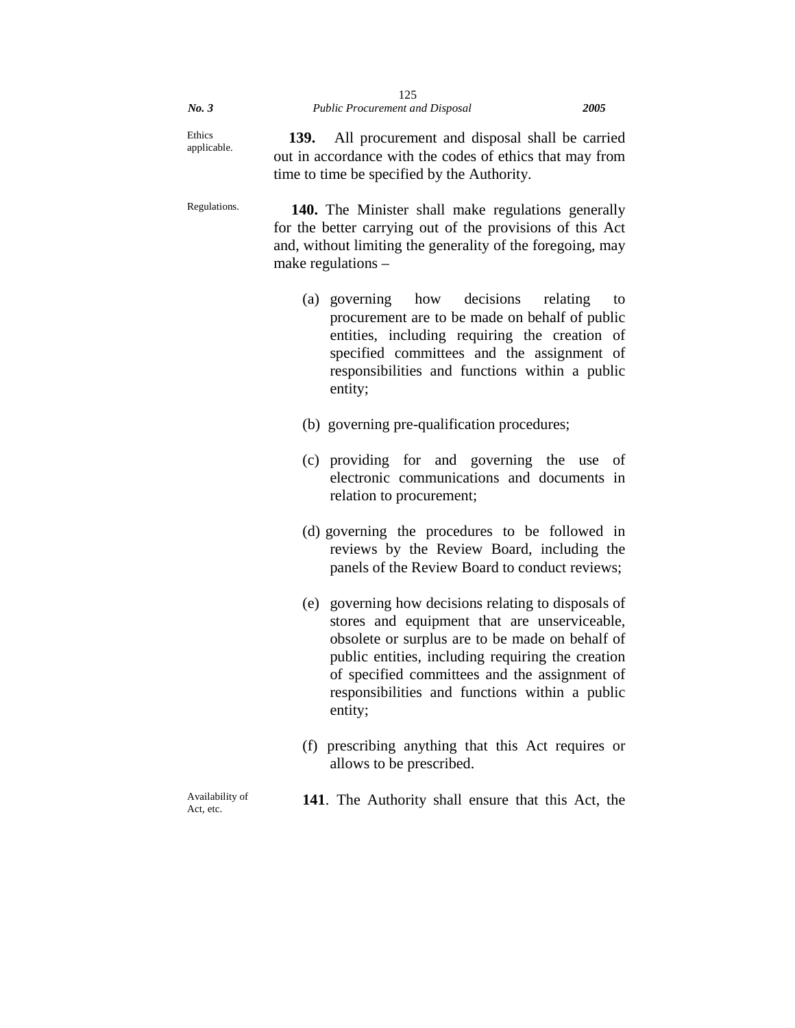Ethics applicable.

**139.** All procurement and disposal shall be carried out in accordance with the codes of ethics that may from time to time be specified by the Authority.

Regulations.

**140.** The Minister shall make regulations generally for the better carrying out of the provisions of this Act and, without limiting the generality of the foregoing, may make regulations –

(a) governing how decisions relating to procurement are to be made on behalf of public entities, including requiring the creation of specified committees and the assignment of responsibilities and functions within a public entity;

(b) governing pre-qualification procedures;

(c) providing for and governing the use of electronic communications and documents in relation to procurement;

(d) governing the procedures to be followed in reviews by the Review Board, including the panels of the Review Board to conduct reviews;

(e) governing how decisions relating to disposals of stores and equipment that are unserviceable, obsolete or surplus are to be made on behalf of public entities, including requiring the creation of specified committees and the assignment of responsibilities and functions within a public entity;

(f) prescribing anything that this Act requires or allows to be prescribed.

Availability of Act, etc.

**141**. The Authority shall ensure that this Act, the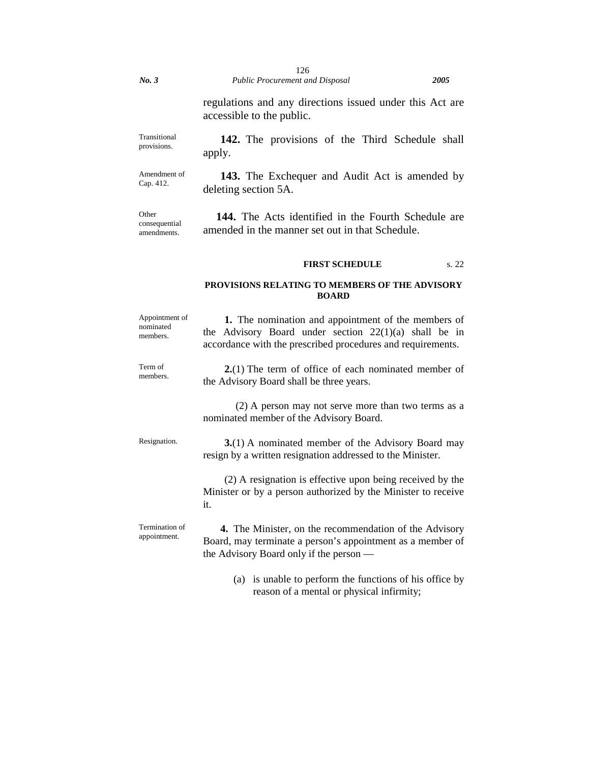regulations and any directions issued under this Act are accessible to the public.

Transitional provisions.

**142.** The provisions of the Third Schedule shall apply.

Amendment of Cap. 412.

**143.** The Exchequer and Audit Act is amended by deleting section 5A.

Other consequential amendments.

**144.** The Acts identified in the Fourth Schedule are amended in the manner set out in that Schedule.

## FIRST SCHEDULE

s. 22

### PROVISIONS RELATING TO MEMBERS OF THE ADVISORY BOARD

Appointment of nominated members.

**1.** The nomination and appointment of the members of the Advisory Board under section 22(1)(a) shall be in accordance with the prescribed procedures and requirements.

Term of members.

**2.**(1) The term of office of each nominated member of the Advisory Board shall be three years.

(2) A person may not serve more than two terms as a nominated member of the Advisory Board.

Resignation.

**3.**(1) A nominated member of the Advisory Board may resign by a written resignation addressed to the Minister.

(2) A resignation is effective upon being received by the Minister or by a person authorized by the Minister to receive it.

Termination of appointment.

**4.** The Minister, on the recommendation of the Advisory Board, may terminate a person's appointment as a member of the Advisory Board only if the person —

(a) is unable to perform the functions of his office by reason of a mental or physical infirmity;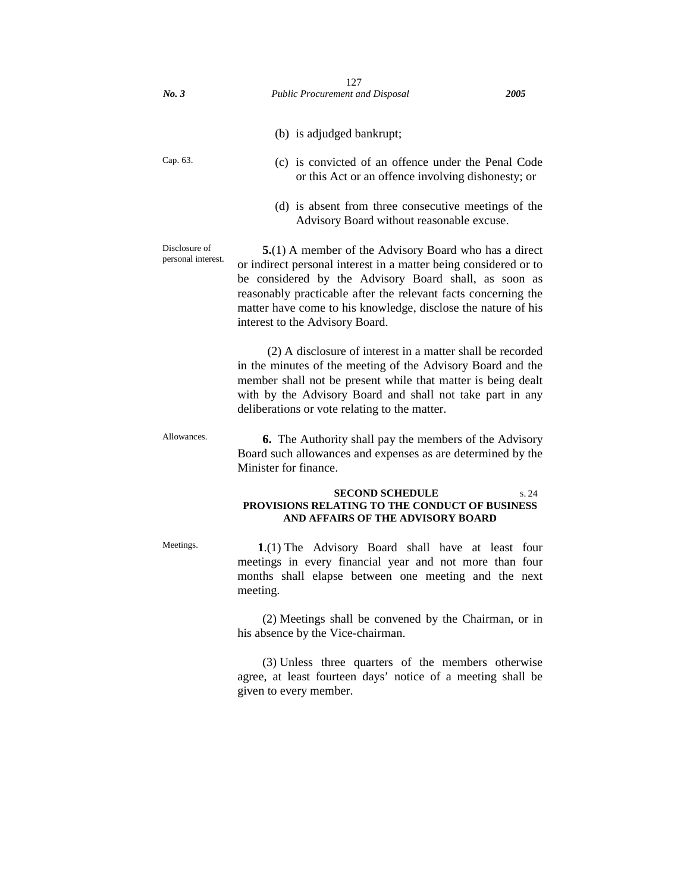(b) is adjudged bankrupt;

Cap. 63.

(c) is convicted of an offence under the Penal Code or this Act or an offence involving dishonesty; or

(d) is absent from three consecutive meetings of the Advisory Board without reasonable excuse.

Disclosure of personal interest.

**5.**(1) A member of the Advisory Board who has a direct or indirect personal interest in a matter being considered or to be considered by the Advisory Board shall, as soon as reasonably practicable after the relevant facts concerning the matter have come to his knowledge, disclose the nature of his interest to the Advisory Board.

(2) A disclosure of interest in a matter shall be recorded in the minutes of the meeting of the Advisory Board and the member shall not be present while that matter is being dealt with by the Advisory Board and shall not take part in any deliberations or vote relating to the matter.

Allowances.

**6.** The Authority shall pay the members of the Advisory Board such allowances and expenses as are determined by the Minister for finance.

## SECOND SCHEDULE

s. 24

## PROVISIONS RELATING TO THE CONDUCT OF BUSINESS AND AFFAIRS OF THE ADVISORY BOARD

Meetings.

**1**.(1) The Advisory Board shall have at least four meetings in every financial year and not more than four months shall elapse between one meeting and the next meeting.

(2) Meetings shall be convened by the Chairman, or in his absence by the Vice-chairman.

(3) Unless three quarters of the members otherwise agree, at least fourteen days' notice of a meeting shall be given to every member.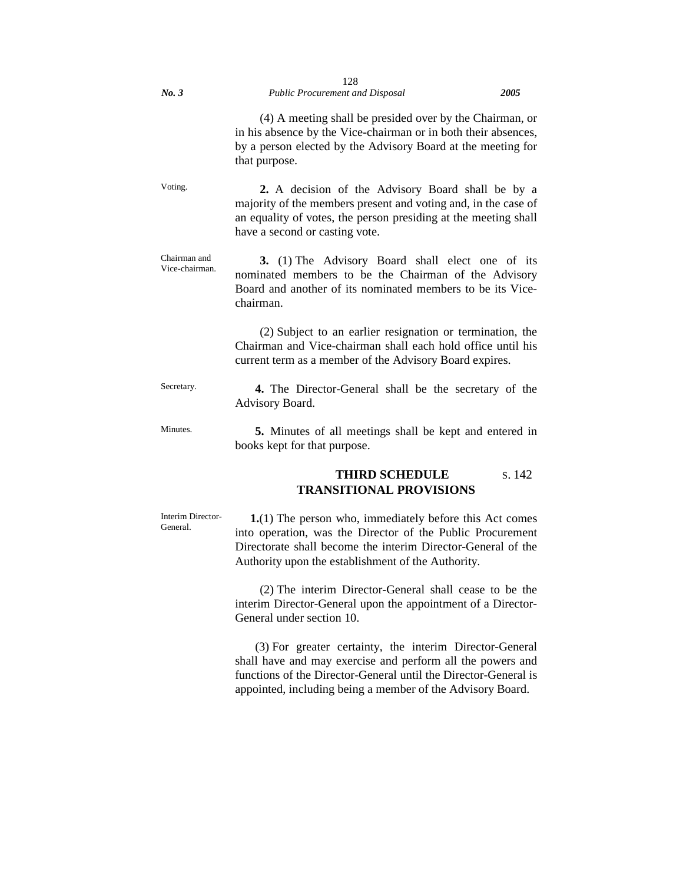(4) A meeting shall be presided over by the Chairman, or in his absence by the Vice-chairman or in both their absences, by a person elected by the Advisory Board at the meeting for that purpose.

Voting.

**2.** A decision of the Advisory Board shall be by a majority of the members present and voting and, in the case of an equality of votes, the person presiding at the meeting shall have a second or casting vote.

Chairman and Vice-chairman.

**3.** (1) The Advisory Board shall elect one of its nominated members to be the Chairman of the Advisory Board and another of its nominated members to be its Vice-chairman.

(2) Subject to an earlier resignation or termination, the Chairman and Vice-chairman shall each hold office until his current term as a member of the Advisory Board expires.

Secretary.

**4.** The Director-General shall be the secretary of the Advisory Board.

Minutes.

**5.** Minutes of all meetings shall be kept and entered in books kept for that purpose.

## THIRD SCHEDULE — s. 142

## TRANSITIONAL PROVISIONS

Interim Director-General.

**1.**(1) The person who, immediately before this Act comes into operation, was the Director of the Public Procurement Directorate shall become the interim Director-General of the Authority upon the establishment of the Authority.

(2) The interim Director-General shall cease to be the interim Director-General upon the appointment of a Director-General under section 10.

(3) For greater certainty, the interim Director-General shall have and may exercise and perform all the powers and functions of the Director-General until the Director-General is appointed, including being a member of the Advisory Board.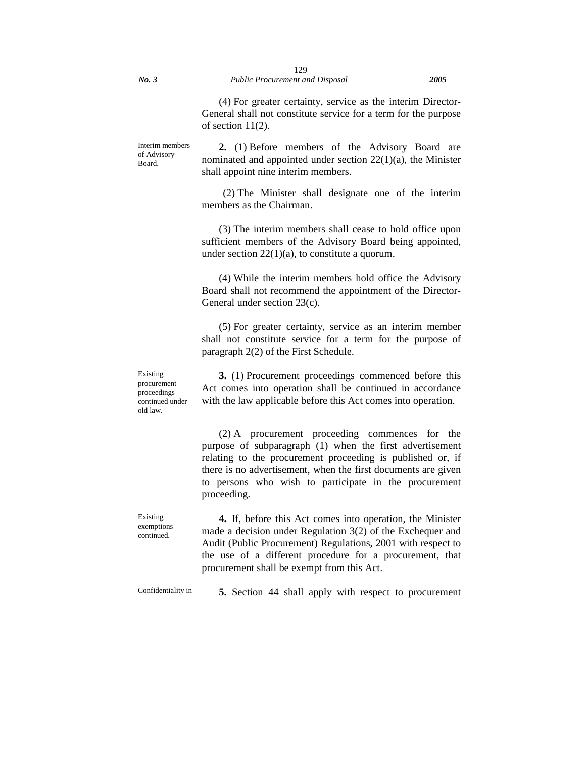(4) For greater certainty, service as the interim Director-General shall not constitute service for a term for the purpose of section 11(2).

Interim members of Advisory Board.

**2.** (1) Before members of the Advisory Board are nominated and appointed under section 22(1)(a), the Minister shall appoint nine interim members.

(2) The Minister shall designate one of the interim members as the Chairman.

(3) The interim members shall cease to hold office upon sufficient members of the Advisory Board being appointed, under section 22(1)(a), to constitute a quorum.

(4) While the interim members hold office the Advisory Board shall not recommend the appointment of the Director-General under section 23(c).

(5) For greater certainty, service as an interim member shall not constitute service for a term for the purpose of paragraph 2(2) of the First Schedule.

Existing procurement proceedings continued under old law.

**3.** (1) Procurement proceedings commenced before this Act comes into operation shall be continued in accordance with the law applicable before this Act comes into operation.

(2) A procurement proceeding commences for the purpose of subparagraph (1) when the first advertisement relating to the procurement proceeding is published or, if there is no advertisement, when the first documents are given to persons who wish to participate in the procurement proceeding.

Existing exemptions continued.

**4.** If, before this Act comes into operation, the Minister made a decision under Regulation 3(2) of the Exchequer and Audit (Public Procurement) Regulations, 2001 with respect to the use of a different procedure for a procurement, that procurement shall be exempt from this Act.

Confidentiality in

**5.** Section 44 shall apply with respect to procurement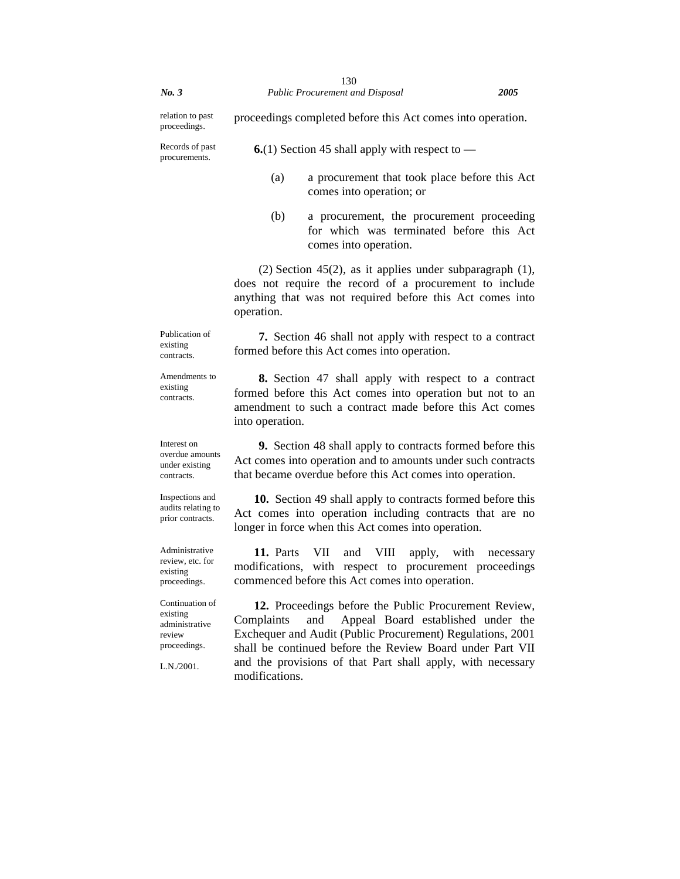relation to past proceedings.

proceedings completed before this Act comes into operation.

Records of past procurements.

**6.**(1) Section 45 shall apply with respect to —

(a) a procurement that took place before this Act comes into operation; or

(b) a procurement, the procurement proceeding for which was terminated before this Act comes into operation.

(2) Section 45(2), as it applies under subparagraph (1), does not require the record of a procurement to include anything that was not required before this Act comes into operation.

Publication of existing contracts.

**7.** Section 46 shall not apply with respect to a contract formed before this Act comes into operation.

Amendments to existing contracts.

**8.** Section 47 shall apply with respect to a contract formed before this Act comes into operation but not to an amendment to such a contract made before this Act comes into operation.

Interest on overdue amounts under existing contracts.

**9.** Section 48 shall apply to contracts formed before this Act comes into operation and to amounts under such contracts that became overdue before this Act comes into operation.

Inspections and audits relating to prior contracts.

**10.** Section 49 shall apply to contracts formed before this Act comes into operation including contracts that are no longer in force when this Act comes into operation.

Administrative review, etc. for existing proceedings.

**11.** Parts VII and VIII apply, with necessary modifications, with respect to procurement proceedings commenced before this Act comes into operation.

Continuation of existing administrative review proceedings.

L.N./2001.

**12.** Proceedings before the Public Procurement Review, Complaints and Appeal Board established under the Exchequer and Audit (Public Procurement) Regulations, 2001 shall be continued before the Review Board under Part VII and the provisions of that Part shall apply, with necessary modifications.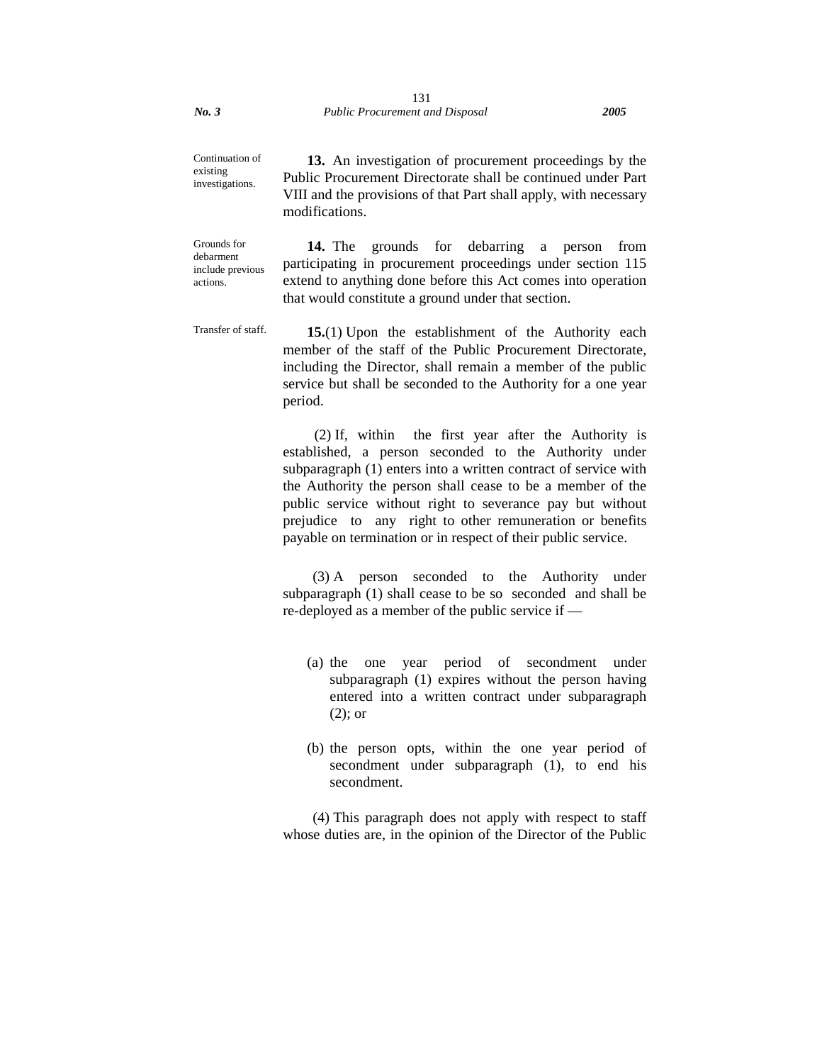Continuation of existing investigations.

**13.** An investigation of procurement proceedings by the Public Procurement Directorate shall be continued under Part VIII and the provisions of that Part shall apply, with necessary modifications.

Grounds for debarment include previous actions.

**14.** The grounds for debarring a person from participating in procurement proceedings under section 115 extend to anything done before this Act comes into operation that would constitute a ground under that section.

Transfer of staff.

**15.**(1) Upon the establishment of the Authority each member of the staff of the Public Procurement Directorate, including the Director, shall remain a member of the public service but shall be seconded to the Authority for a one year period.

(2) If, within the first year after the Authority is established, a person seconded to the Authority under subparagraph (1) enters into a written contract of service with the Authority the person shall cease to be a member of the public service without right to severance pay but without prejudice to any right to other remuneration or benefits payable on termination or in respect of their public service.

(3) A person seconded to the Authority under subparagraph (1) shall cease to be so seconded and shall be re-deployed as a member of the public service if —

(a) the one year period of secondment under subparagraph (1) expires without the person having entered into a written contract under subparagraph (2); or

(b) the person opts, within the one year period of secondment under subparagraph (1), to end his secondment.

(4) This paragraph does not apply with respect to staff whose duties are, in the opinion of the Director of the Public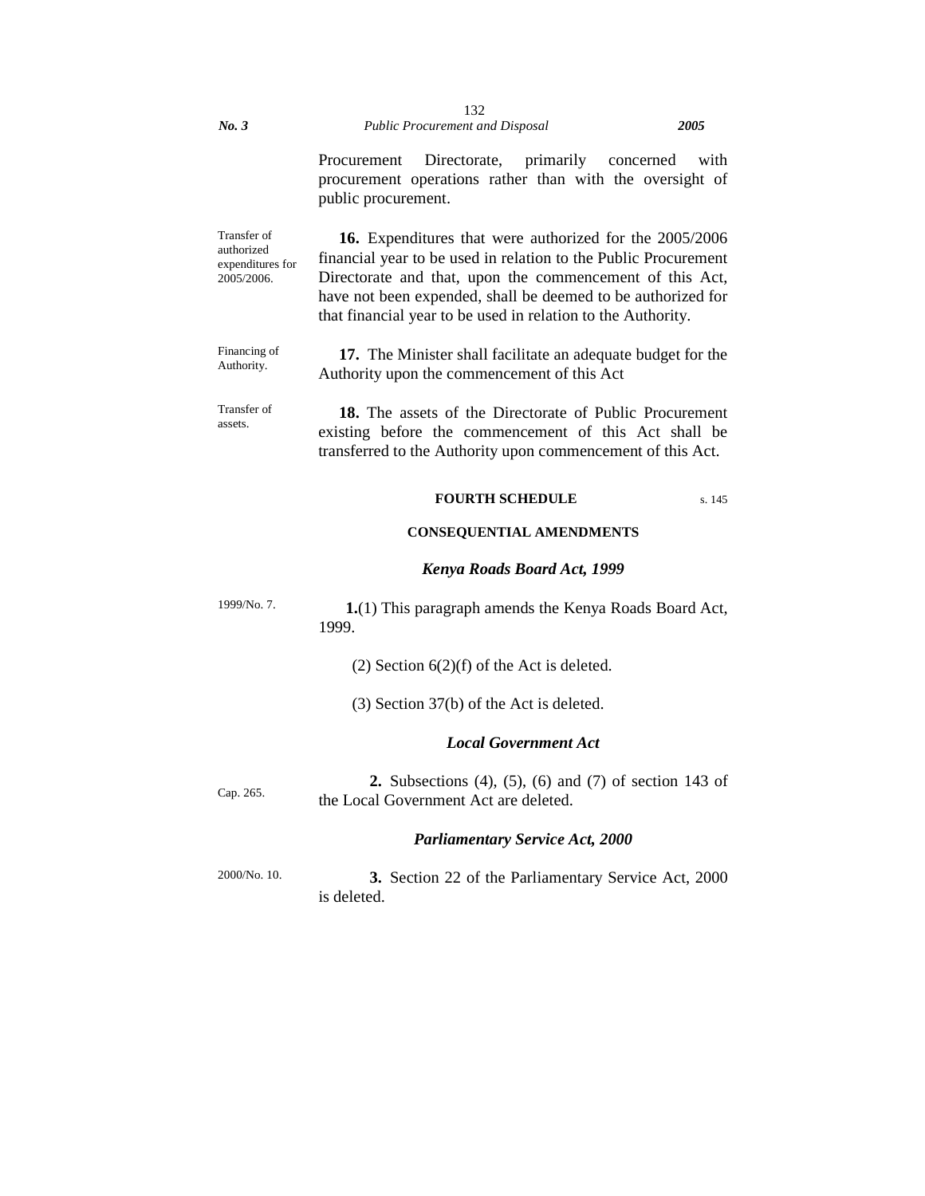Procurement Directorate, primarily concerned with procurement operations rather than with the oversight of public procurement.

Transfer of authorized expenditures for 2005/2006.

**16.** Expenditures that were authorized for the 2005/2006 financial year to be used in relation to the Public Procurement Directorate and that, upon the commencement of this Act, have not been expended, shall be deemed to be authorized for that financial year to be used in relation to the Authority.

Financing of Authority.

**17.** The Minister shall facilitate an adequate budget for the Authority upon the commencement of this Act

Transfer of assets.

**18.** The assets of the Directorate of Public Procurement existing before the commencement of this Act shall be transferred to the Authority upon commencement of this Act.

## FOURTH SCHEDULE

s. 145

### CONSEQUENTIAL AMENDMENTS

***Kenya Roads Board Act, 1999***

1999/No. 7.

**1.**(1) This paragraph amends the Kenya Roads Board Act, 1999.

(2) Section 6(2)(f) of the Act is deleted.

(3) Section 37(b) of the Act is deleted.

***Local Government Act***

Cap. 265.

**2.** Subsections (4), (5), (6) and (7) of section 143 of the Local Government Act are deleted.

***Parliamentary Service Act, 2000***

2000/No. 10.

**3.** Section 22 of the Parliamentary Service Act, 2000 is deleted.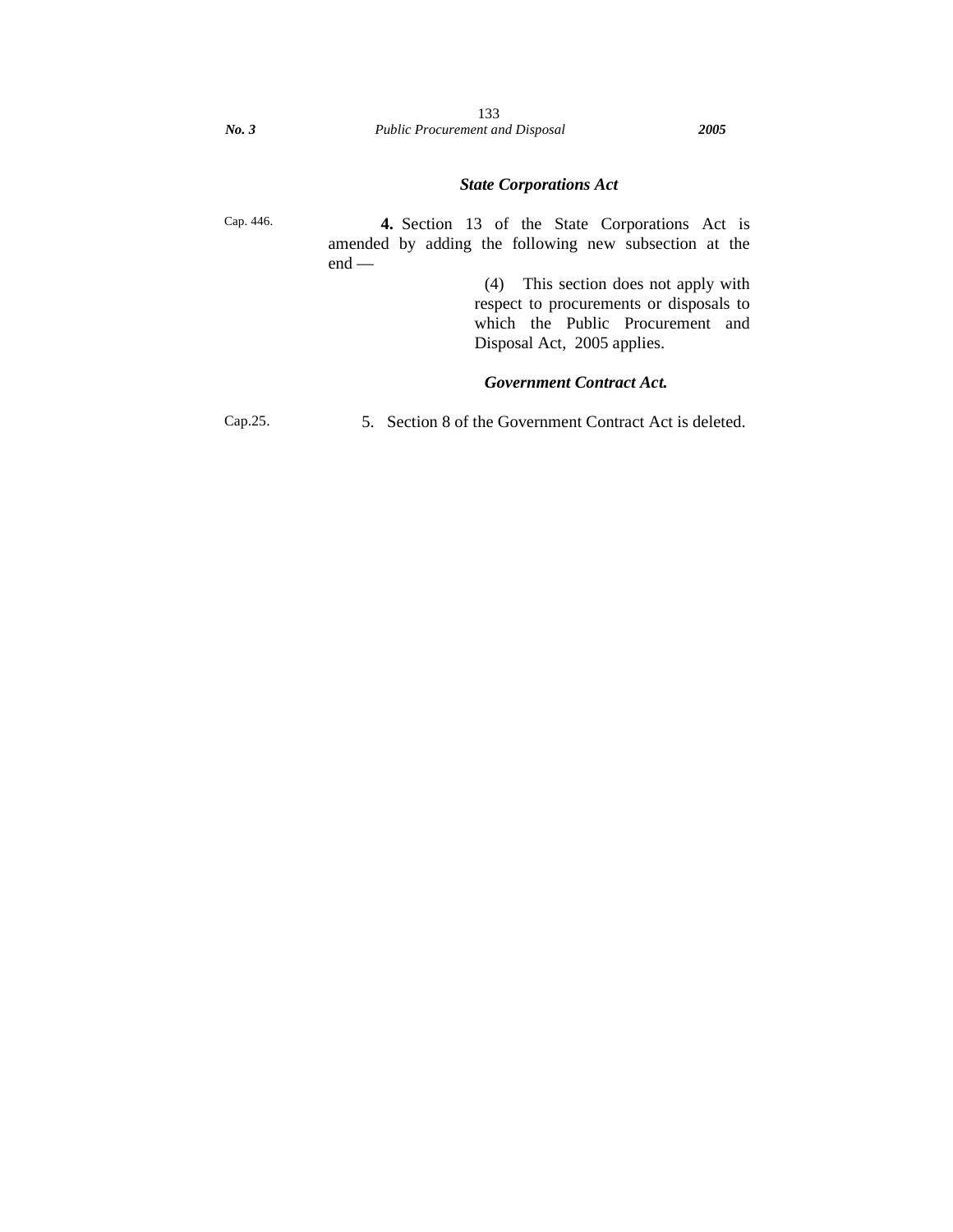### *State Corporations Act*

Cap. 446.

**4.** Section 13 of the State Corporations Act is amended by adding the following new subsection at the end —

> (4) This section does not apply with respect to procurements or disposals to which the Public Procurement and Disposal Act, 2005 applies.

### *Government Contract Act.*

Cap.25.

5. Section 8 of the Government Contract Act is deleted.